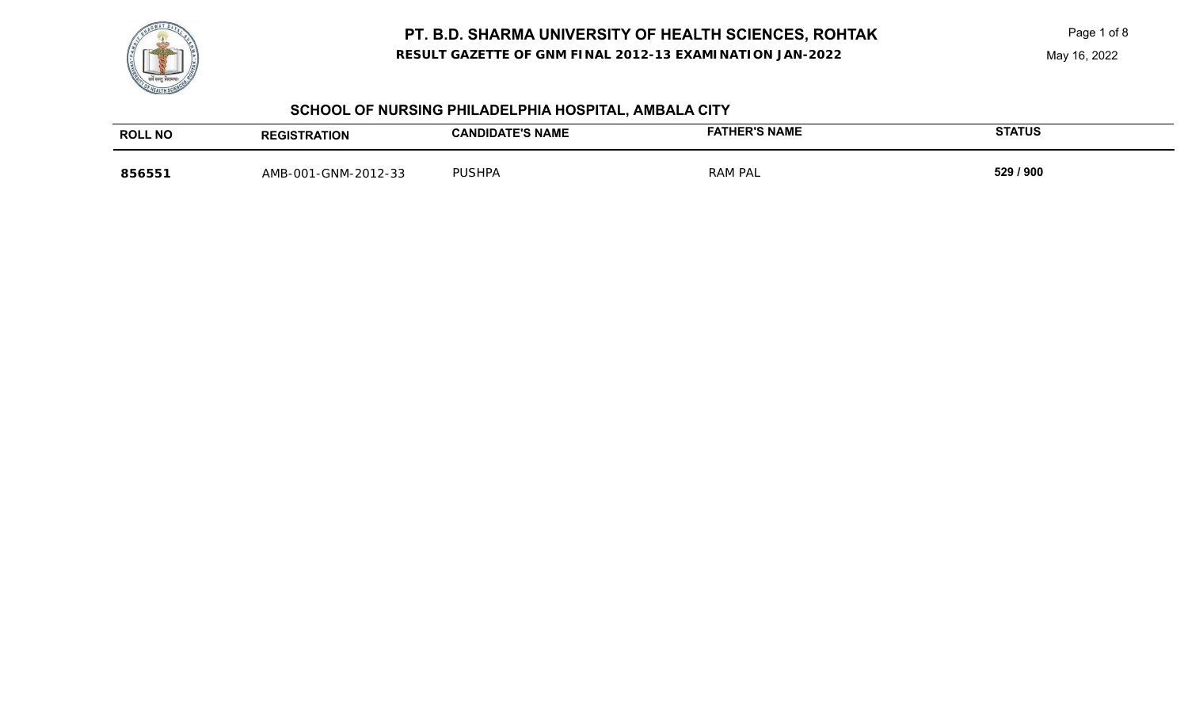# PT. B.D. SHARMA UNIVERSITY OF HEALTH SCIENCES, ROHTAK

**RESULT GAZETTE OF GNM FINAL 2012-13 EXAMINATION JAN-2022**

May 16, 2022

## SCHOOL OF NURSING PHILADELPHIA HOSPITAL, AMBALA CITY

| ROLL NO | REGISTRATION | CANDIDATE'S NAME | FATHER'S NAME | STATUS |
|---|---|---|---|---|
| **856551** | AMB-001-GNM-2012-33 | PUSHPA | RAM PAL | **529 / 900** |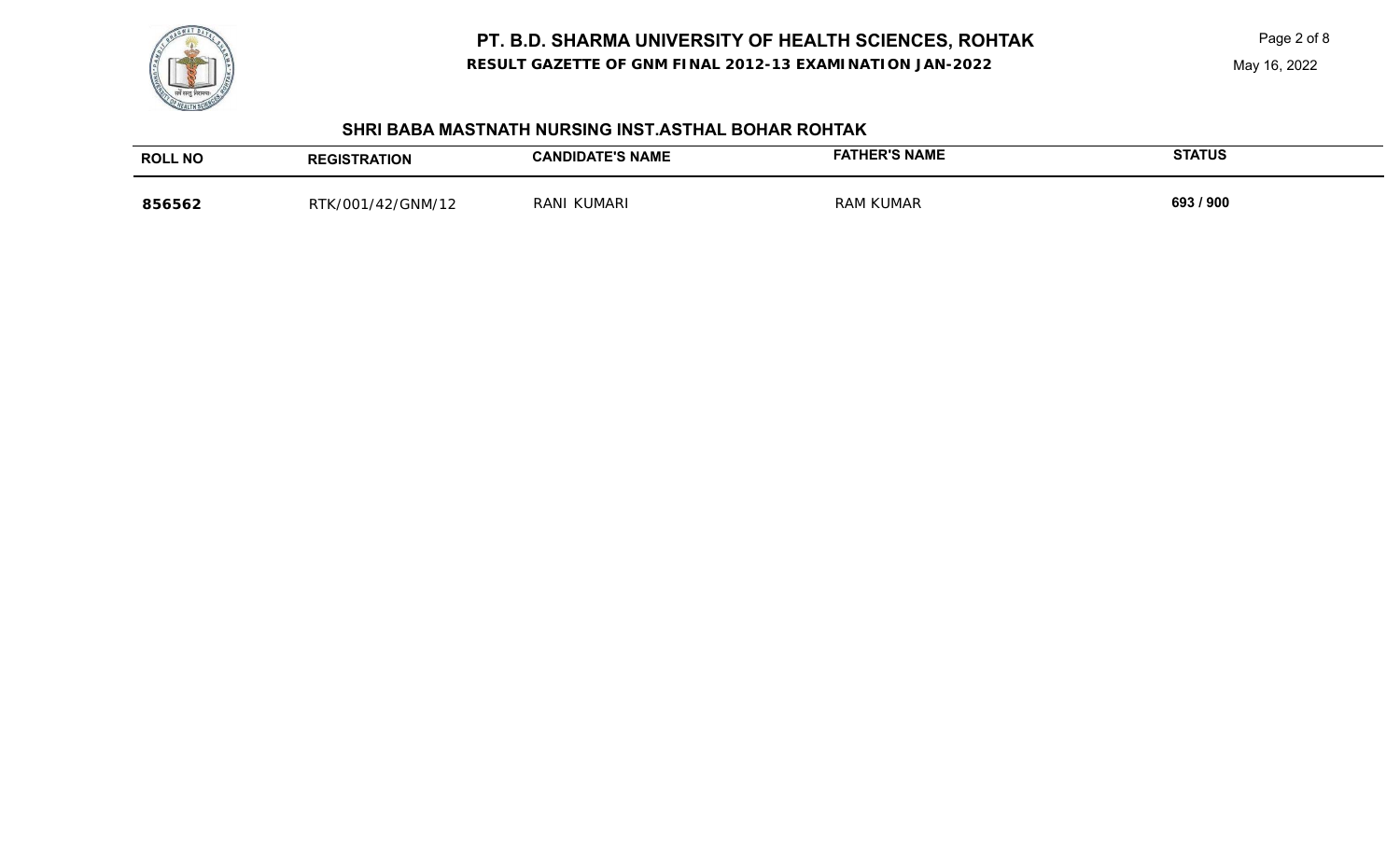# PT. B.D. SHARMA UNIVERSITY OF HEALTH SCIENCES, ROHTAK

**RESULT GAZETTE OF GNM FINAL 2012-13 EXAMINATION JAN-2022**

May 16, 2022

## SHRI BABA MASTNATH NURSING INST.ASTHAL BOHAR ROHTAK

| ROLL NO | REGISTRATION | CANDIDATE'S NAME | FATHER'S NAME | STATUS |
|---|---|---|---|---|
| **856562** | RTK/001/42/GNM/12 | RANI KUMARI | RAM KUMAR | **693 / 900** |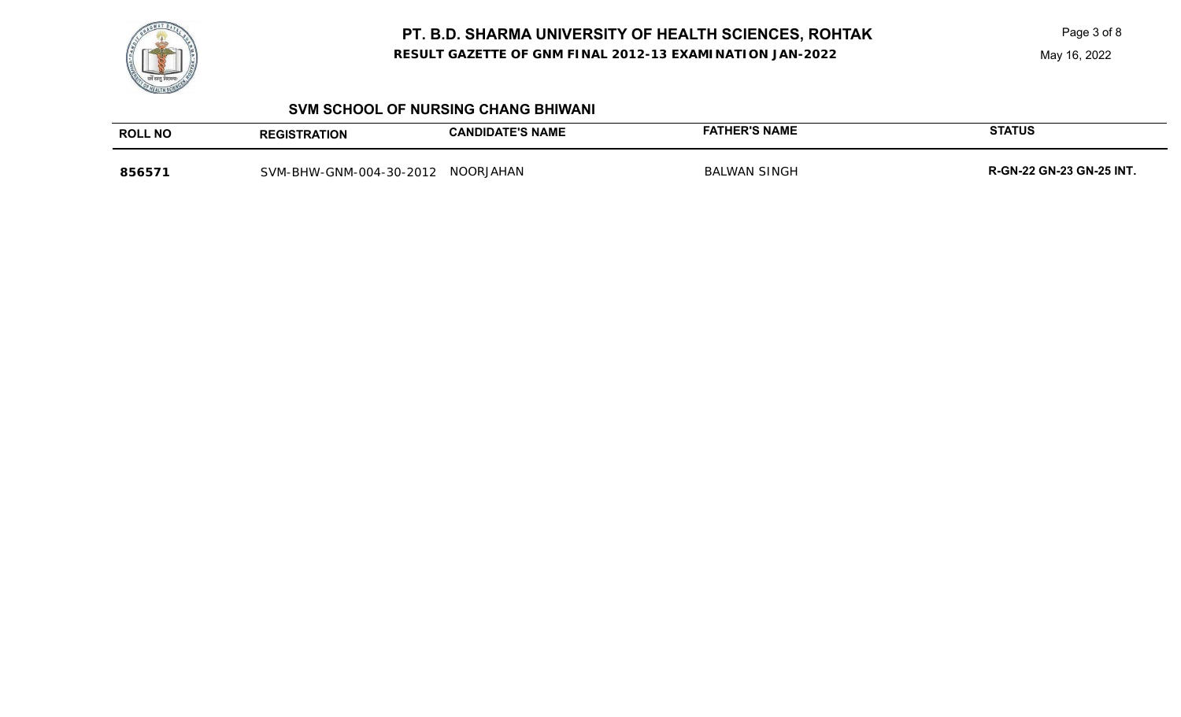## SVM SCHOOL OF NURSING CHANG BHIWANI

| ROLL NO | REGISTRATION | CANDIDATE'S NAME | FATHER'S NAME | STATUS |
|---|---|---|---|---|
| **856571** | SVM-BHW-GNM-004-30-2012 | NOORJAHAN | BALWAN SINGH | **R-GN-22 GN-23 GN-25 INT.** |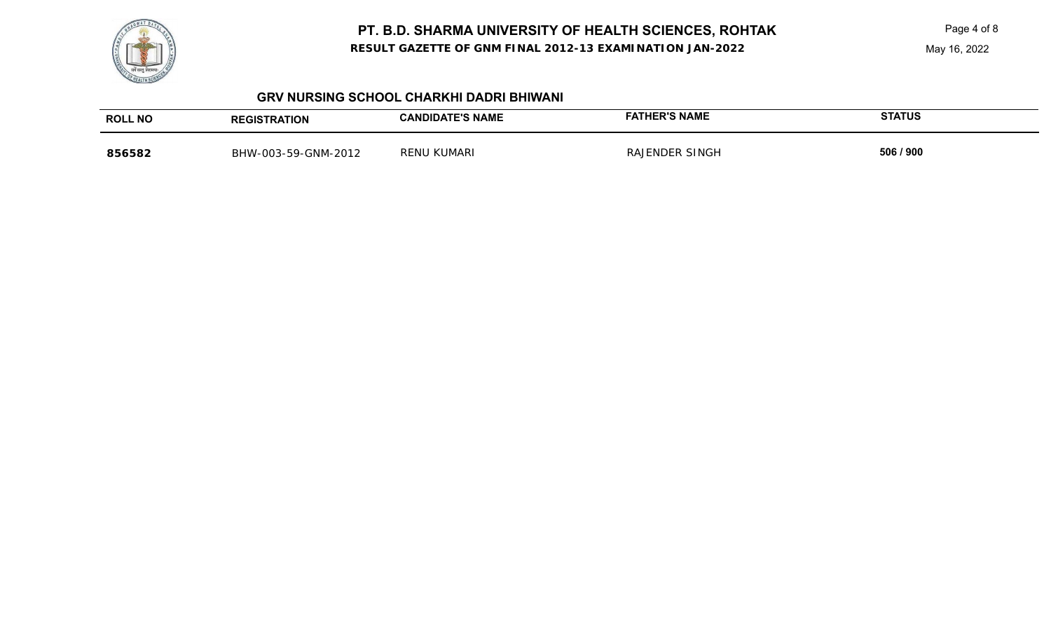# PT. B.D. SHARMA UNIVERSITY OF HEALTH SCIENCES, ROHTAK

**RESULT GAZETTE OF GNM FINAL 2012-13 EXAMINATION JAN-2022**

May 16, 2022

## GRV NURSING SCHOOL CHARKHI DADRI BHIWANI

| ROLL NO | REGISTRATION | CANDIDATE'S NAME | FATHER'S NAME | STATUS |
|---|---|---|---|---|
| **856582** | BHW-003-59-GNM-2012 | RENU KUMARI | RAJENDER SINGH | **506 / 900** |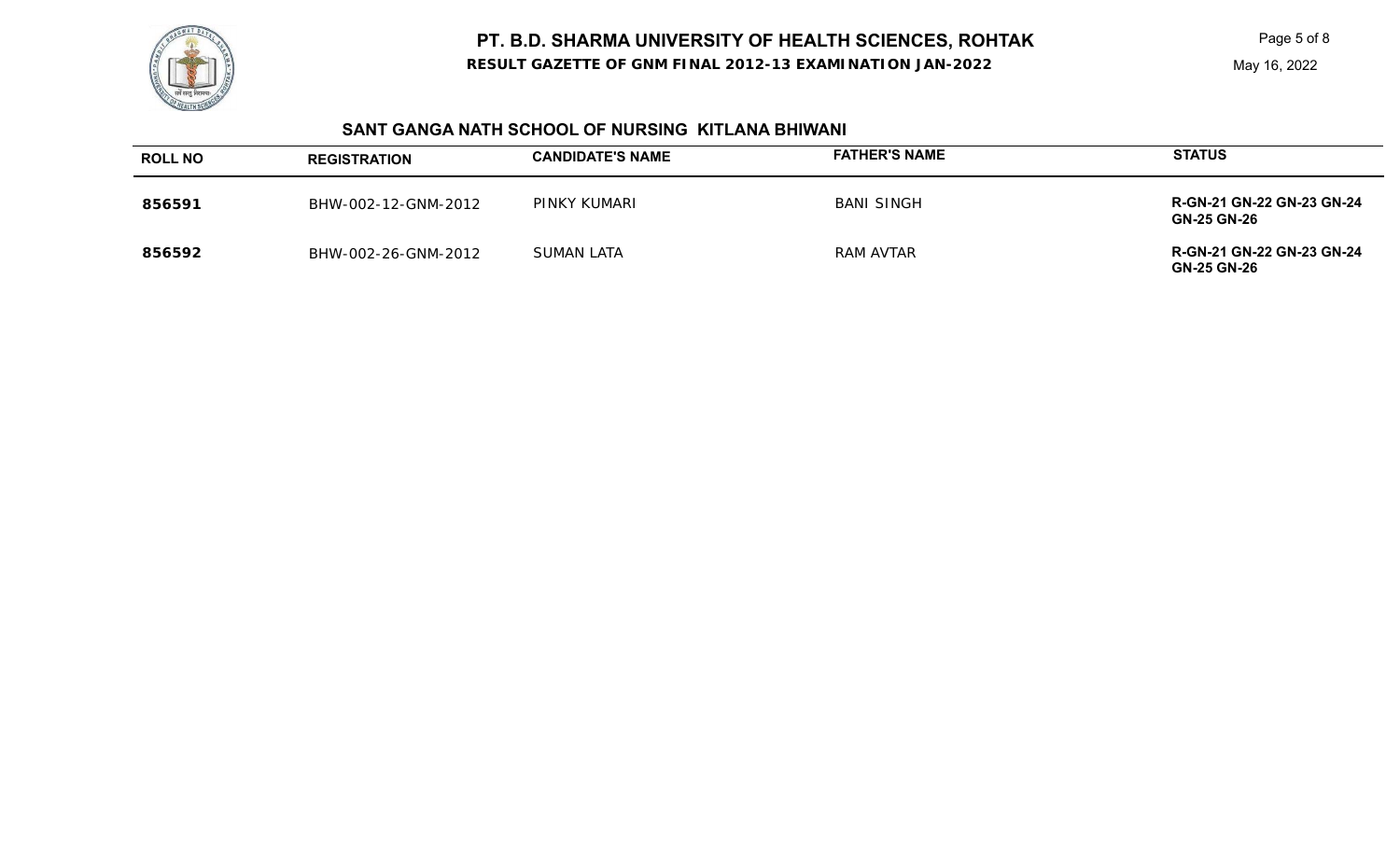# PT. B.D. SHARMA UNIVERSITY OF HEALTH SCIENCES, ROHTAK

**RESULT GAZETTE OF GNM FINAL 2012-13 EXAMINATION JAN-2022**

May 16, 2022

## SANT GANGA NATH SCHOOL OF NURSING KITLANA BHIWANI

| ROLL NO | REGISTRATION | CANDIDATE'S NAME | FATHER'S NAME | STATUS |
|---|---|---|---|---|
| **856591** | BHW-002-12-GNM-2012 | PINKY KUMARI | BANI SINGH | **R-GN-21 GN-22 GN-23 GN-24 GN-25 GN-26** |
| **856592** | BHW-002-26-GNM-2012 | SUMAN LATA | RAM AVTAR | **R-GN-21 GN-22 GN-23 GN-24 GN-25 GN-26** |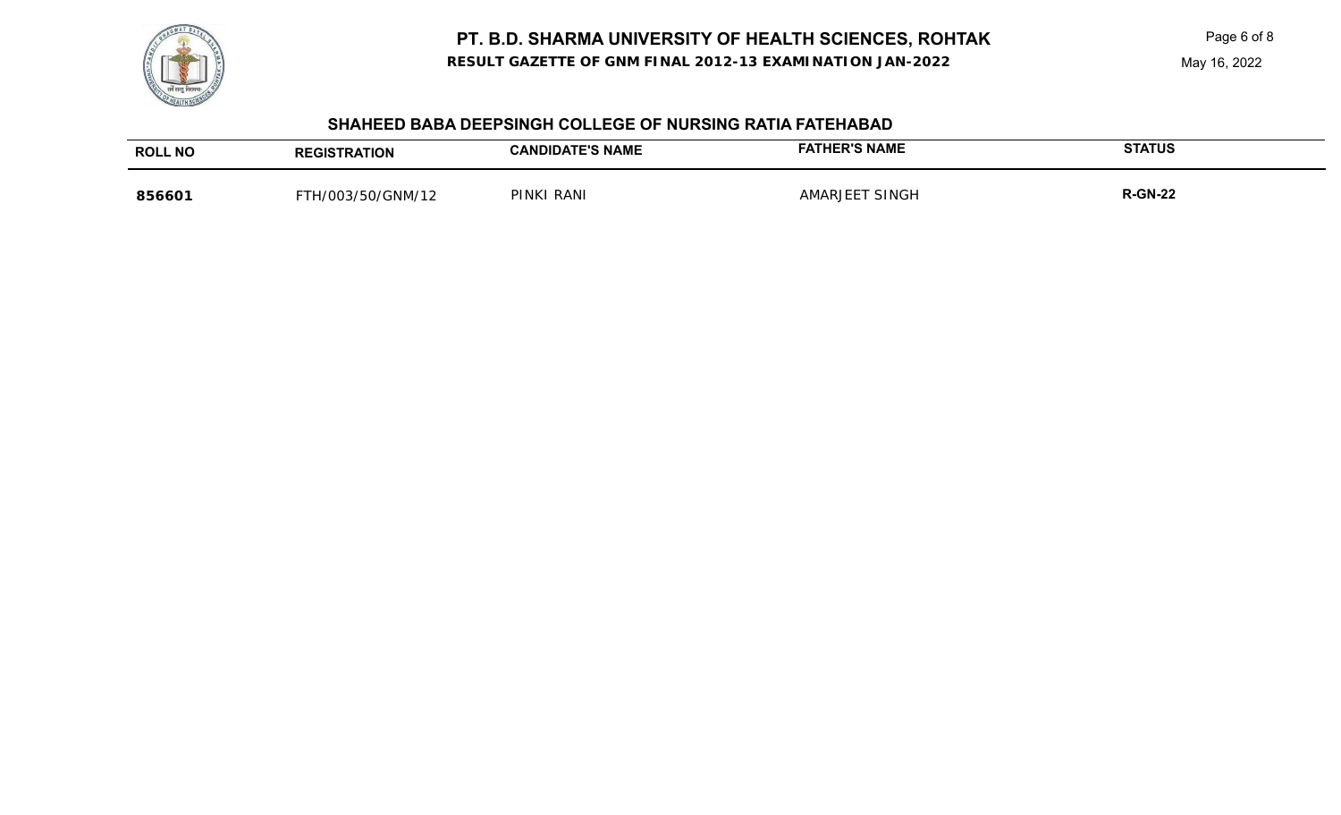# PT. B.D. SHARMA UNIVERSITY OF HEALTH SCIENCES, ROHTAK

**RESULT GAZETTE OF GNM FINAL 2012-13 EXAMINATION JAN-2022**

May 16, 2022

## SHAHEED BABA DEEPSINGH COLLEGE OF NURSING RATIA FATEHABAD

| ROLL NO | REGISTRATION | CANDIDATE'S NAME | FATHER'S NAME | STATUS |
|---|---|---|---|---|
| **856601** | FTH/003/50/GNM/12 | PINKI RANI | AMARJEET SINGH | **R-GN-22** |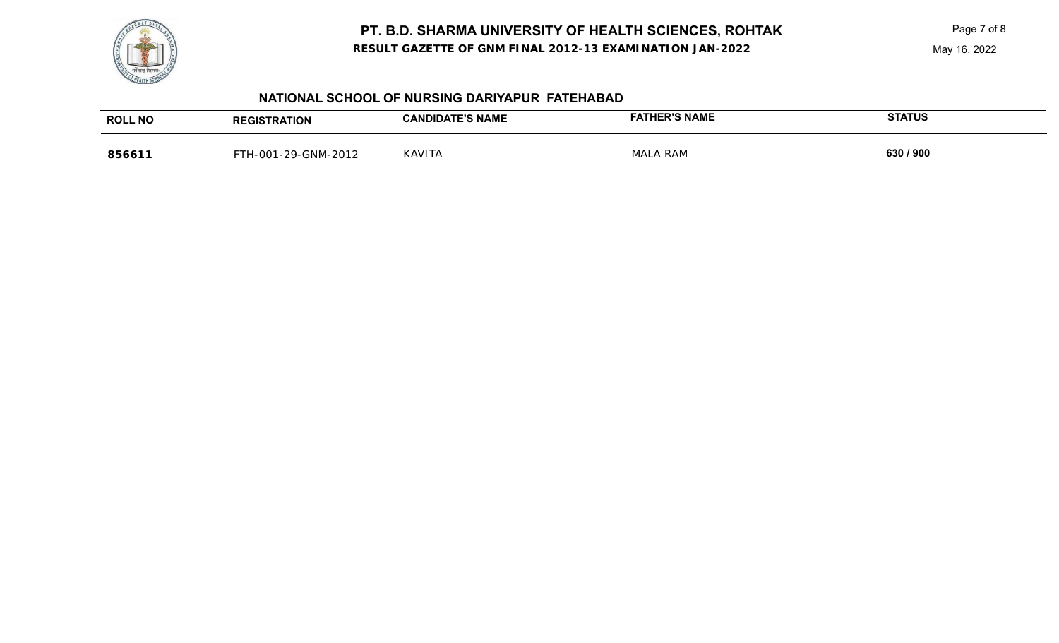# PT. B.D. SHARMA UNIVERSITY OF HEALTH SCIENCES, ROHTAK

**RESULT GAZETTE OF GNM FINAL 2012-13 EXAMINATION JAN-2022**

May 16, 2022

## NATIONAL SCHOOL OF NURSING DARIYAPUR FATEHABAD

| ROLL NO | REGISTRATION | CANDIDATE'S NAME | FATHER'S NAME | STATUS |
|---|---|---|---|---|
| **856611** | FTH-001-29-GNM-2012 | KAVITA | MALA RAM | **630 / 900** |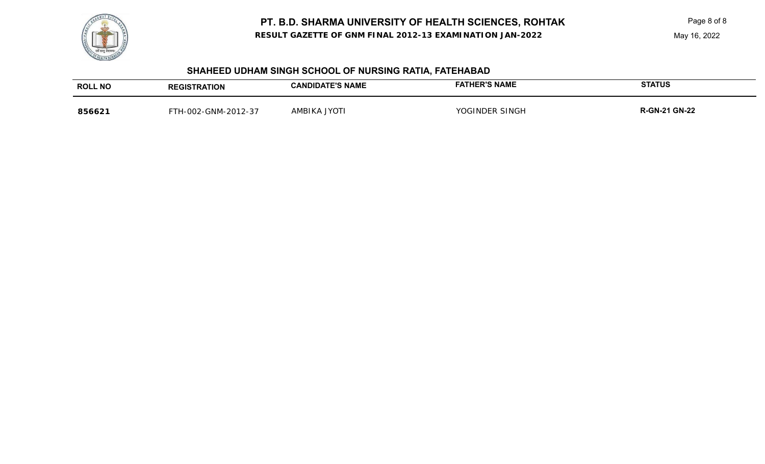## SHAHEED UDHAM SINGH SCHOOL OF NURSING RATIA, FATEHABAD

| ROLL NO | REGISTRATION | CANDIDATE'S NAME | FATHER'S NAME | STATUS |
|---|---|---|---|---|
| **856621** | FTH-002-GNM-2012-37 | AMBIKA JYOTI | YOGINDER SINGH | **R-GN-21 GN-22** |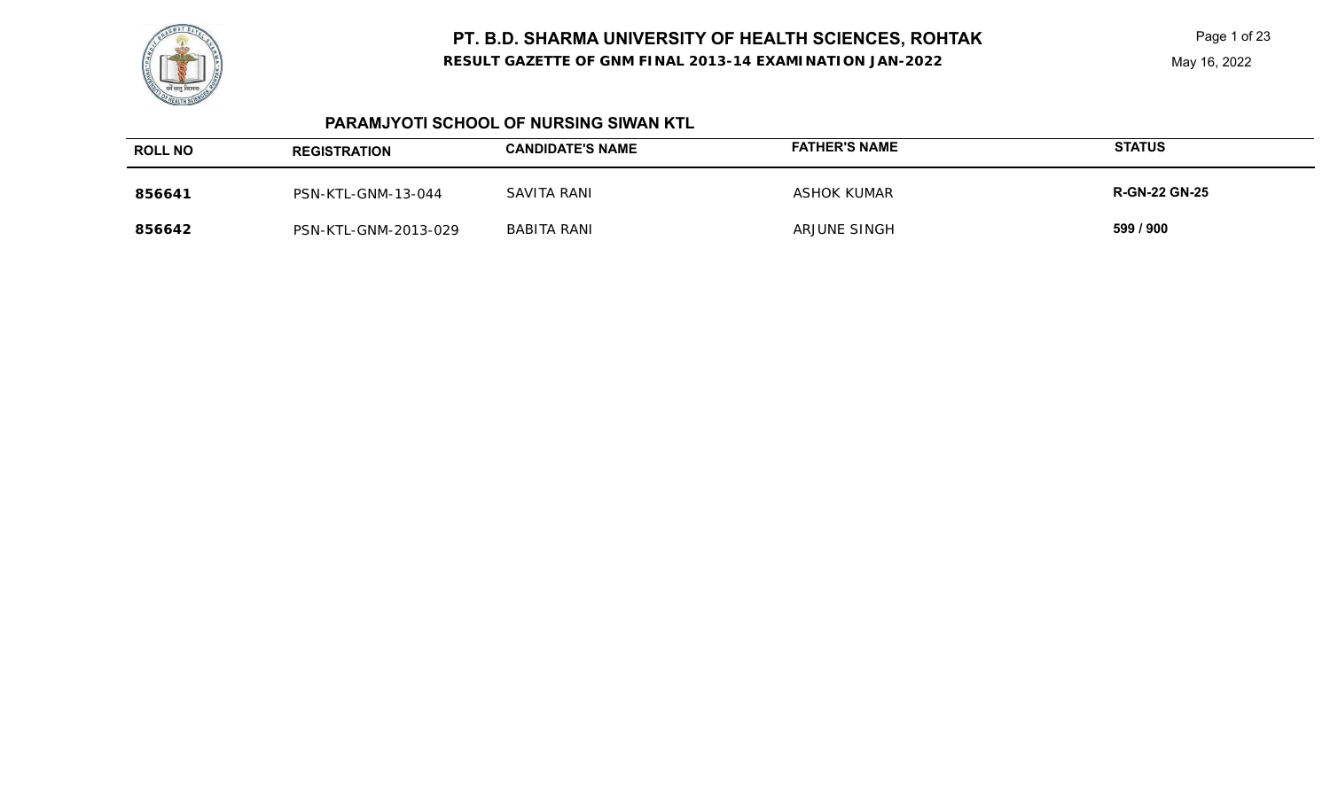# PT. B.D. SHARMA UNIVERSITY OF HEALTH SCIENCES, ROHTAK

**RESULT GAZETTE OF GNM FINAL 2013-14 EXAMINATION JAN-2022**

May 16, 2022

## PARAMJYOTI SCHOOL OF NURSING SIWAN KTL

| ROLL NO | REGISTRATION | CANDIDATE'S NAME | FATHER'S NAME | STATUS |
|---|---|---|---|---|
| **856641** | PSN-KTL-GNM-13-044 | SAVITA RANI | ASHOK KUMAR | **R-GN-22 GN-25** |
| **856642** | PSN-KTL-GNM-2013-029 | BABITA RANI | ARJUNE SINGH | **599 / 900** |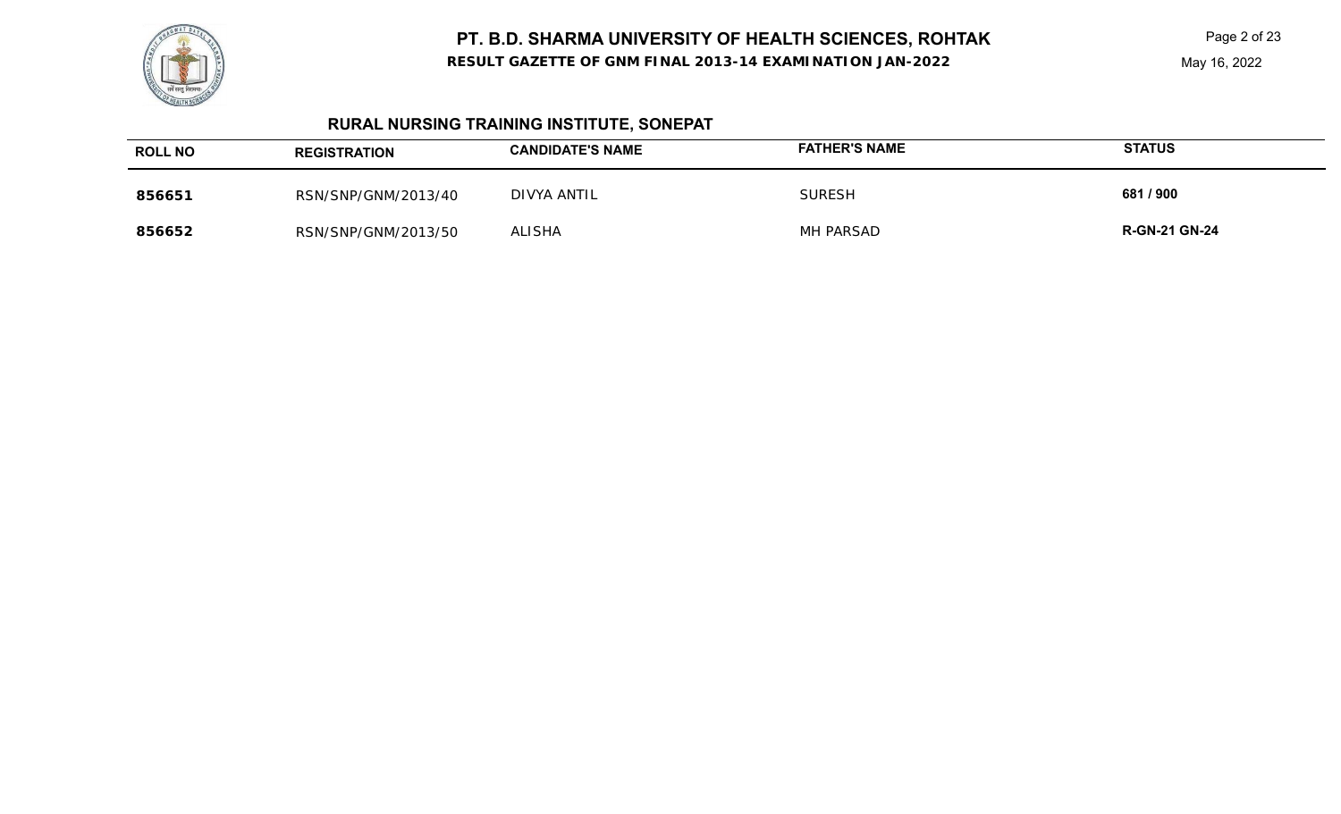# PT. B.D. SHARMA UNIVERSITY OF HEALTH SCIENCES, ROHTAK

**RESULT GAZETTE OF GNM FINAL 2013-14 EXAMINATION JAN-2022**

May 16, 2022

## RURAL NURSING TRAINING INSTITUTE, SONEPAT

| ROLL NO | REGISTRATION | CANDIDATE'S NAME | FATHER'S NAME | STATUS |
|---|---|---|---|---|
| **856651** | RSN/SNP/GNM/2013/40 | DIVYA ANTIL | SURESH | **681 / 900** |
| **856652** | RSN/SNP/GNM/2013/50 | ALISHA | MH PARSAD | **R-GN-21 GN-24** |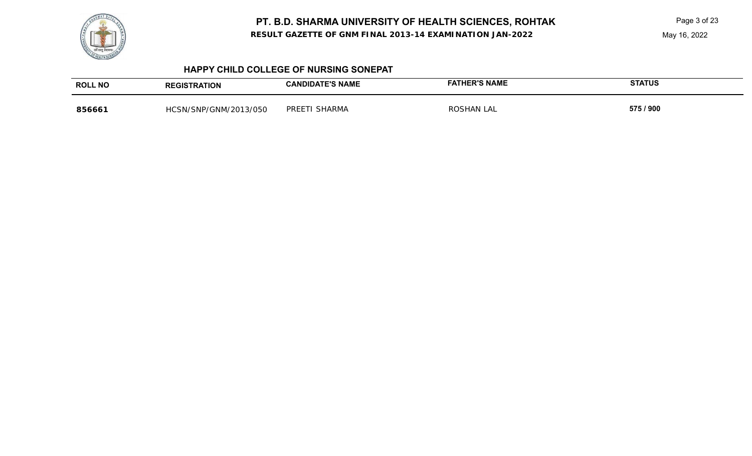# PT. B.D. SHARMA UNIVERSITY OF HEALTH SCIENCES, ROHTAK

**RESULT GAZETTE OF GNM FINAL 2013-14 EXAMINATION JAN-2022**

May 16, 2022

## HAPPY CHILD COLLEGE OF NURSING SONEPAT

| ROLL NO | REGISTRATION | CANDIDATE'S NAME | FATHER'S NAME | STATUS |
|---|---|---|---|---|
| **856661** | HCSN/SNP/GNM/2013/050 | PREETI SHARMA | ROSHAN LAL | **575 / 900** |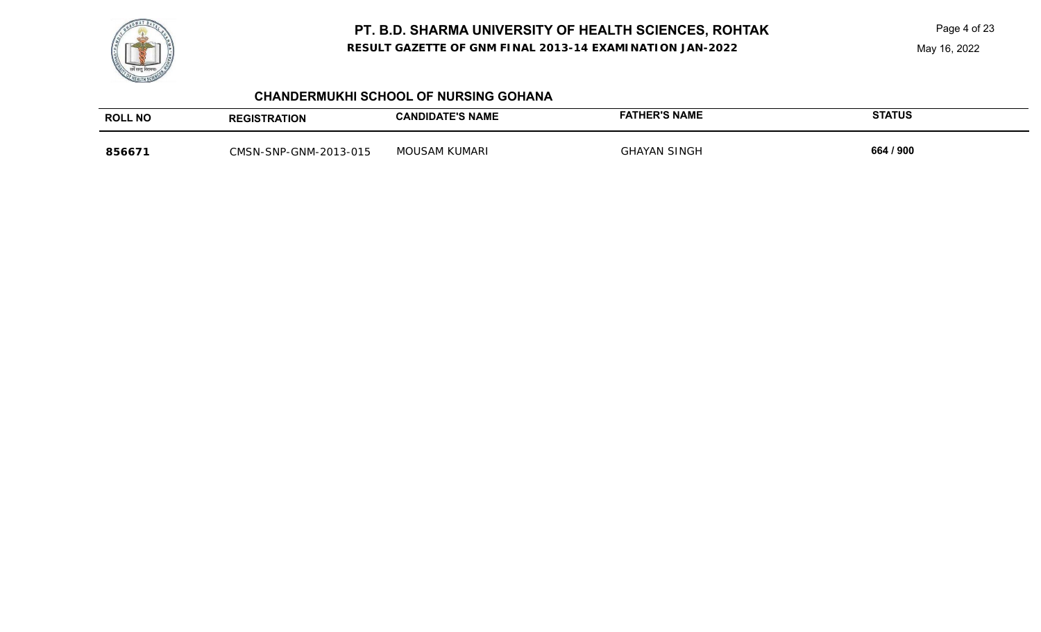# PT. B.D. SHARMA UNIVERSITY OF HEALTH SCIENCES, ROHTAK

**RESULT GAZETTE OF GNM FINAL 2013-14 EXAMINATION JAN-2022**

May 16, 2022

### CHANDERMUKHI SCHOOL OF NURSING GOHANA

| ROLL NO | REGISTRATION | CANDIDATE'S NAME | FATHER'S NAME | STATUS |
|---|---|---|---|---|
| **856671** | CMSN-SNP-GNM-2013-015 | MOUSAM KUMARI | GHAYAN SINGH | **664 / 900** |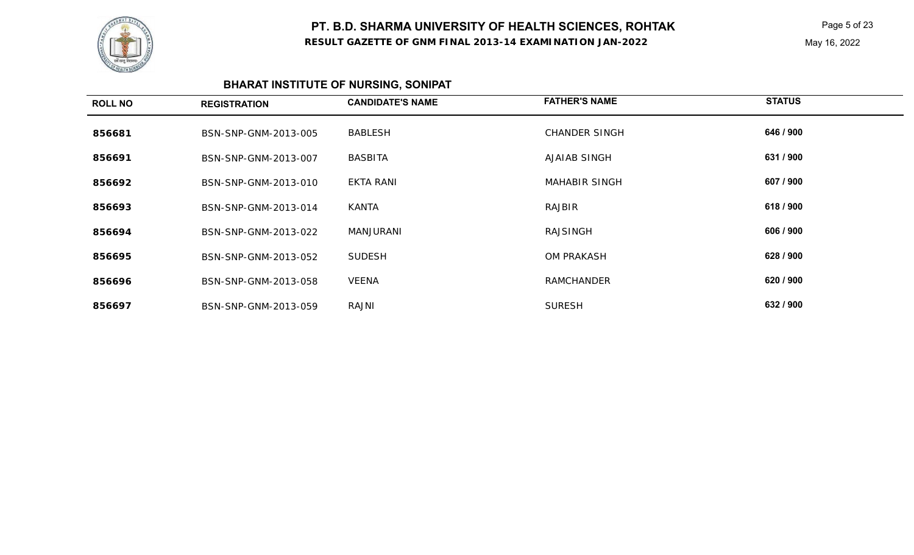# PT. B.D. SHARMA UNIVERSITY OF HEALTH SCIENCES, ROHTAK

**RESULT GAZETTE OF GNM FINAL 2013-14 EXAMINATION JAN-2022**

## BHARAT INSTITUTE OF NURSING, SONIPAT

| ROLL NO | REGISTRATION | CANDIDATE'S NAME | FATHER'S NAME | STATUS |
|---|---|---|---|---|
| **856681** | BSN-SNP-GNM-2013-005 | BABLESH | CHANDER SINGH | **646 / 900** |
| **856691** | BSN-SNP-GNM-2013-007 | BASBITA | AJAIAB SINGH | **631 / 900** |
| **856692** | BSN-SNP-GNM-2013-010 | EKTA RANI | MAHABIR SINGH | **607 / 900** |
| **856693** | BSN-SNP-GNM-2013-014 | KANTA | RAJBIR | **618 / 900** |
| **856694** | BSN-SNP-GNM-2013-022 | MANJURANI | RAJSINGH | **606 / 900** |
| **856695** | BSN-SNP-GNM-2013-052 | SUDESH | OM PRAKASH | **628 / 900** |
| **856696** | BSN-SNP-GNM-2013-058 | VEENA | RAMCHANDER | **620 / 900** |
| **856697** | BSN-SNP-GNM-2013-059 | RAJNI | SURESH | **632 / 900** |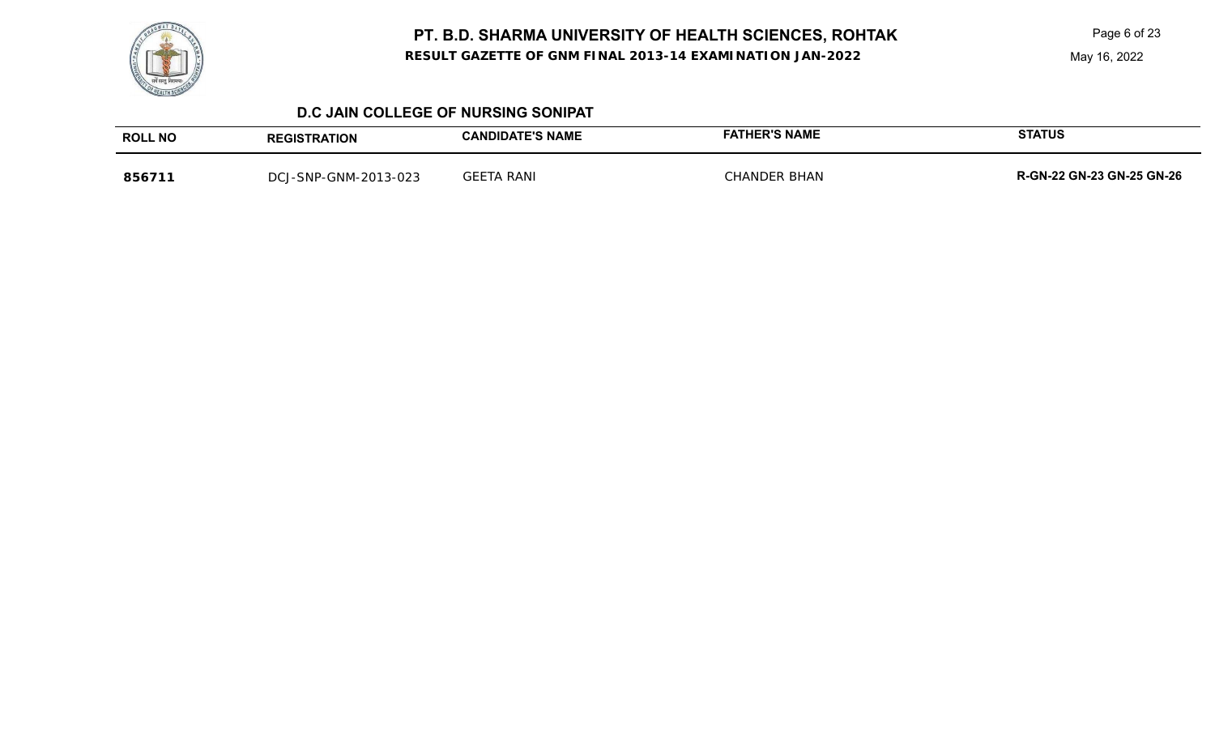## D.C JAIN COLLEGE OF NURSING SONIPAT

| ROLL NO | REGISTRATION | CANDIDATE'S NAME | FATHER'S NAME | STATUS |
|---|---|---|---|---|
| 856711 | DCJ-SNP-GNM-2013-023 | GEETA RANI | CHANDER BHAN | R-GN-22 GN-23 GN-25 GN-26 |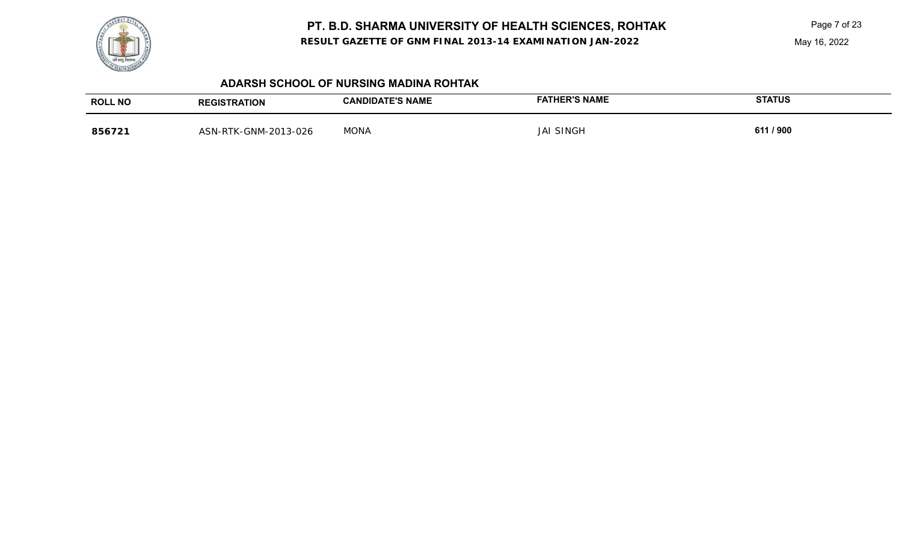# PT. B.D. SHARMA UNIVERSITY OF HEALTH SCIENCES, ROHTAK

**RESULT GAZETTE OF GNM FINAL 2013-14 EXAMINATION JAN-2022**

May 16, 2022

## ADARSH SCHOOL OF NURSING MADINA ROHTAK

| ROLL NO | REGISTRATION | CANDIDATE'S NAME | FATHER'S NAME | STATUS |
|---|---|---|---|---|
| **856721** | ASN-RTK-GNM-2013-026 | MONA | JAI SINGH | **611 / 900** |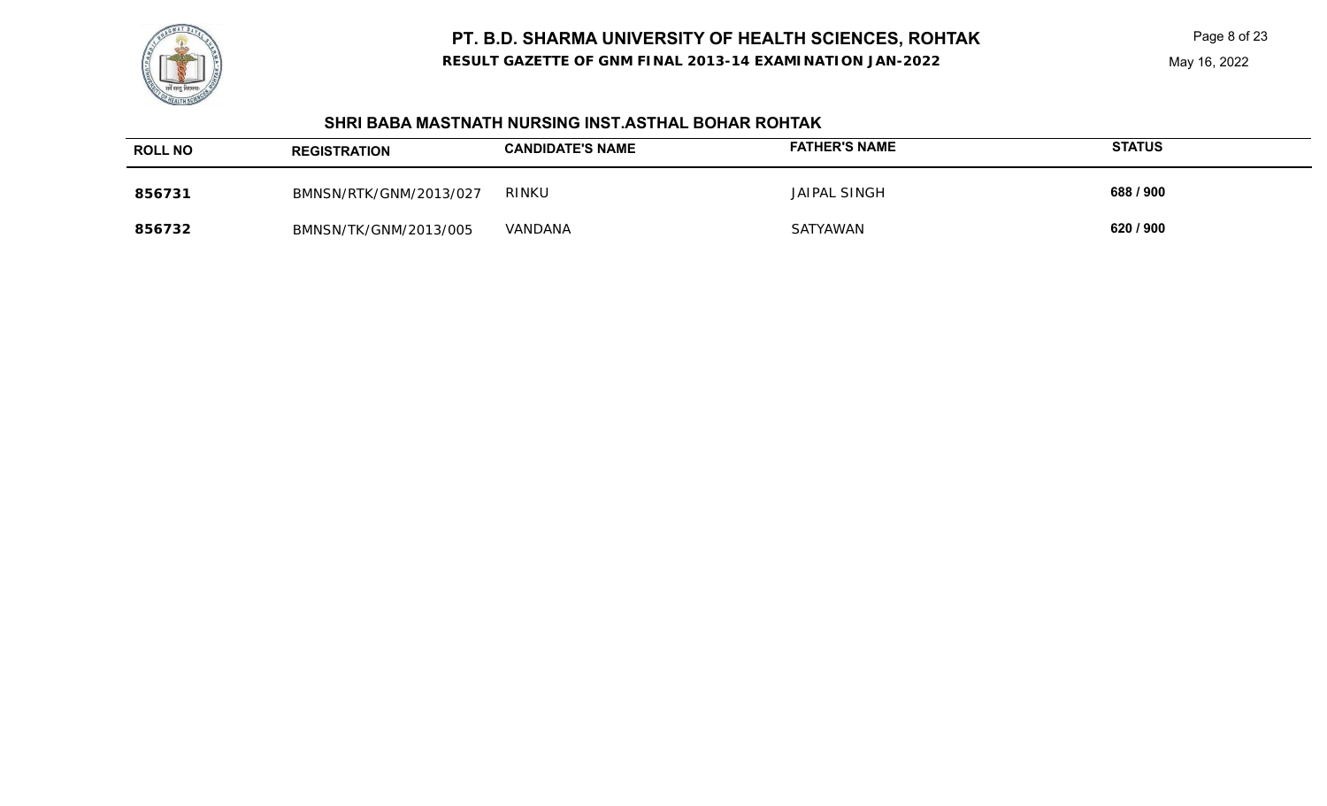## SHRI BABA MASTNATH NURSING INST.ASTHAL BOHAR ROHTAK

| ROLL NO | REGISTRATION | CANDIDATE'S NAME | FATHER'S NAME | STATUS |
|---|---|---|---|---|
| 856731 | BMNSN/RTK/GNM/2013/027 | RINKU | JAIPAL SINGH | 688 / 900 |
| 856732 | BMNSN/TK/GNM/2013/005 | VANDANA | SATYAWAN | 620 / 900 |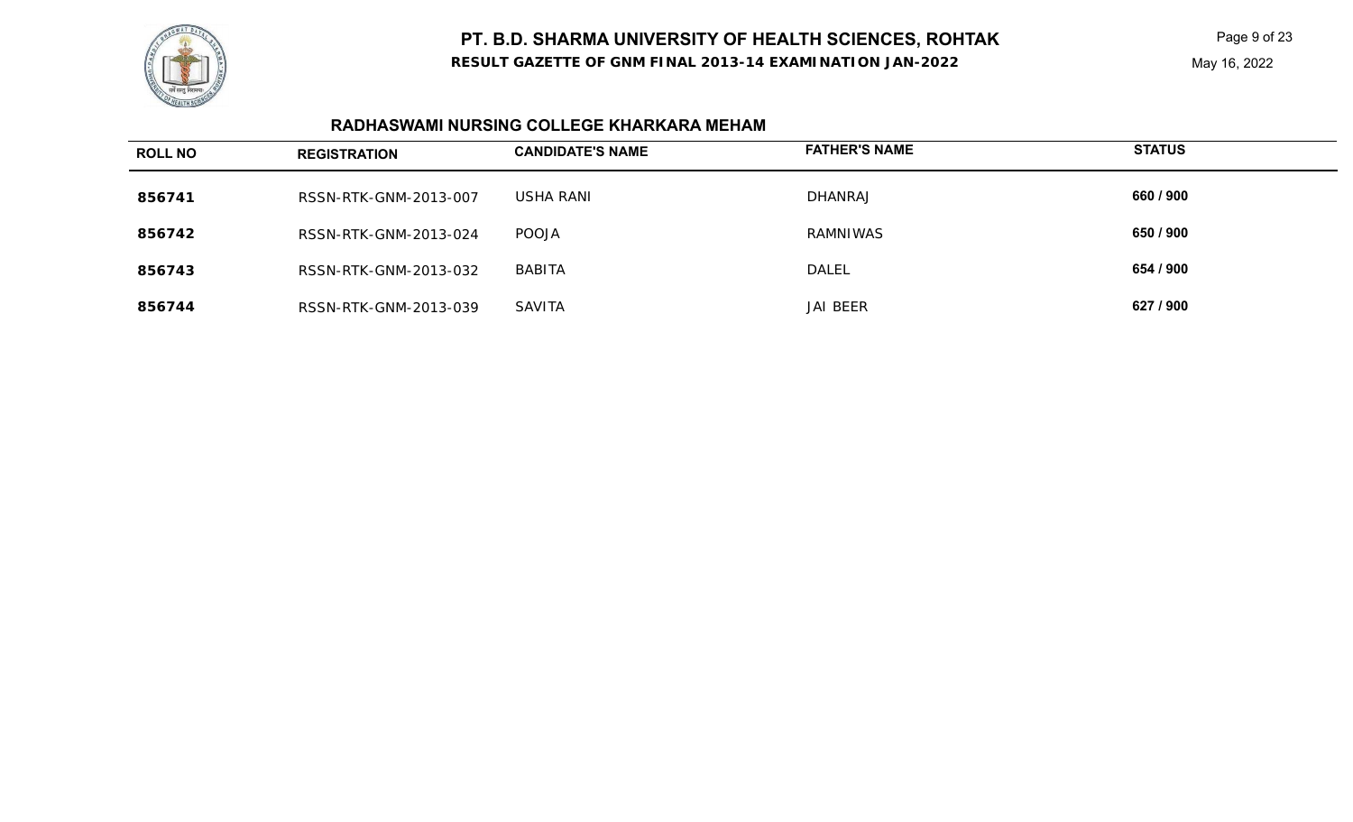# PT. B.D. SHARMA UNIVERSITY OF HEALTH SCIENCES, ROHTAK

**RESULT GAZETTE OF GNM FINAL 2013-14 EXAMINATION JAN-2022**

May 16, 2022

### RADHASWAMI NURSING COLLEGE KHARKARA MEHAM

| ROLL NO | REGISTRATION | CANDIDATE'S NAME | FATHER'S NAME | STATUS |
|---|---|---|---|---|
| **856741** | RSSN-RTK-GNM-2013-007 | USHA RANI | DHANRAJ | **660 / 900** |
| **856742** | RSSN-RTK-GNM-2013-024 | POOJA | RAMNIWAS | **650 / 900** |
| **856743** | RSSN-RTK-GNM-2013-032 | BABITA | DALEL | **654 / 900** |
| **856744** | RSSN-RTK-GNM-2013-039 | SAVITA | JAI BEER | **627 / 900** |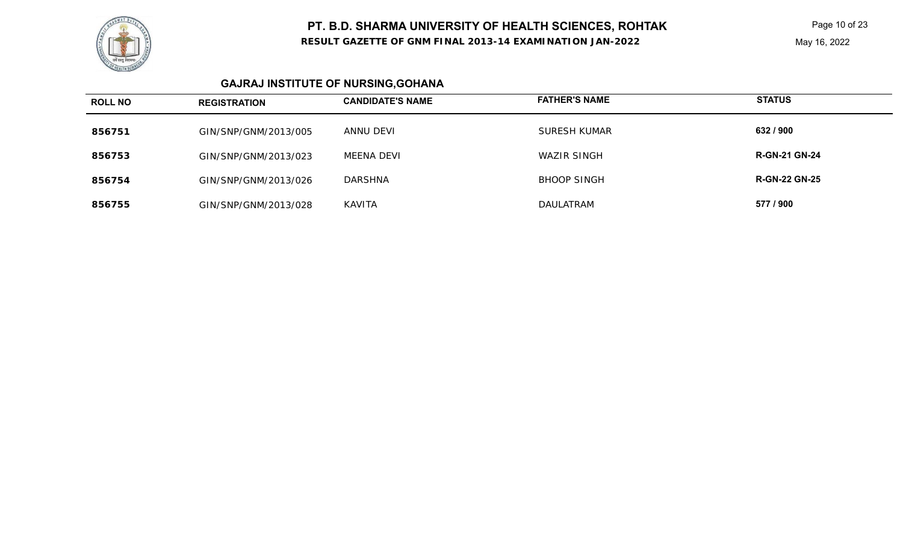# PT. B.D. SHARMA UNIVERSITY OF HEALTH SCIENCES, ROHTAK

**RESULT GAZETTE OF GNM FINAL 2013-14 EXAMINATION JAN-2022**

May 16, 2022

## GAJRAJ INSTITUTE OF NURSING,GOHANA

| ROLL NO | REGISTRATION | CANDIDATE'S NAME | FATHER'S NAME | STATUS |
|---|---|---|---|---|
| **856751** | GIN/SNP/GNM/2013/005 | ANNU DEVI | SURESH KUMAR | **632 / 900** |
| **856753** | GIN/SNP/GNM/2013/023 | MEENA DEVI | WAZIR SINGH | **R-GN-21 GN-24** |
| **856754** | GIN/SNP/GNM/2013/026 | DARSHNA | BHOOP SINGH | **R-GN-22 GN-25** |
| **856755** | GIN/SNP/GNM/2013/028 | KAVITA | DAULATRAM | **577 / 900** |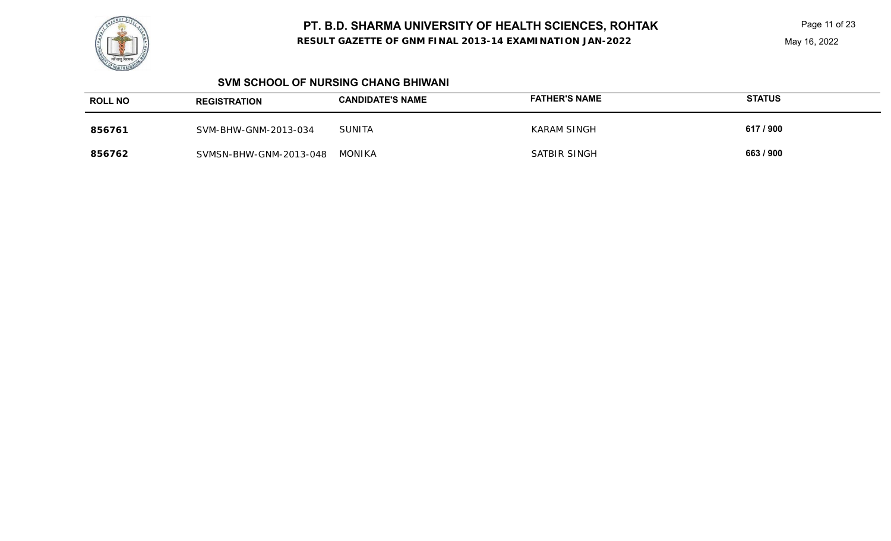# PT. B.D. SHARMA UNIVERSITY OF HEALTH SCIENCES, ROHTAK

**RESULT GAZETTE OF GNM FINAL 2013-14 EXAMINATION JAN-2022**

May 16, 2022

## SVM SCHOOL OF NURSING CHANG BHIWANI

| ROLL NO | REGISTRATION | CANDIDATE'S NAME | FATHER'S NAME | STATUS |
|---|---|---|---|---|
| 856761 | SVM-BHW-GNM-2013-034 | SUNITA | KARAM SINGH | 617 / 900 |
| 856762 | SVMSN-BHW-GNM-2013-048 | MONIKA | SATBIR SINGH | 663 / 900 |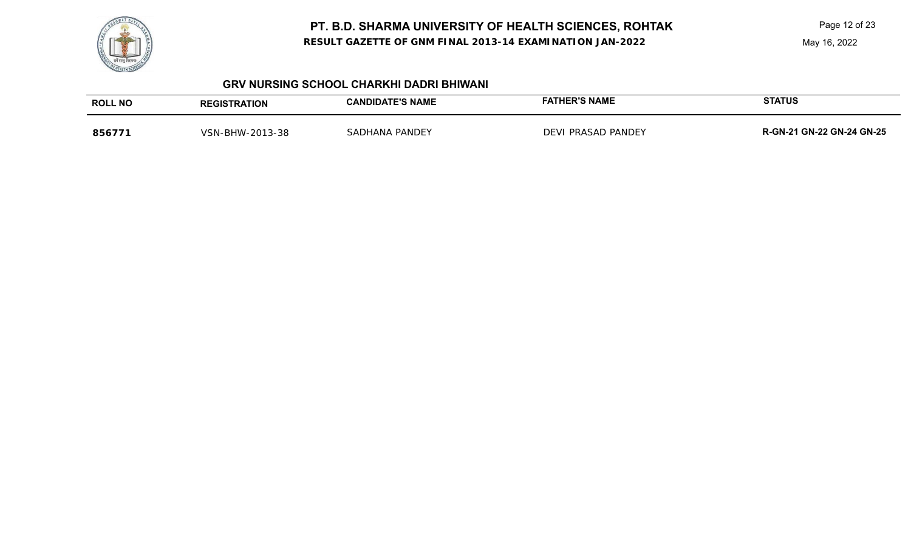## GRV NURSING SCHOOL CHARKHI DADRI BHIWANI

| ROLL NO | REGISTRATION | CANDIDATE'S NAME | FATHER'S NAME | STATUS |
|---|---|---|---|---|
| **856771** | VSN-BHW-2013-38 | SADHANA PANDEY | DEVI PRASAD PANDEY | **R-GN-21 GN-22 GN-24 GN-25** |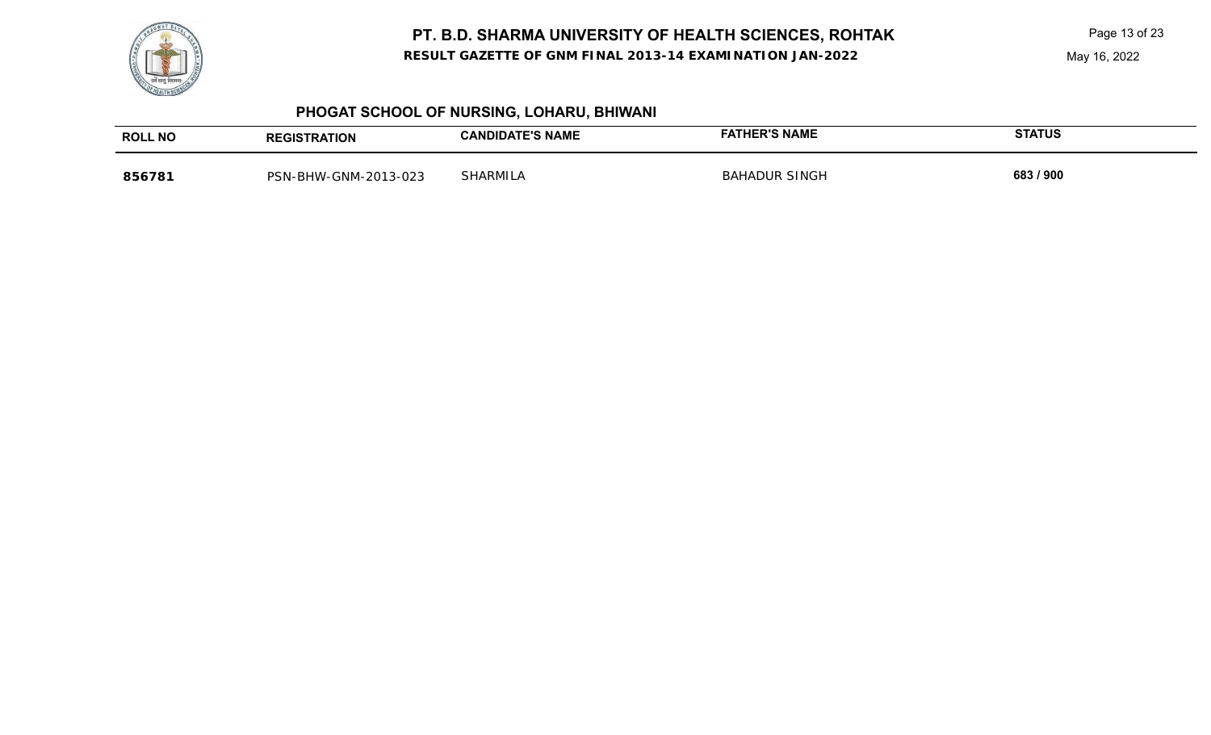# PT. B.D. SHARMA UNIVERSITY OF HEALTH SCIENCES, ROHTAK

**RESULT GAZETTE OF GNM FINAL 2013-14 EXAMINATION JAN-2022**

May 16, 2022

## PHOGAT SCHOOL OF NURSING, LOHARU, BHIWANI

| ROLL NO | REGISTRATION | CANDIDATE'S NAME | FATHER'S NAME | STATUS |
|---|---|---|---|---|
| **856781** | PSN-BHW-GNM-2013-023 | SHARMILA | BAHADUR SINGH | **683 / 900** |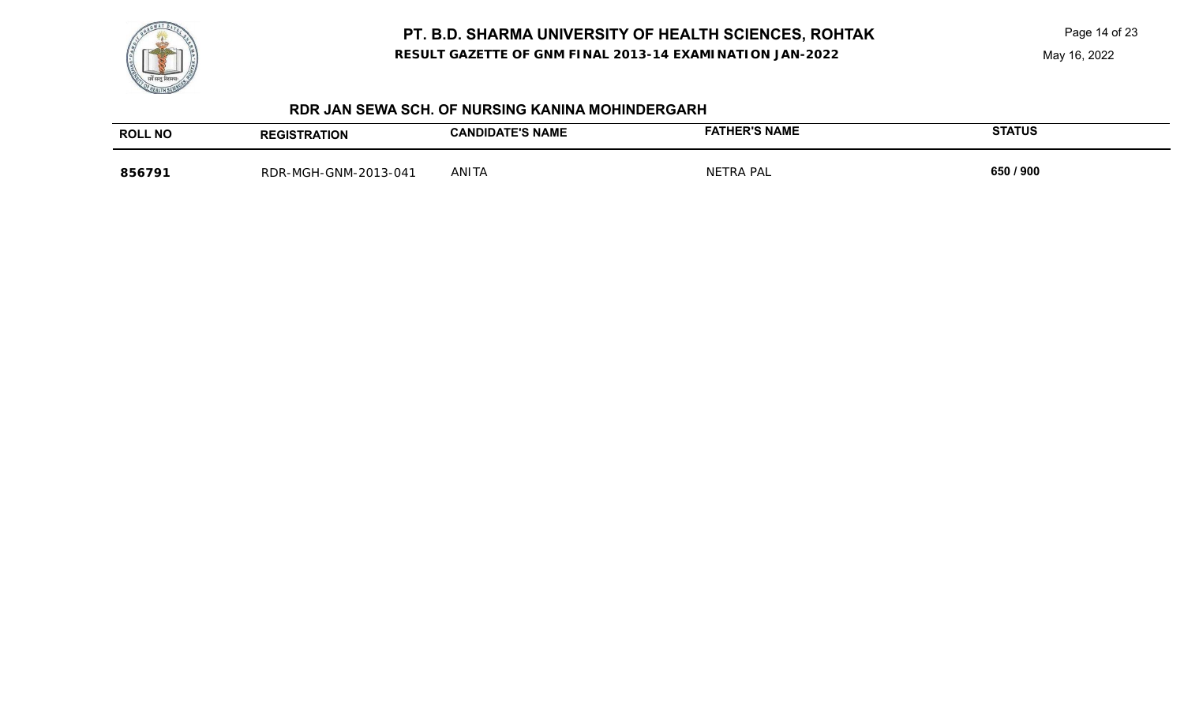# PT. B.D. SHARMA UNIVERSITY OF HEALTH SCIENCES, ROHTAK

**RESULT GAZETTE OF GNM FINAL 2013-14 EXAMINATION JAN-2022**

May 16, 2022

### RDR JAN SEWA SCH. OF NURSING KANINA MOHINDERGARH

| ROLL NO | REGISTRATION | CANDIDATE'S NAME | FATHER'S NAME | STATUS |
|---|---|---|---|---|
| **856791** | RDR-MGH-GNM-2013-041 | ANITA | NETRA PAL | **650 / 900** |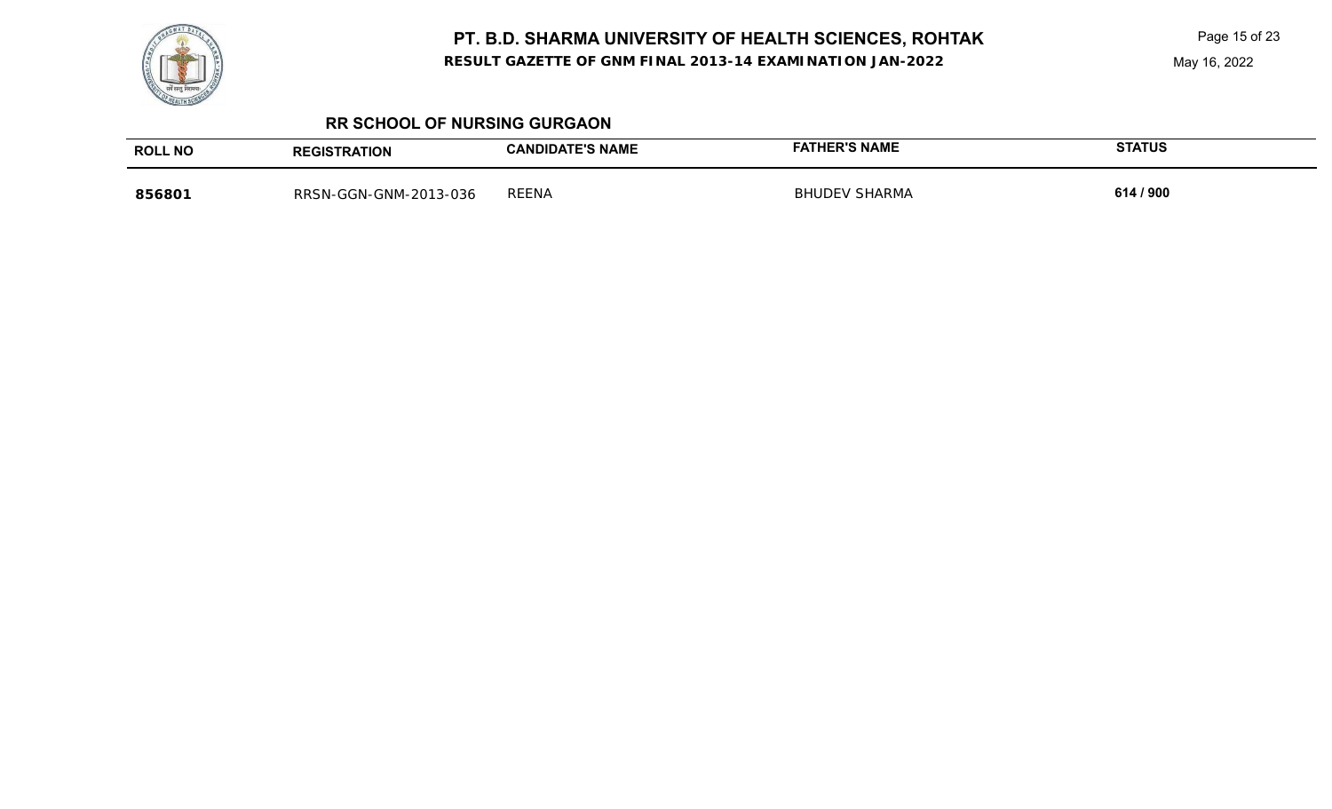# PT. B.D. SHARMA UNIVERSITY OF HEALTH SCIENCES, ROHTAK

**RESULT GAZETTE OF GNM FINAL 2013-14 EXAMINATION JAN-2022**

May 16, 2022

## RR SCHOOL OF NURSING GURGAON

| ROLL NO | REGISTRATION | CANDIDATE'S NAME | FATHER'S NAME | STATUS |
|---|---|---|---|---|
| **856801** | RRSN-GGN-GNM-2013-036 | REENA | BHUDEV SHARMA | **614 / 900** |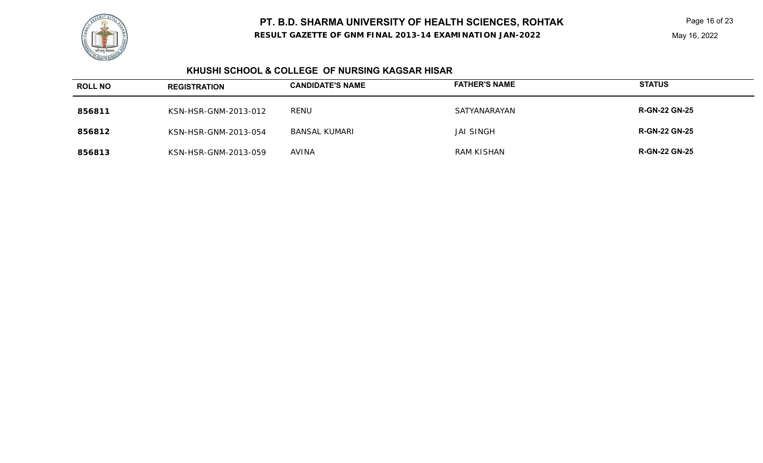## KHUSHI SCHOOL & COLLEGE OF NURSING KAGSAR HISAR

| ROLL NO | REGISTRATION | CANDIDATE'S NAME | FATHER'S NAME | STATUS |
|---|---|---|---|---|
| **856811** | KSN-HSR-GNM-2013-012 | RENU | SATYANARAYAN | **R-GN-22 GN-25** |
| **856812** | KSN-HSR-GNM-2013-054 | BANSAL KUMARI | JAI SINGH | **R-GN-22 GN-25** |
| **856813** | KSN-HSR-GNM-2013-059 | AVINA | RAM KISHAN | **R-GN-22 GN-25** |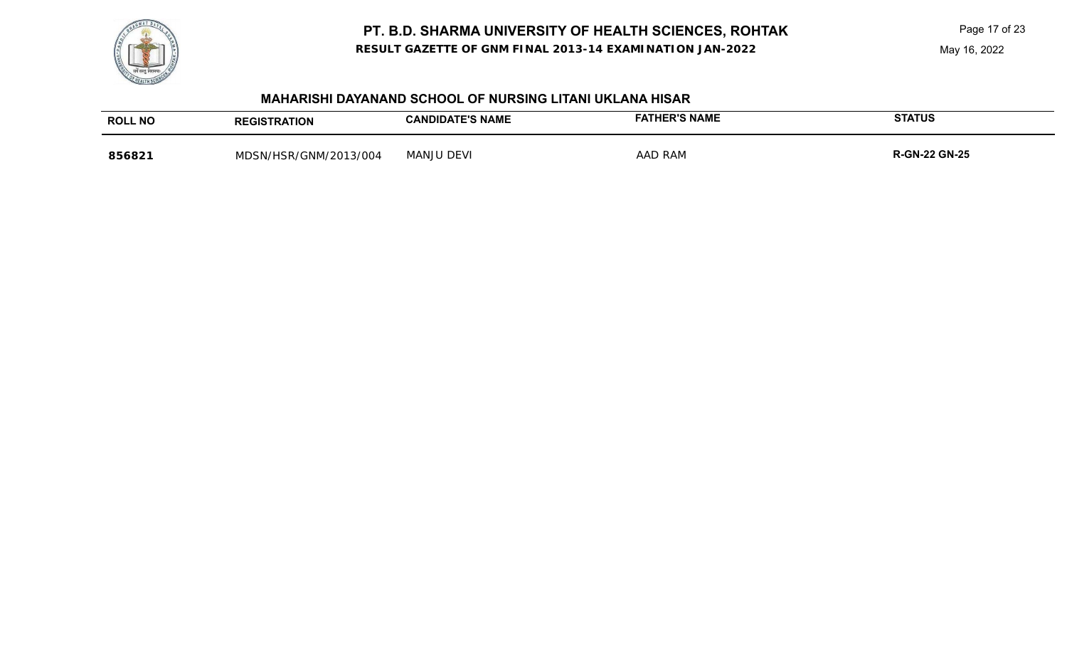# PT. B.D. SHARMA UNIVERSITY OF HEALTH SCIENCES, ROHTAK

**RESULT GAZETTE OF GNM FINAL 2013-14 EXAMINATION JAN-2022**

May 16, 2022

## MAHARISHI DAYANAND SCHOOL OF NURSING LITANI UKLANA HISAR

| ROLL NO | REGISTRATION | CANDIDATE'S NAME | FATHER'S NAME | STATUS |
|---|---|---|---|---|
| **856821** | MDSN/HSR/GNM/2013/004 | MANJU DEVI | AAD RAM | **R-GN-22 GN-25** |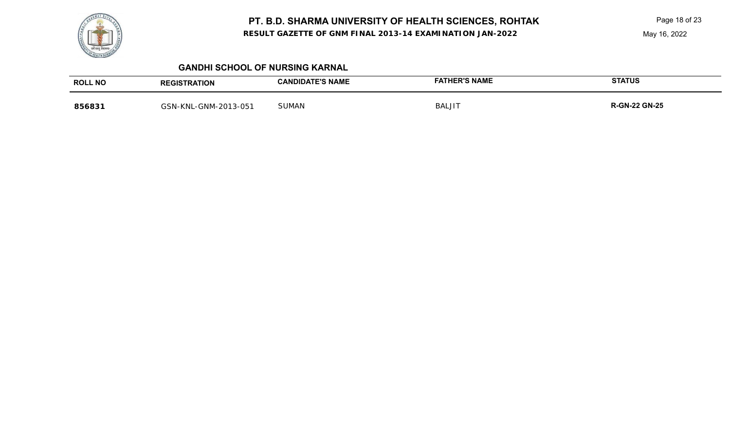# PT. B.D. SHARMA UNIVERSITY OF HEALTH SCIENCES, ROHTAK

**RESULT GAZETTE OF GNM FINAL 2013-14 EXAMINATION JAN-2022**

May 16, 2022

### GANDHI SCHOOL OF NURSING KARNAL

| ROLL NO | REGISTRATION | CANDIDATE'S NAME | FATHER'S NAME | STATUS |
|---|---|---|---|---|
| **856831** | GSN-KNL-GNM-2013-051 | SUMAN | BALJIT | **R-GN-22 GN-25** |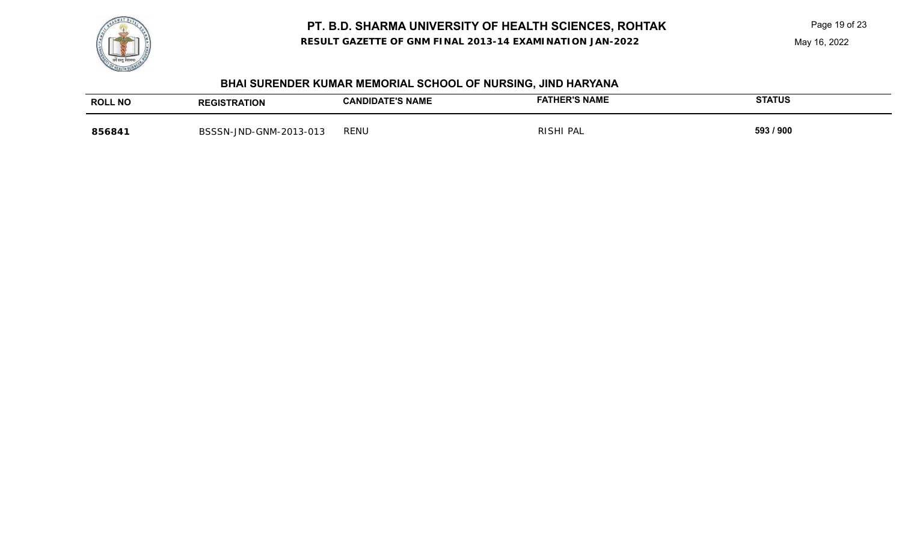# PT. B.D. SHARMA UNIVERSITY OF HEALTH SCIENCES, ROHTAK

**RESULT GAZETTE OF GNM FINAL 2013-14 EXAMINATION JAN-2022**

May 16, 2022

## BHAI SURENDER KUMAR MEMORIAL SCHOOL OF NURSING, JIND HARYANA

| ROLL NO | REGISTRATION | CANDIDATE'S NAME | FATHER'S NAME | STATUS |
|---|---|---|---|---|
| **856841** | BSSSN-JND-GNM-2013-013 | RENU | RISHI PAL | **593 / 900** |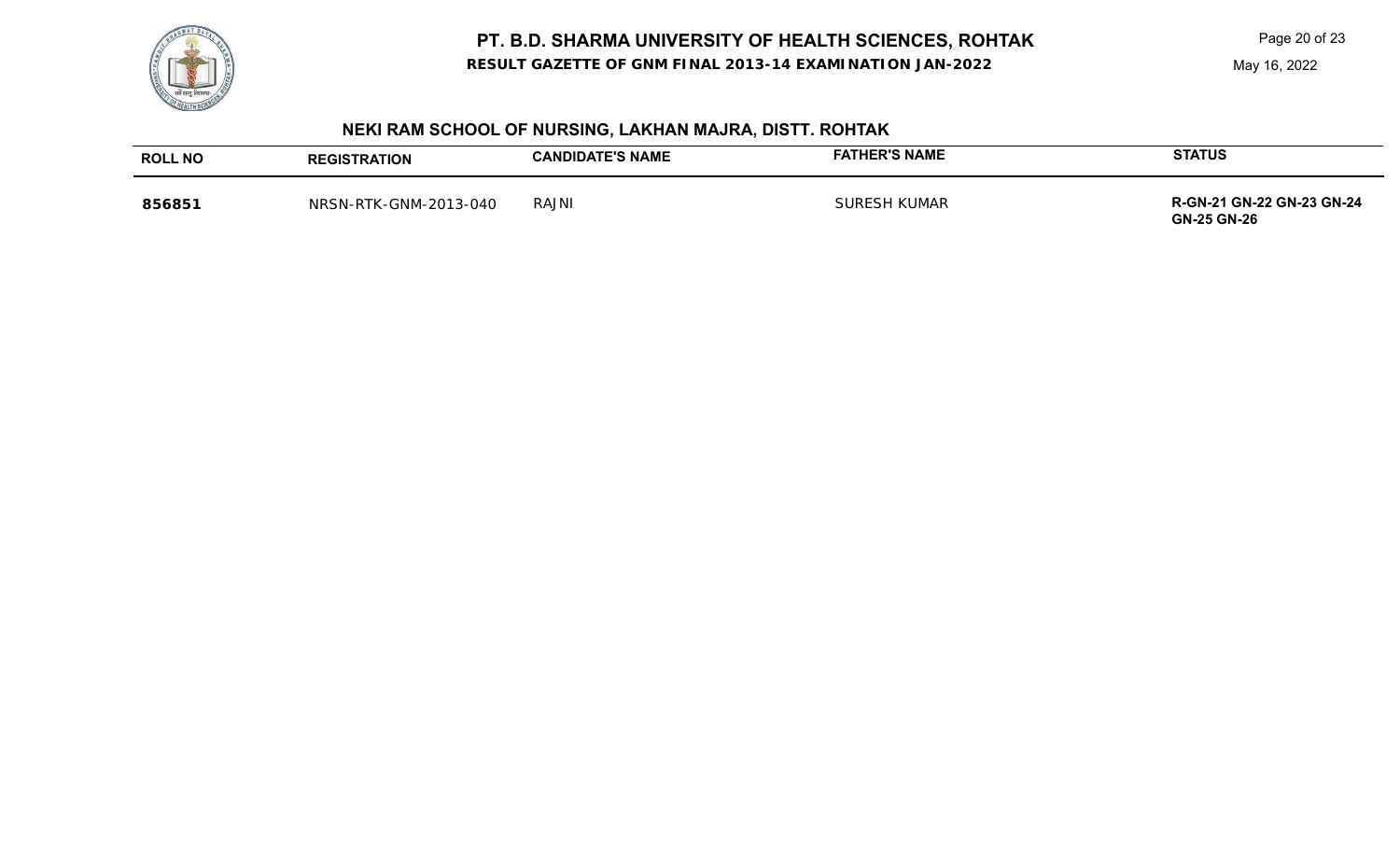## NEKI RAM SCHOOL OF NURSING, LAKHAN MAJRA, DISTT. ROHTAK

| ROLL NO | REGISTRATION | CANDIDATE'S NAME | FATHER'S NAME | STATUS |
|---|---|---|---|---|
| **856851** | NRSN-RTK-GNM-2013-040 | RAJNI | SURESH KUMAR | **R-GN-21 GN-22 GN-23 GN-24 GN-25 GN-26** |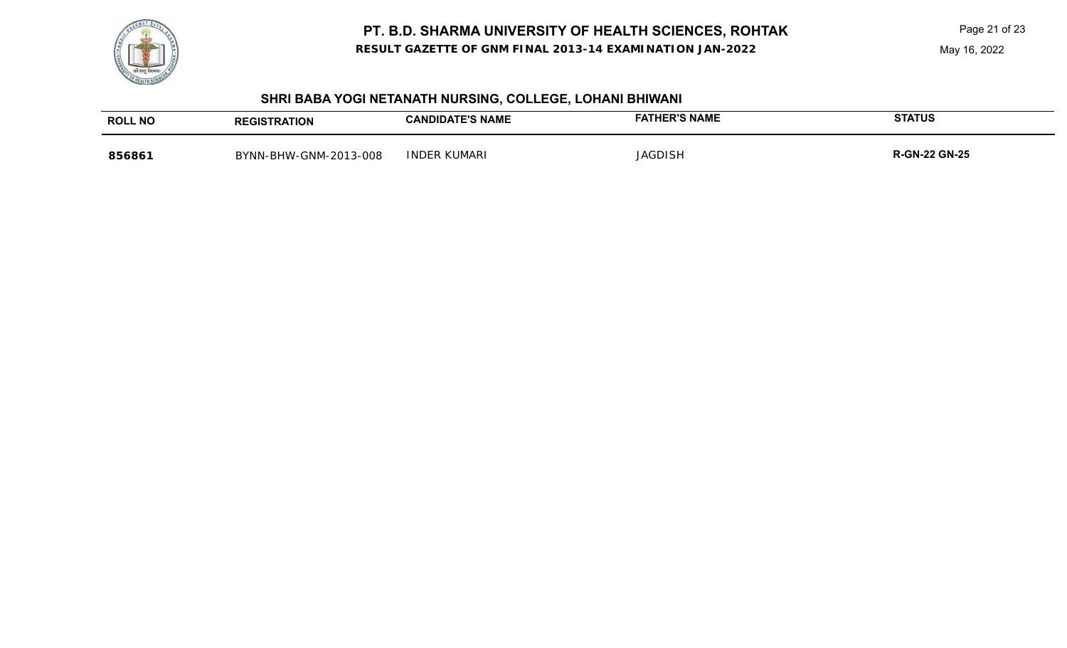# PT. B.D. SHARMA UNIVERSITY OF HEALTH SCIENCES, ROHTAK

**RESULT GAZETTE OF GNM FINAL 2013-14 EXAMINATION JAN-2022**

May 16, 2022

## SHRI BABA YOGI NETANATH NURSING, COLLEGE, LOHANI BHIWANI

| ROLL NO | REGISTRATION | CANDIDATE'S NAME | FATHER'S NAME | STATUS |
|---|---|---|---|---|
| **856861** | BYNN-BHW-GNM-2013-008 | INDER KUMARI | JAGDISH | **R-GN-22 GN-25** |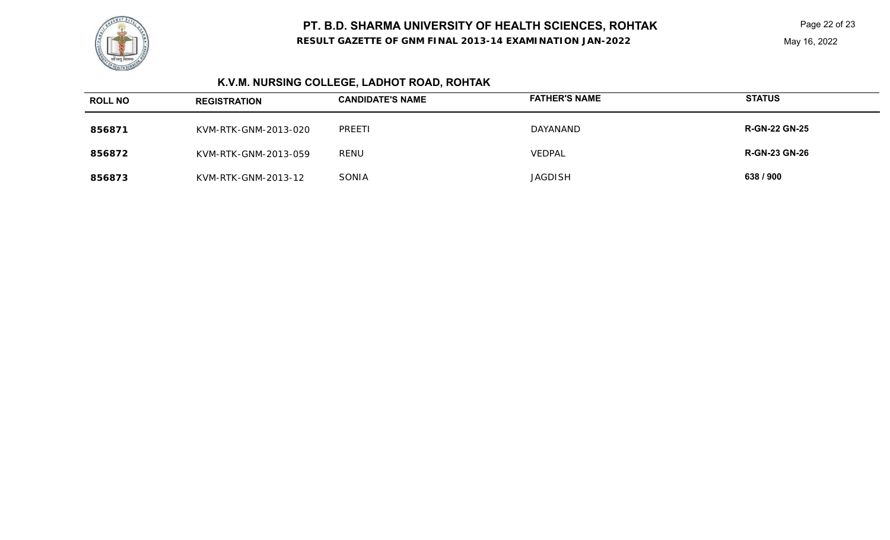# PT. B.D. SHARMA UNIVERSITY OF HEALTH SCIENCES, ROHTAK

**RESULT GAZETTE OF GNM FINAL 2013-14 EXAMINATION JAN-2022**

May 16, 2022

## K.V.M. NURSING COLLEGE, LADHOT ROAD, ROHTAK

| ROLL NO | REGISTRATION | CANDIDATE'S NAME | FATHER'S NAME | STATUS |
|---|---|---|---|---|
| **856871** | KVM-RTK-GNM-2013-020 | PREETI | DAYANAND | **R-GN-22 GN-25** |
| **856872** | KVM-RTK-GNM-2013-059 | RENU | VEDPAL | **R-GN-23 GN-26** |
| **856873** | KVM-RTK-GNM-2013-12 | SONIA | JAGDISH | **638 / 900** |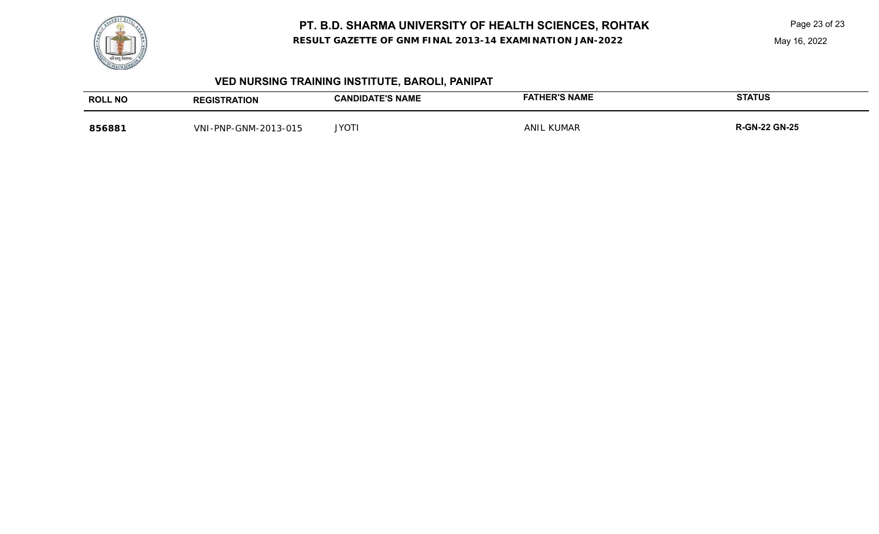# PT. B.D. SHARMA UNIVERSITY OF HEALTH SCIENCES, ROHTAK

**RESULT GAZETTE OF GNM FINAL 2013-14 EXAMINATION JAN-2022**

May 16, 2022

## VED NURSING TRAINING INSTITUTE, BAROLI, PANIPAT

| ROLL NO | REGISTRATION | CANDIDATE'S NAME | FATHER'S NAME | STATUS |
|---|---|---|---|---|
| **856881** | VNI-PNP-GNM-2013-015 | JYOTI | ANIL KUMAR | **R-GN-22 GN-25** |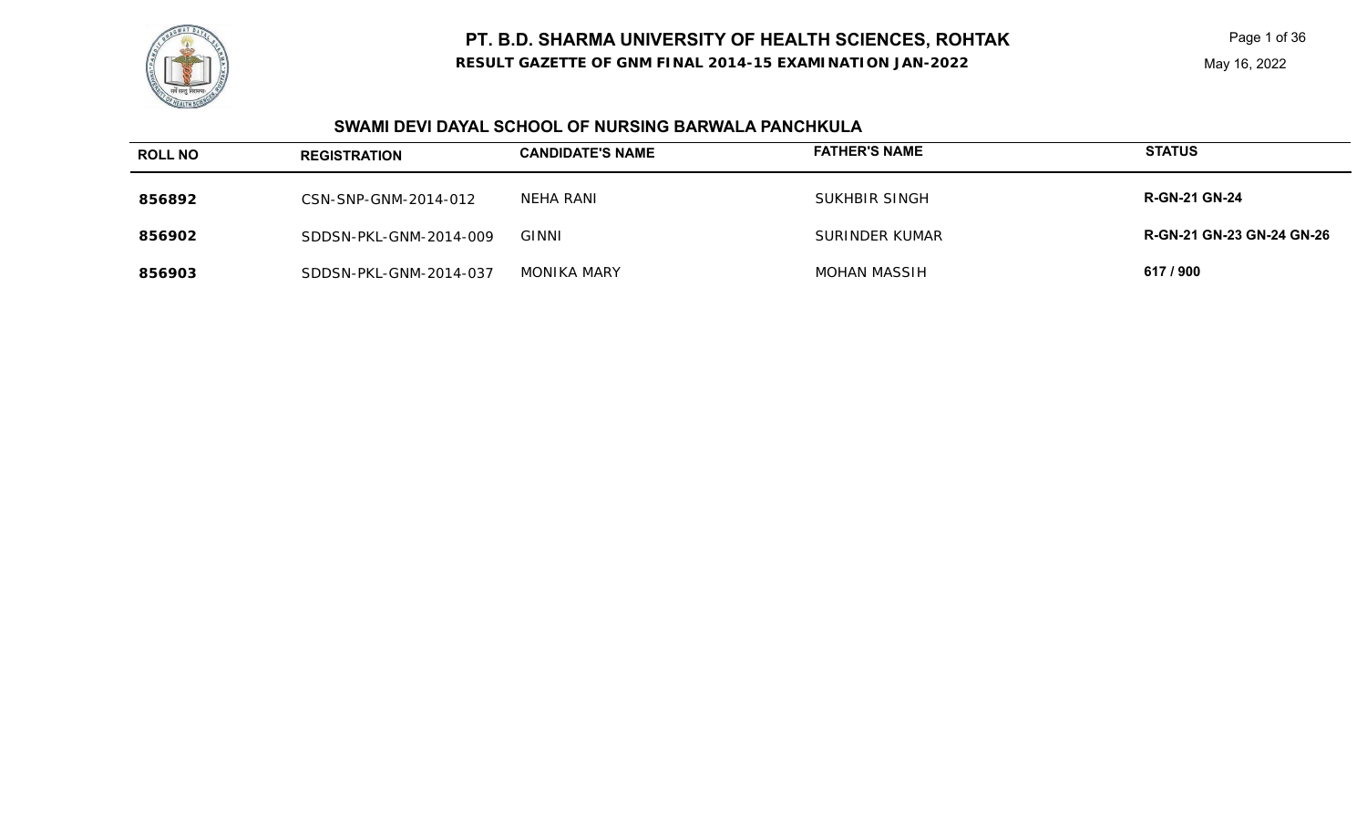# PT. B.D. SHARMA UNIVERSITY OF HEALTH SCIENCES, ROHTAK

**RESULT GAZETTE OF GNM FINAL 2014-15 EXAMINATION JAN-2022**

May 16, 2022

## SWAMI DEVI DAYAL SCHOOL OF NURSING BARWALA PANCHKULA

| ROLL NO | REGISTRATION | CANDIDATE'S NAME | FATHER'S NAME | STATUS |
|---|---|---|---|---|
| **856892** | CSN-SNP-GNM-2014-012 | NEHA RANI | SUKHBIR SINGH | **R-GN-21 GN-24** |
| **856902** | SDDSN-PKL-GNM-2014-009 | GINNI | SURINDER KUMAR | **R-GN-21 GN-23 GN-24 GN-26** |
| **856903** | SDDSN-PKL-GNM-2014-037 | MONIKA MARY | MOHAN MASSIH | **617 / 900** |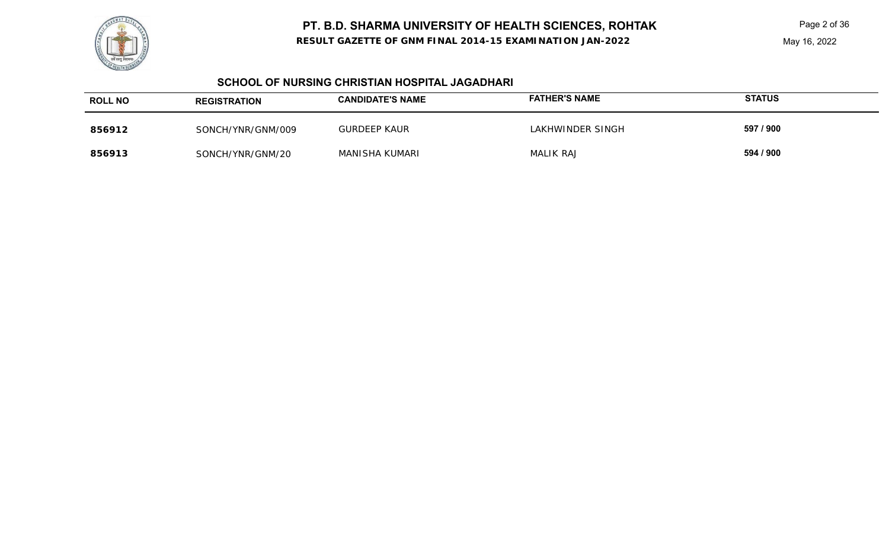## SCHOOL OF NURSING CHRISTIAN HOSPITAL JAGADHARI

| ROLL NO | REGISTRATION | CANDIDATE'S NAME | FATHER'S NAME | STATUS |
|---|---|---|---|---|
| **856912** | SONCH/YNR/GNM/009 | GURDEEP KAUR | LAKHWINDER SINGH | **597 / 900** |
| **856913** | SONCH/YNR/GNM/20 | MANISHA KUMARI | MALIK RAJ | **594 / 900** |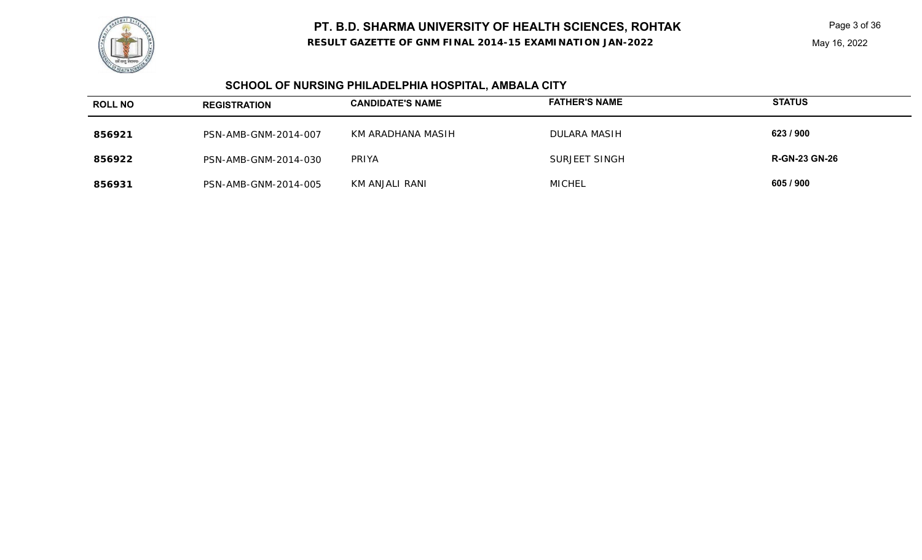# PT. B.D. SHARMA UNIVERSITY OF HEALTH SCIENCES, ROHTAK

**RESULT GAZETTE OF GNM FINAL 2014-15 EXAMINATION JAN-2022**

May 16, 2022

## SCHOOL OF NURSING PHILADELPHIA HOSPITAL, AMBALA CITY

| ROLL NO | REGISTRATION | CANDIDATE'S NAME | FATHER'S NAME | STATUS |
|---|---|---|---|---|
| **856921** | PSN-AMB-GNM-2014-007 | KM ARADHANA MASIH | DULARA MASIH | **623 / 900** |
| **856922** | PSN-AMB-GNM-2014-030 | PRIYA | SURJEET SINGH | **R-GN-23 GN-26** |
| **856931** | PSN-AMB-GNM-2014-005 | KM ANJALI RANI | MICHEL | **605 / 900** |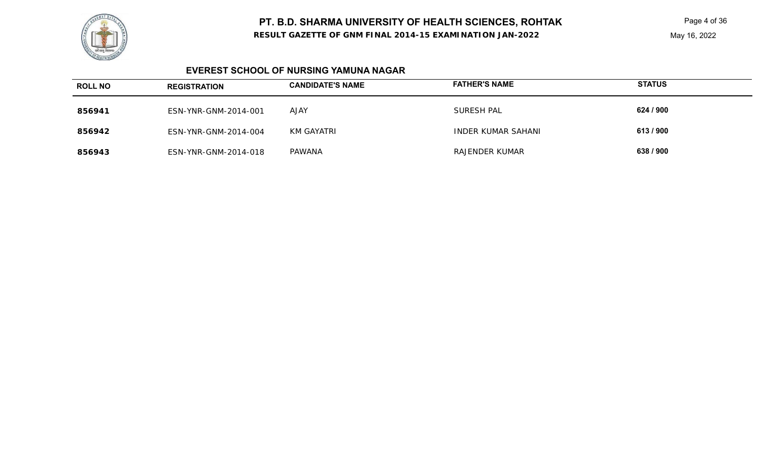# PT. B.D. SHARMA UNIVERSITY OF HEALTH SCIENCES, ROHTAK

**RESULT GAZETTE OF GNM FINAL 2014-15 EXAMINATION JAN-2022**

May 16, 2022

### EVEREST SCHOOL OF NURSING YAMUNA NAGAR

| ROLL NO | REGISTRATION | CANDIDATE'S NAME | FATHER'S NAME | STATUS |
|---|---|---|---|---|
| **856941** | ESN-YNR-GNM-2014-001 | AJAY | SURESH PAL | **624 / 900** |
| **856942** | ESN-YNR-GNM-2014-004 | KM GAYATRI | INDER KUMAR SAHANI | **613 / 900** |
| **856943** | ESN-YNR-GNM-2014-018 | PAWANA | RAJENDER KUMAR | **638 / 900** |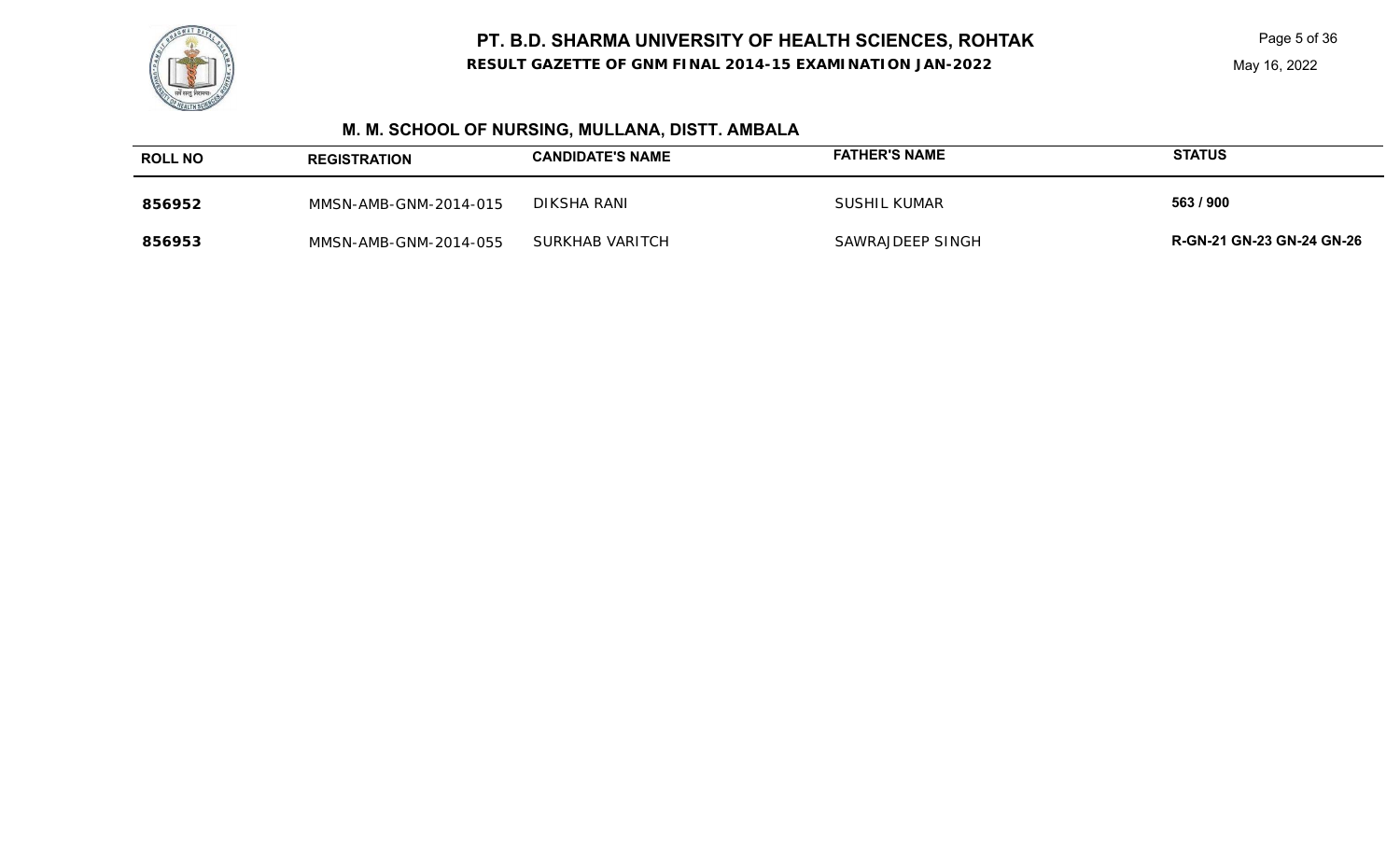# PT. B.D. SHARMA UNIVERSITY OF HEALTH SCIENCES, ROHTAK

**RESULT GAZETTE OF GNM FINAL 2014-15 EXAMINATION JAN-2022**

May 16, 2022

## M. M. SCHOOL OF NURSING, MULLANA, DISTT. AMBALA

| ROLL NO | REGISTRATION | CANDIDATE'S NAME | FATHER'S NAME | STATUS |
|---|---|---|---|---|
| **856952** | MMSN-AMB-GNM-2014-015 | DIKSHA RANI | SUSHIL KUMAR | **563 / 900** |
| **856953** | MMSN-AMB-GNM-2014-055 | SURKHAB VARITCH | SAWRAJDEEP SINGH | **R-GN-21 GN-23 GN-24 GN-26** |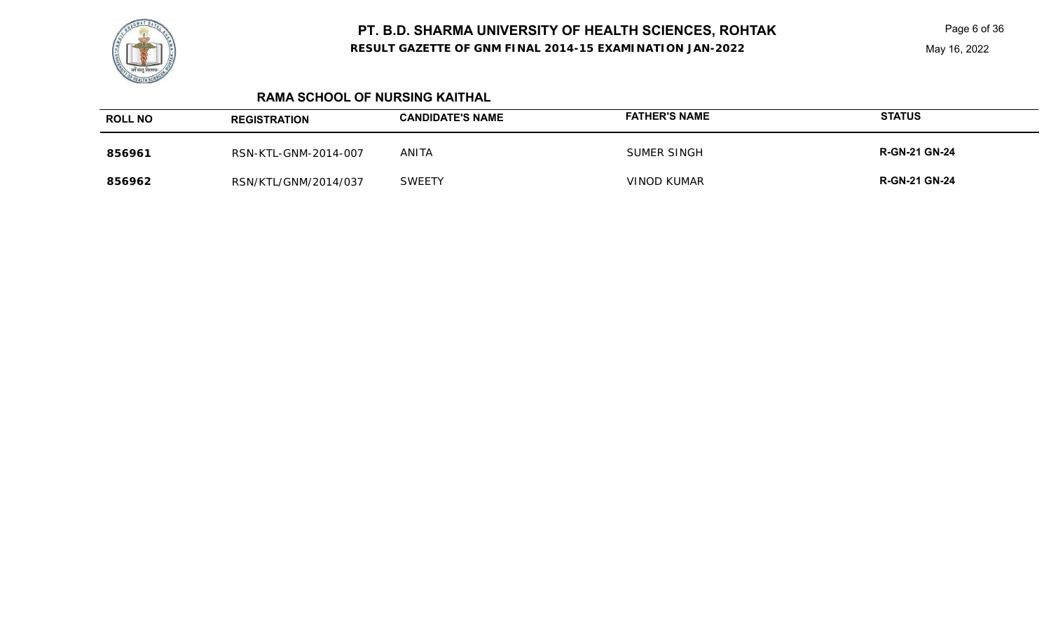# PT. B.D. SHARMA UNIVERSITY OF HEALTH SCIENCES, ROHTAK

**RESULT GAZETTE OF GNM FINAL 2014-15 EXAMINATION JAN-2022**

May 16, 2022

## RAMA SCHOOL OF NURSING KAITHAL

| ROLL NO | REGISTRATION | CANDIDATE'S NAME | FATHER'S NAME | STATUS |
|---|---|---|---|---|
| **856961** | RSN-KTL-GNM-2014-007 | ANITA | SUMER SINGH | **R-GN-21 GN-24** |
| **856962** | RSN/KTL/GNM/2014/037 | SWEETY | VINOD KUMAR | **R-GN-21 GN-24** |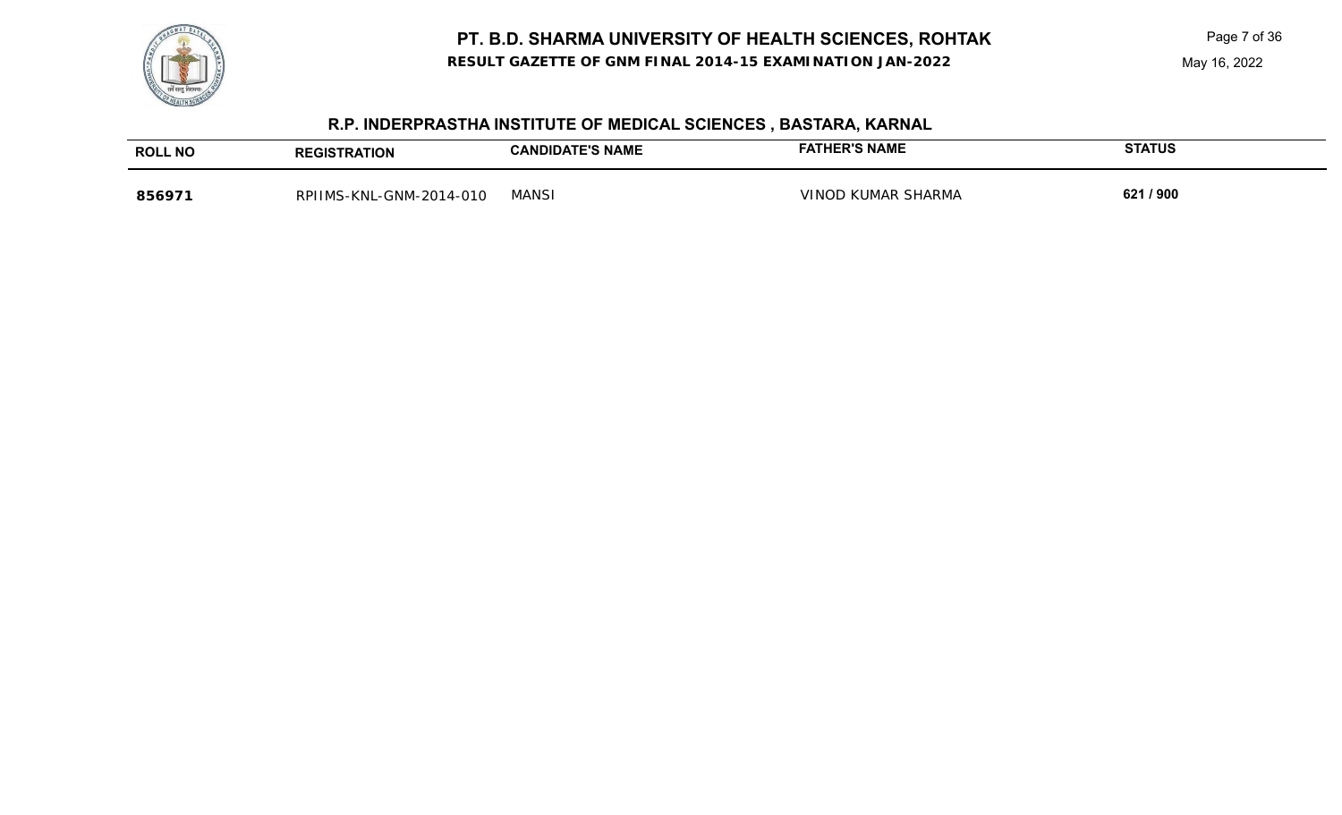# PT. B.D. SHARMA UNIVERSITY OF HEALTH SCIENCES, ROHTAK

**RESULT GAZETTE OF GNM FINAL 2014-15 EXAMINATION JAN-2022**

May 16, 2022

## R.P. INDERPRASTHA INSTITUTE OF MEDICAL SCIENCES , BASTARA, KARNAL

| ROLL NO | REGISTRATION | CANDIDATE'S NAME | FATHER'S NAME | STATUS |
|---|---|---|---|---|
| **856971** | RPIIMS-KNL-GNM-2014-010 | MANSI | VINOD KUMAR SHARMA | **621 / 900** |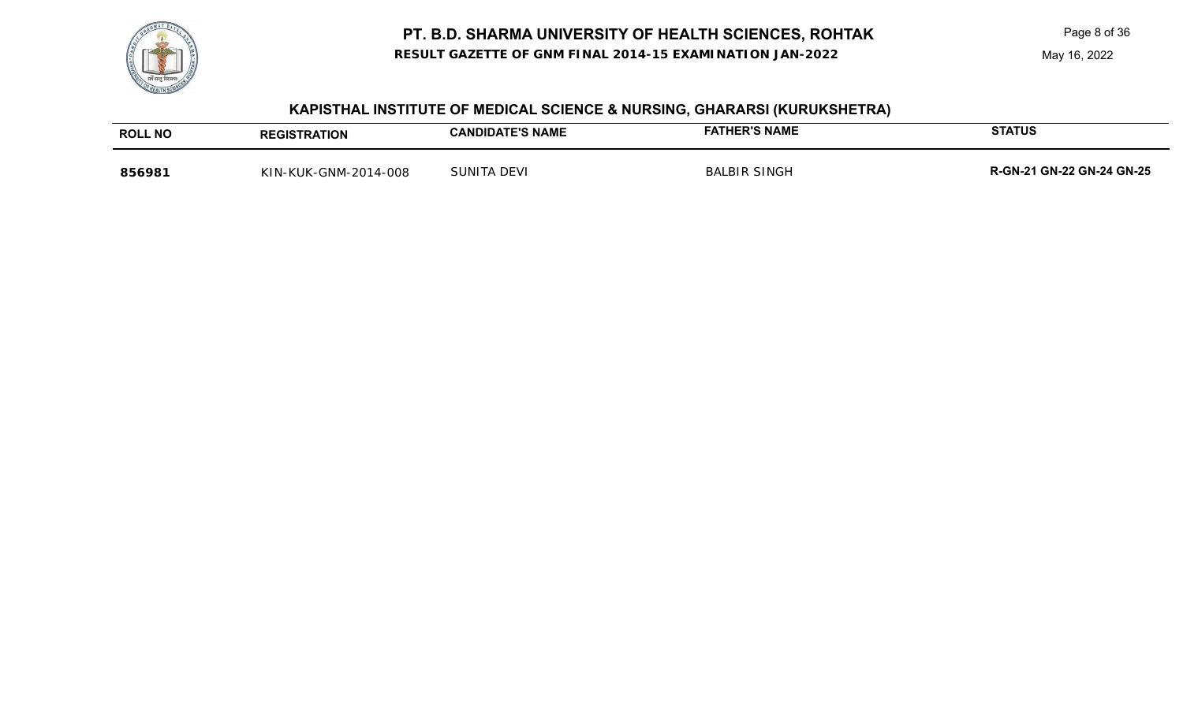# PT. B.D. SHARMA UNIVERSITY OF HEALTH SCIENCES, ROHTAK

**RESULT GAZETTE OF GNM FINAL 2014-15 EXAMINATION JAN-2022**

May 16, 2022

## KAPISTHAL INSTITUTE OF MEDICAL SCIENCE & NURSING, GHARARSI (KURUKSHETRA)

| ROLL NO | REGISTRATION | CANDIDATE'S NAME | FATHER'S NAME | STATUS |
|---|---|---|---|---|
| **856981** | KIN-KUK-GNM-2014-008 | SUNITA DEVI | BALBIR SINGH | **R-GN-21 GN-22 GN-24 GN-25** |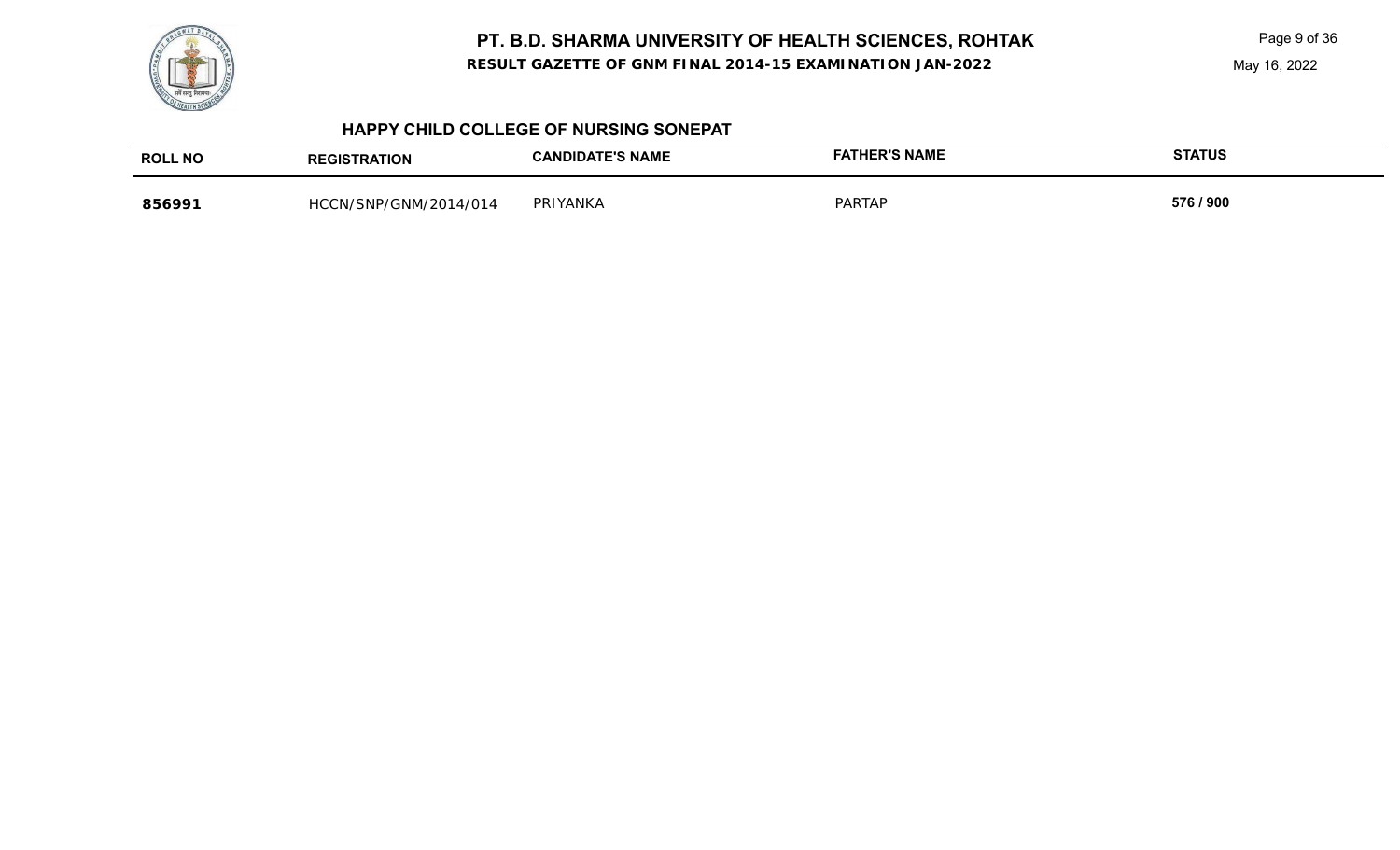# PT. B.D. SHARMA UNIVERSITY OF HEALTH SCIENCES, ROHTAK

**RESULT GAZETTE OF GNM FINAL 2014-15 EXAMINATION JAN-2022**

May 16, 2022

### HAPPY CHILD COLLEGE OF NURSING SONEPAT

| ROLL NO | REGISTRATION | CANDIDATE'S NAME | FATHER'S NAME | STATUS |
|---|---|---|---|---|
| **856991** | HCCN/SNP/GNM/2014/014 | PRIYANKA | PARTAP | **576 / 900** |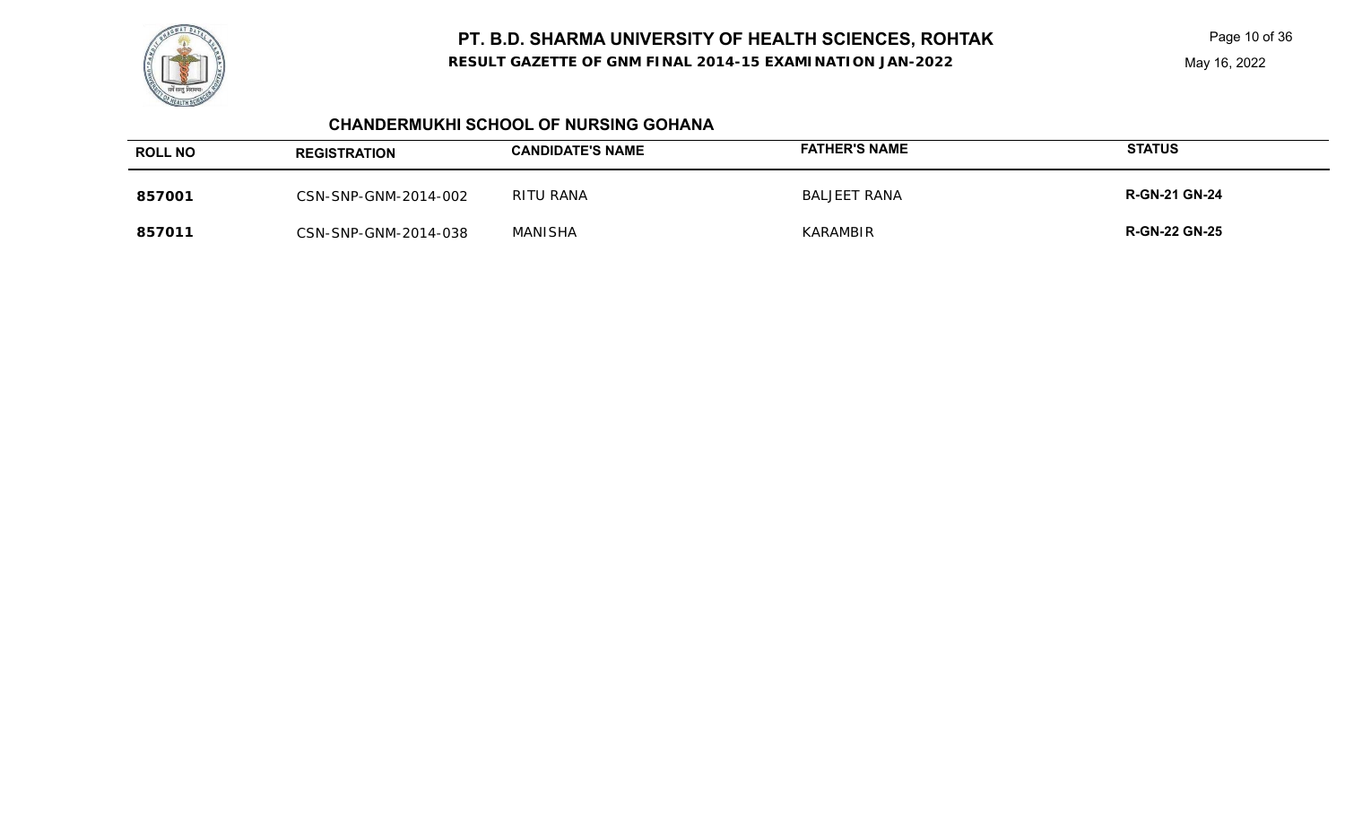## CHANDERMUKHI SCHOOL OF NURSING GOHANA

| ROLL NO | REGISTRATION | CANDIDATE'S NAME | FATHER'S NAME | STATUS |
|---|---|---|---|---|
| **857001** | CSN-SNP-GNM-2014-002 | RITU RANA | BALJEET RANA | **R-GN-21 GN-24** |
| **857011** | CSN-SNP-GNM-2014-038 | MANISHA | KARAMBIR | **R-GN-22 GN-25** |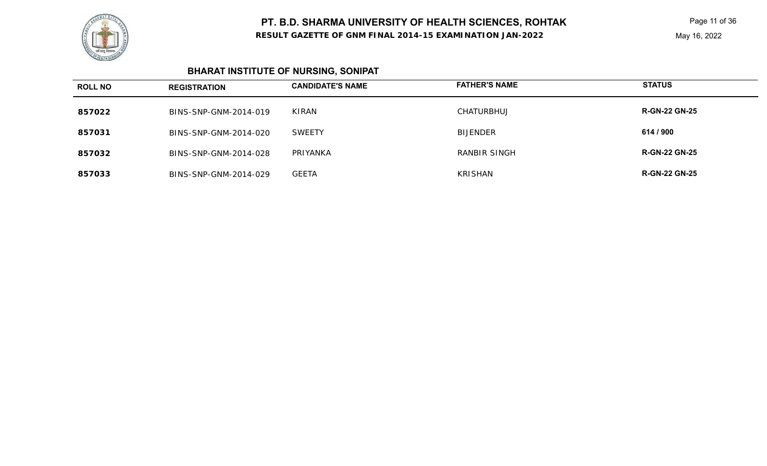## BHARAT INSTITUTE OF NURSING, SONIPAT

| ROLL NO | REGISTRATION | CANDIDATE'S NAME | FATHER'S NAME | STATUS |
|---|---|---|---|---|
| 857022 | BINS-SNP-GNM-2014-019 | KIRAN | CHATURBHUJ | R-GN-22 GN-25 |
| 857031 | BINS-SNP-GNM-2014-020 | SWEETY | BIJENDER | 614 / 900 |
| 857032 | BINS-SNP-GNM-2014-028 | PRIYANKA | RANBIR SINGH | R-GN-22 GN-25 |
| 857033 | BINS-SNP-GNM-2014-029 | GEETA | KRISHAN | R-GN-22 GN-25 |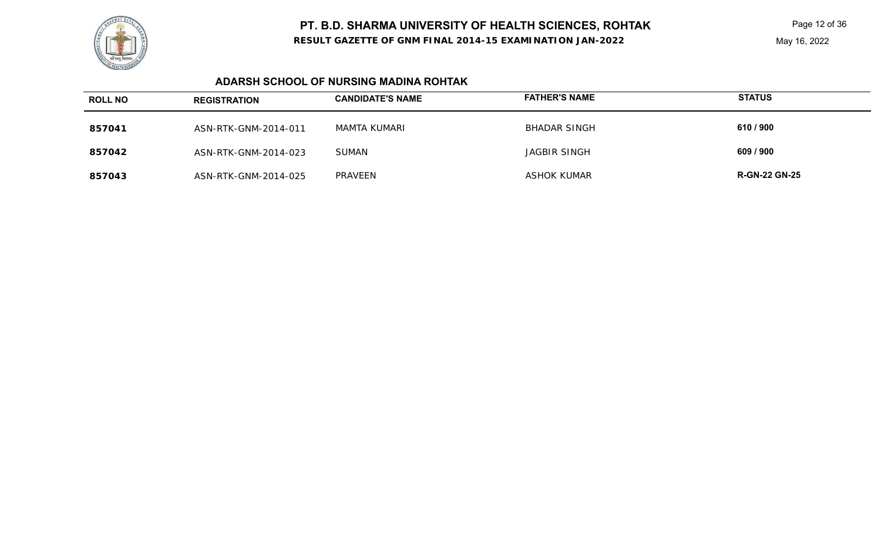# PT. B.D. SHARMA UNIVERSITY OF HEALTH SCIENCES, ROHTAK

**RESULT GAZETTE OF GNM FINAL 2014-15 EXAMINATION JAN-2022**

May 16, 2022

## ADARSH SCHOOL OF NURSING MADINA ROHTAK

| ROLL NO | REGISTRATION | CANDIDATE'S NAME | FATHER'S NAME | STATUS |
|---|---|---|---|---|
| **857041** | ASN-RTK-GNM-2014-011 | MAMTA KUMARI | BHADAR SINGH | **610 / 900** |
| **857042** | ASN-RTK-GNM-2014-023 | SUMAN | JAGBIR SINGH | **609 / 900** |
| **857043** | ASN-RTK-GNM-2014-025 | PRAVEEN | ASHOK KUMAR | **R-GN-22 GN-25** |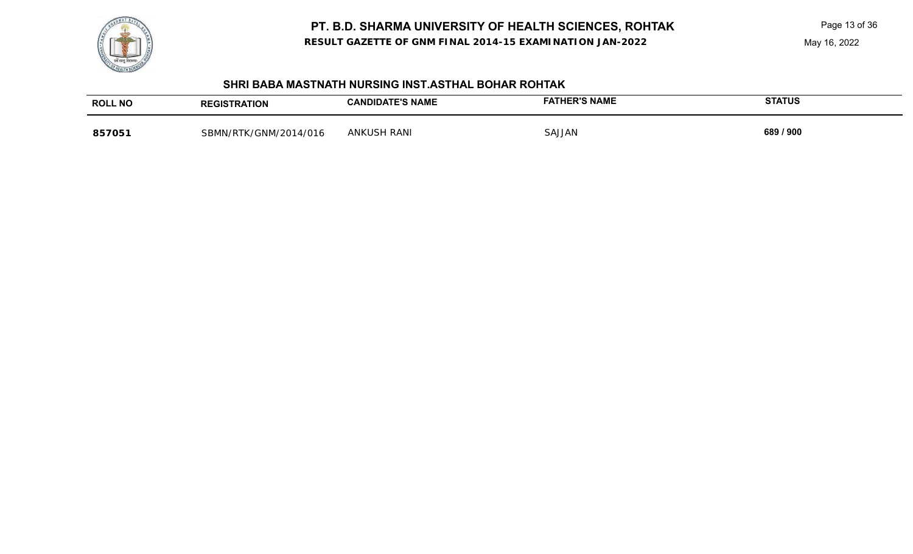# PT. B.D. SHARMA UNIVERSITY OF HEALTH SCIENCES, ROHTAK

**RESULT GAZETTE OF GNM FINAL 2014-15 EXAMINATION JAN-2022**

May 16, 2022

## SHRI BABA MASTNATH NURSING INST.ASTHAL BOHAR ROHTAK

| ROLL NO | REGISTRATION | CANDIDATE'S NAME | FATHER'S NAME | STATUS |
|---|---|---|---|---|
| **857051** | SBMN/RTK/GNM/2014/016 | ANKUSH RANI | SAJJAN | **689 / 900** |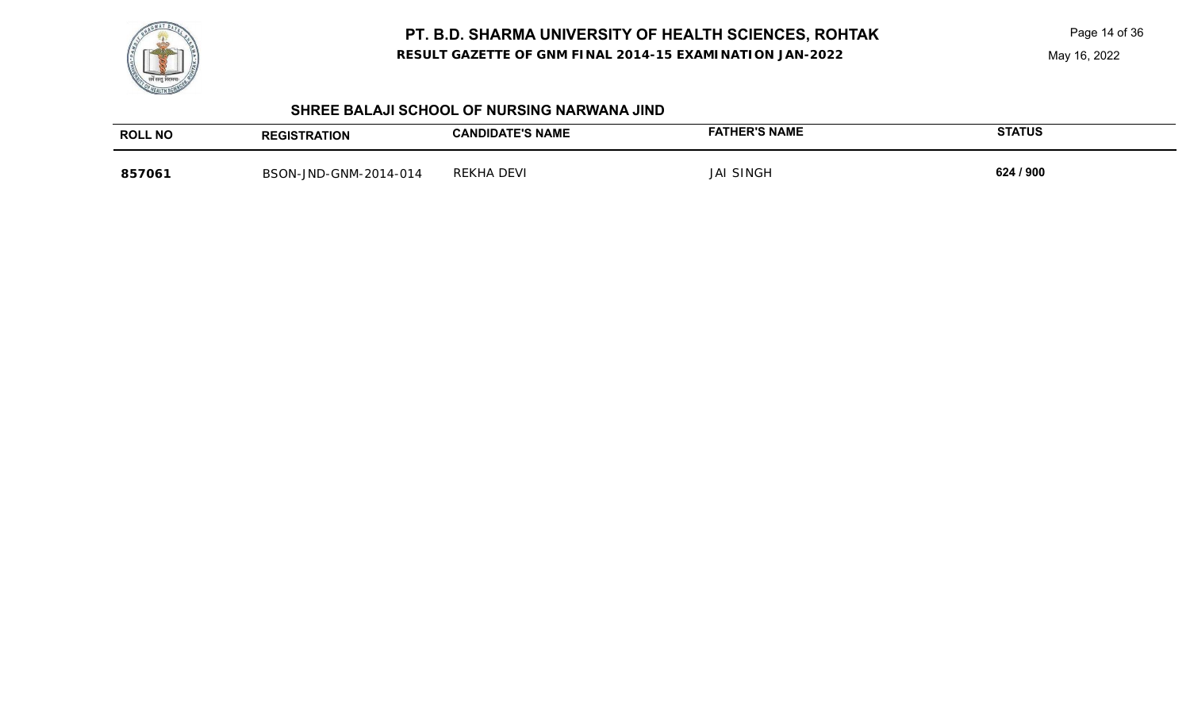## SHREE BALAJI SCHOOL OF NURSING NARWANA JIND

| ROLL NO | REGISTRATION | CANDIDATE'S NAME | FATHER'S NAME | STATUS |
|---|---|---|---|---|
| 857061 | BSON-JND-GNM-2014-014 | REKHA DEVI | JAI SINGH | 624 / 900 |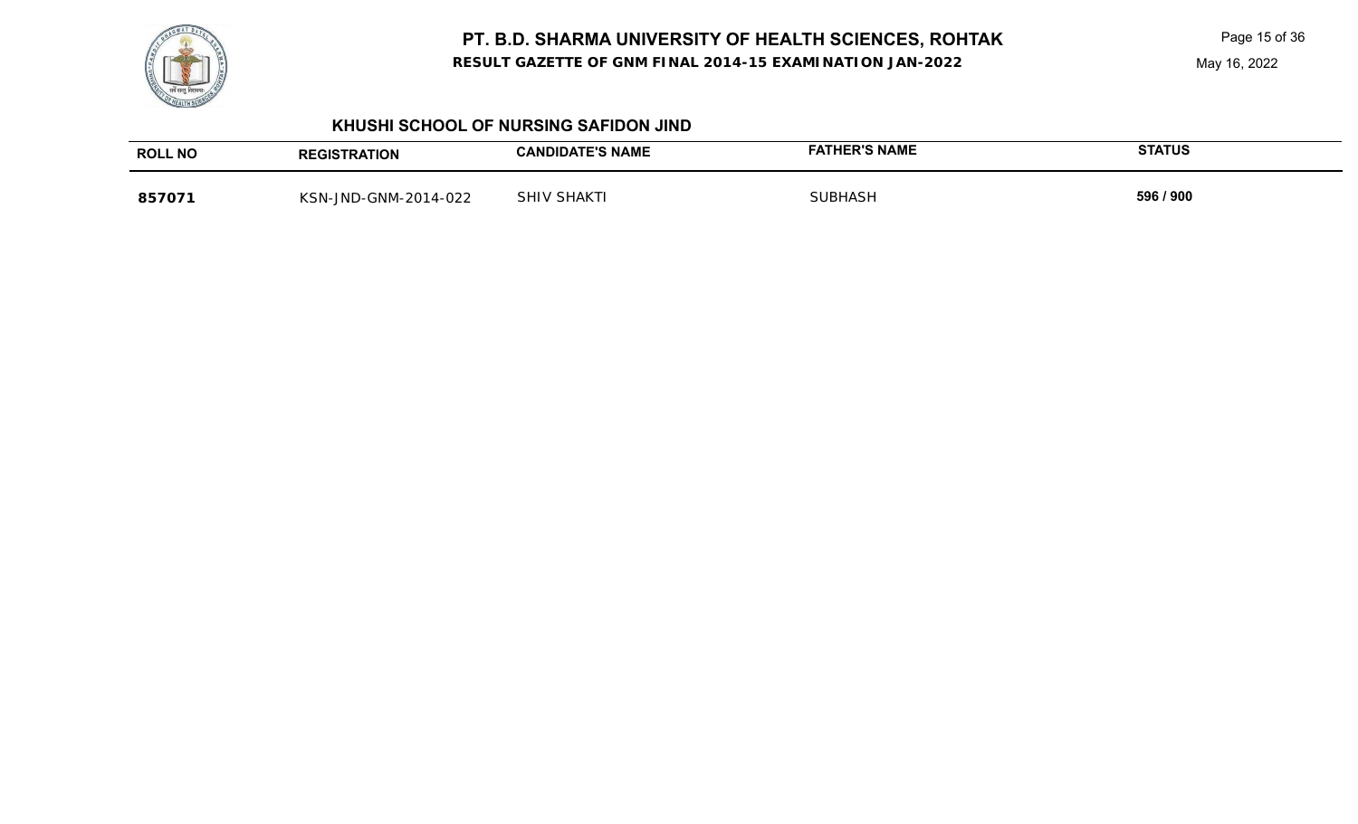## KHUSHI SCHOOL OF NURSING SAFIDON JIND

| ROLL NO | REGISTRATION | CANDIDATE'S NAME | FATHER'S NAME | STATUS |
|---|---|---|---|---|
| **857071** | KSN-JND-GNM-2014-022 | SHIV SHAKTI | SUBHASH | **596 / 900** |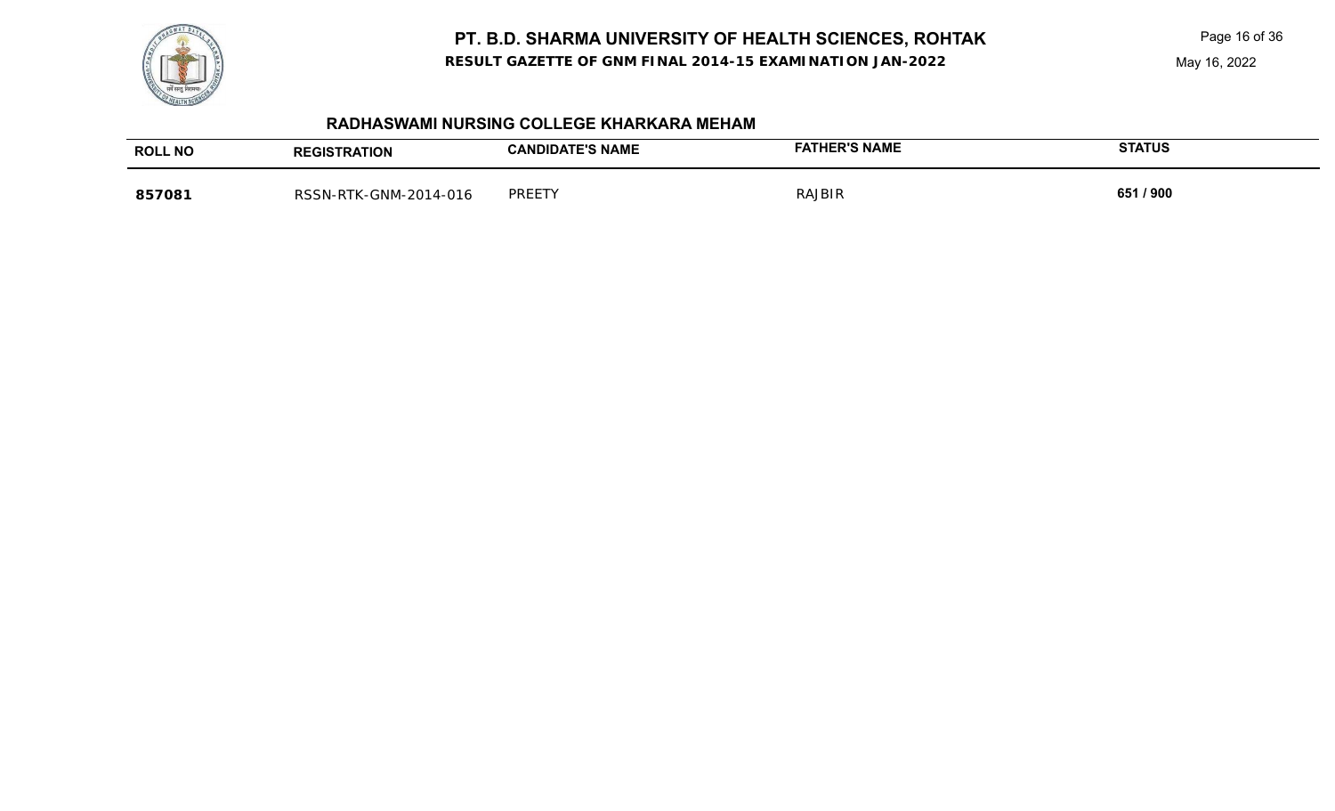# PT. B.D. SHARMA UNIVERSITY OF HEALTH SCIENCES, ROHTAK

**RESULT GAZETTE OF GNM FINAL 2014-15 EXAMINATION JAN-2022**

May 16, 2022

## RADHASWAMI NURSING COLLEGE KHARKARA MEHAM

| ROLL NO | REGISTRATION | CANDIDATE'S NAME | FATHER'S NAME | STATUS |
|---|---|---|---|---|
| **857081** | RSSN-RTK-GNM-2014-016 | PREETY | RAJBIR | **651 / 900** |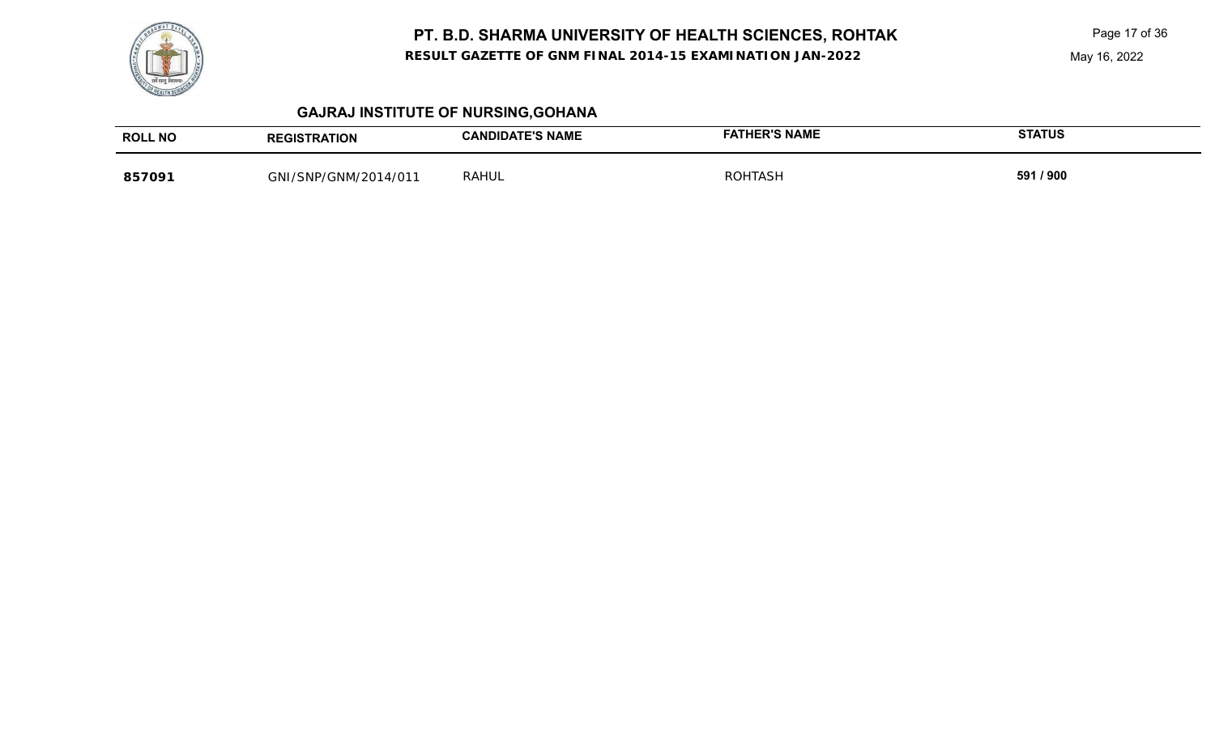## GAJRAJ INSTITUTE OF NURSING,GOHANA

| ROLL NO | REGISTRATION | CANDIDATE'S NAME | FATHER'S NAME | STATUS |
|---|---|---|---|---|
| **857091** | GNI/SNP/GNM/2014/011 | RAHUL | ROHTASH | **591 / 900** |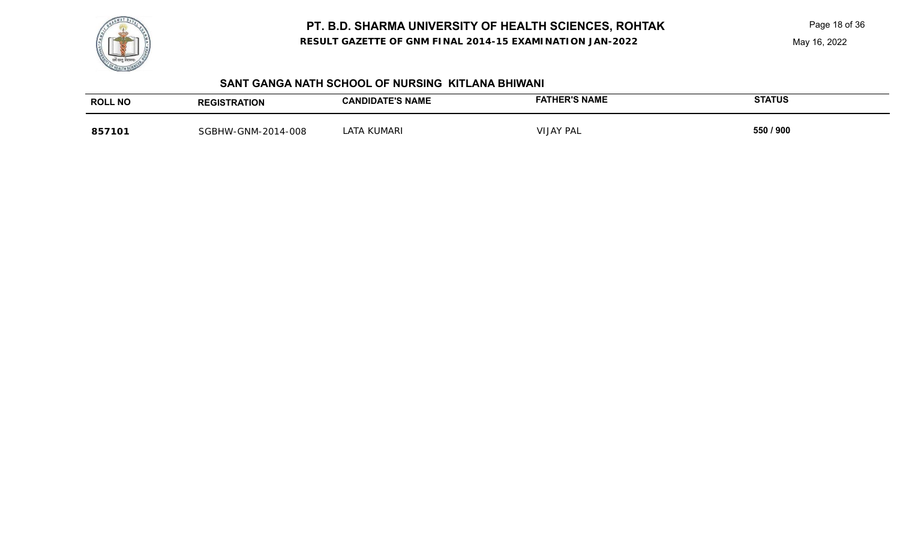# PT. B.D. SHARMA UNIVERSITY OF HEALTH SCIENCES, ROHTAK

**RESULT GAZETTE OF GNM FINAL 2014-15 EXAMINATION JAN-2022**

May 16, 2022

### SANT GANGA NATH SCHOOL OF NURSING KITLANA BHIWANI

| ROLL NO | REGISTRATION | CANDIDATE'S NAME | FATHER'S NAME | STATUS |
|---|---|---|---|---|
| **857101** | SGBHW-GNM-2014-008 | LATA KUMARI | VIJAY PAL | **550 / 900** |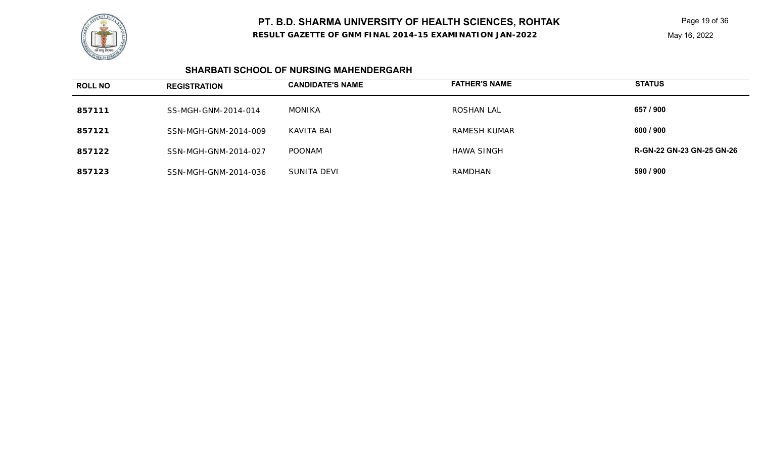# PT. B.D. SHARMA UNIVERSITY OF HEALTH SCIENCES, ROHTAK

**RESULT GAZETTE OF GNM FINAL 2014-15 EXAMINATION JAN-2022**

May 16, 2022

## SHARBATI SCHOOL OF NURSING MAHENDERGARH

| ROLL NO | REGISTRATION | CANDIDATE'S NAME | FATHER'S NAME | STATUS |
|---|---|---|---|---|
| 857111 | SS-MGH-GNM-2014-014 | MONIKA | ROSHAN LAL | 657 / 900 |
| 857121 | SSN-MGH-GNM-2014-009 | KAVITA BAI | RAMESH KUMAR | 600 / 900 |
| 857122 | SSN-MGH-GNM-2014-027 | POONAM | HAWA SINGH | R-GN-22 GN-23 GN-25 GN-26 |
| 857123 | SSN-MGH-GNM-2014-036 | SUNITA DEVI | RAMDHAN | 590 / 900 |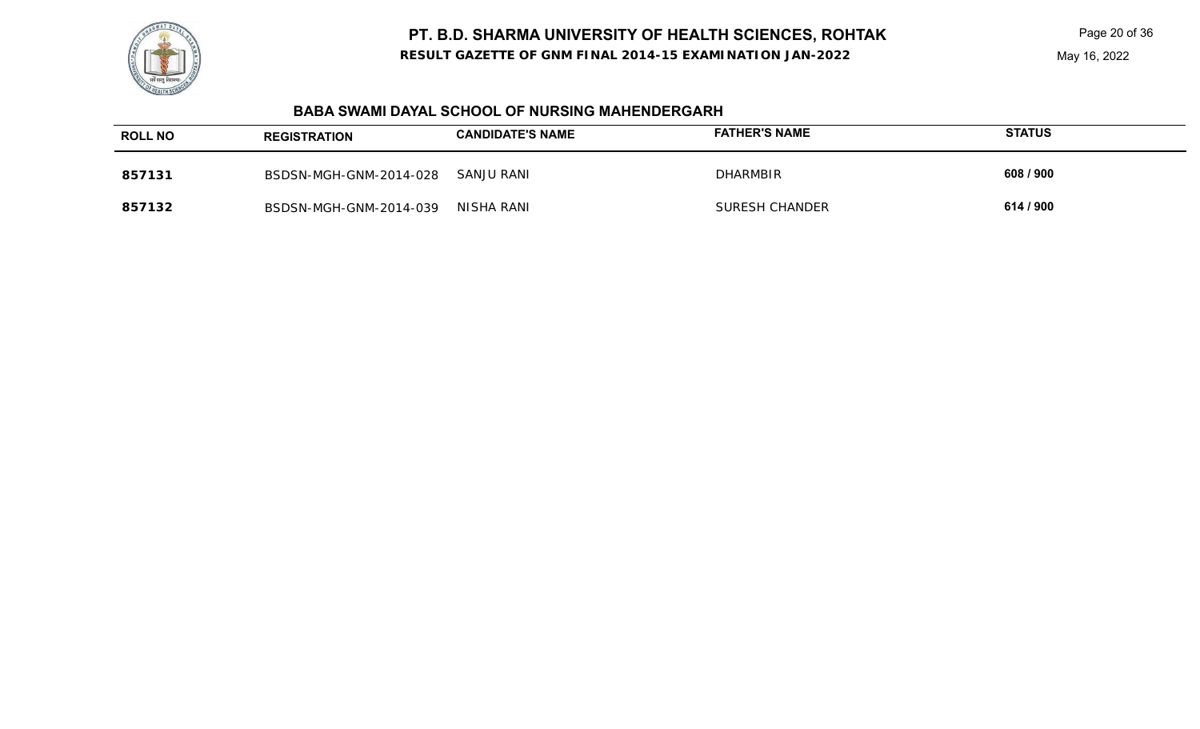# PT. B.D. SHARMA UNIVERSITY OF HEALTH SCIENCES, ROHTAK

**RESULT GAZETTE OF GNM FINAL 2014-15 EXAMINATION JAN-2022**

May 16, 2022

### BABA SWAMI DAYAL SCHOOL OF NURSING MAHENDERGARH

| ROLL NO | REGISTRATION | CANDIDATE'S NAME | FATHER'S NAME | STATUS |
|---|---|---|---|---|
| **857131** | BSDSN-MGH-GNM-2014-028 | SANJU RANI | DHARMBIR | **608 / 900** |
| **857132** | BSDSN-MGH-GNM-2014-039 | NISHA RANI | SURESH CHANDER | **614 / 900** |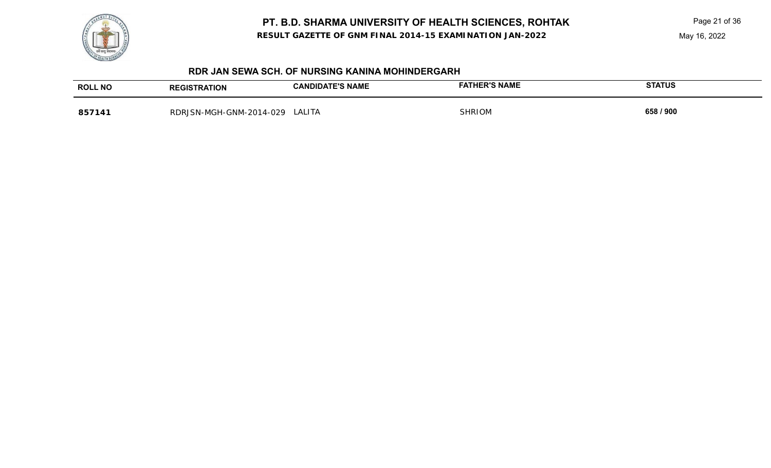## RDR JAN SEWA SCH. OF NURSING KANINA MOHINDERGARH

| ROLL NO | REGISTRATION | CANDIDATE'S NAME | FATHER'S NAME | STATUS |
|---|---|---|---|---|
| 857141 | RDRJSN-MGH-GNM-2014-029 | LALITA | SHRIOM | 658 / 900 |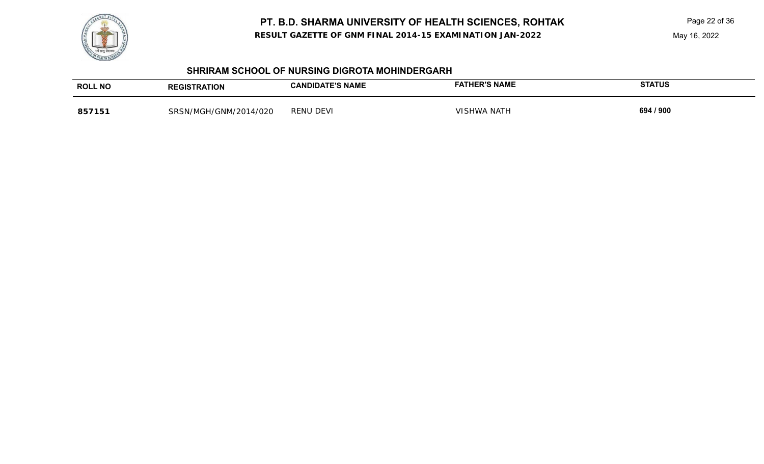## SHRIRAM SCHOOL OF NURSING DIGROTA MOHINDERGARH

| ROLL NO | REGISTRATION | CANDIDATE'S NAME | FATHER'S NAME | STATUS |
|---|---|---|---|---|
| **857151** | SRSN/MGH/GNM/2014/020 | RENU DEVI | VISHWA NATH | **694 / 900** |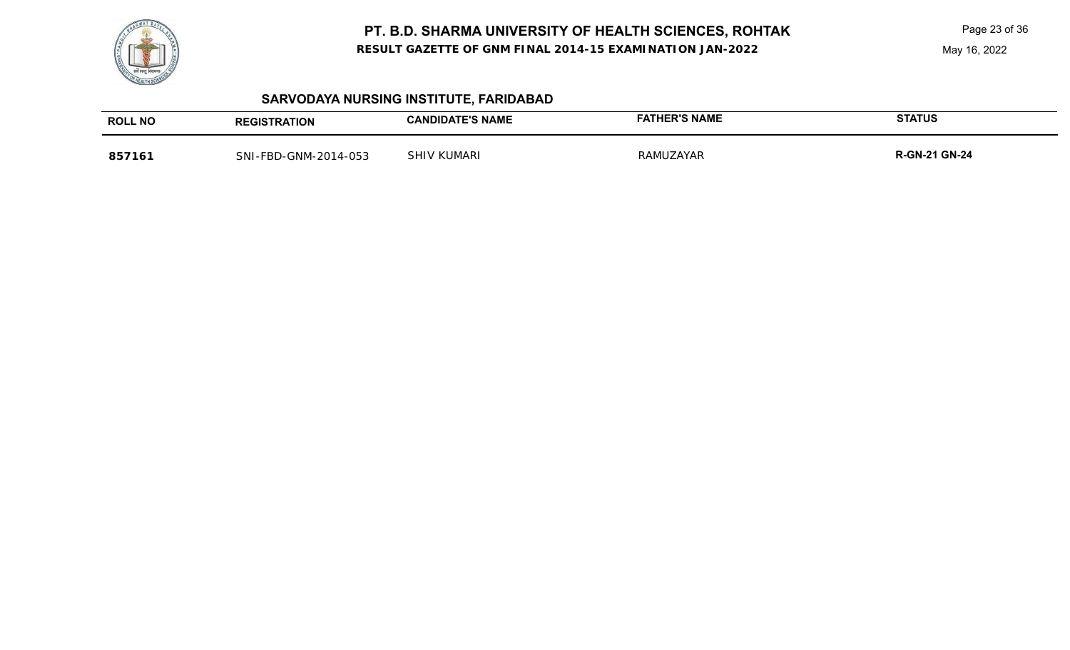# PT. B.D. SHARMA UNIVERSITY OF HEALTH SCIENCES, ROHTAK

**RESULT GAZETTE OF GNM FINAL 2014-15 EXAMINATION JAN-2022**

May 16, 2022

## SARVODAYA NURSING INSTITUTE, FARIDABAD

| ROLL NO | REGISTRATION | CANDIDATE'S NAME | FATHER'S NAME | STATUS |
|---|---|---|---|---|
| **857161** | SNI-FBD-GNM-2014-053 | SHIV KUMARI | RAMUZAYAR | **R-GN-21 GN-24** |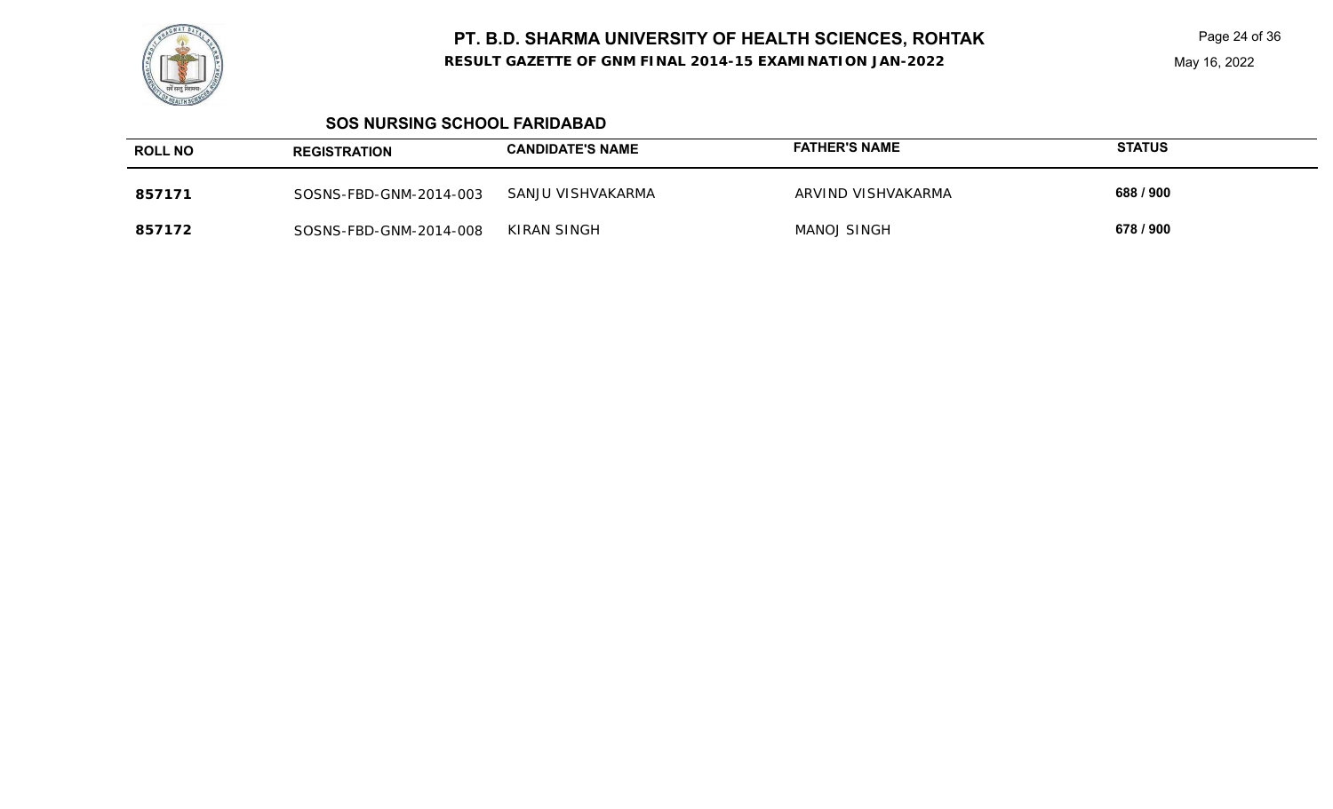# PT. B.D. SHARMA UNIVERSITY OF HEALTH SCIENCES, ROHTAK

**RESULT GAZETTE OF GNM FINAL 2014-15 EXAMINATION JAN-2022**

May 16, 2022

### SOS NURSING SCHOOL FARIDABAD

| ROLL NO | REGISTRATION | CANDIDATE'S NAME | FATHER'S NAME | STATUS |
|---|---|---|---|---|
| **857171** | SOSNS-FBD-GNM-2014-003 | SANJU VISHVAKARMA | ARVIND VISHVAKARMA | **688 / 900** |
| **857172** | SOSNS-FBD-GNM-2014-008 | KIRAN SINGH | MANOJ SINGH | **678 / 900** |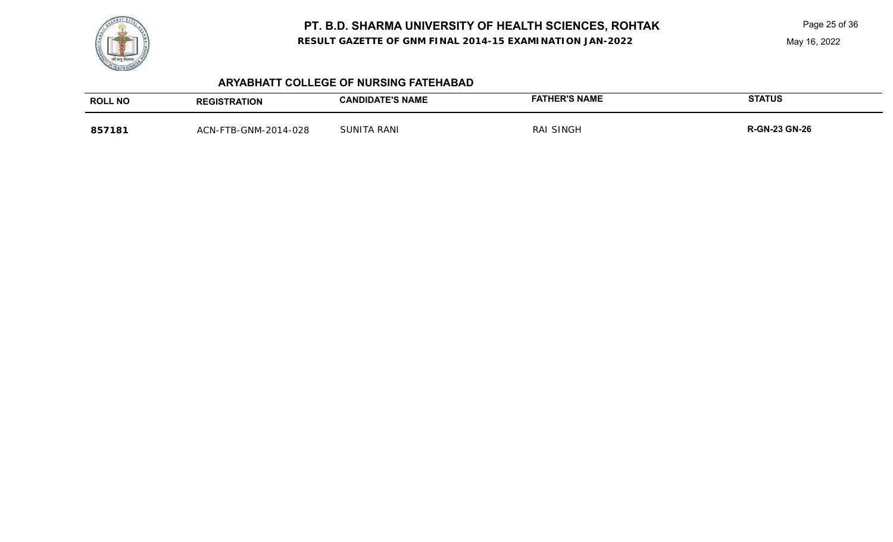# PT. B.D. SHARMA UNIVERSITY OF HEALTH SCIENCES, ROHTAK

**RESULT GAZETTE OF GNM FINAL 2014-15 EXAMINATION JAN-2022**

May 16, 2022

## ARYABHATT COLLEGE OF NURSING FATEHABAD

| ROLL NO | REGISTRATION | CANDIDATE'S NAME | FATHER'S NAME | STATUS |
|---|---|---|---|---|
| **857181** | ACN-FTB-GNM-2014-028 | SUNITA RANI | RAI SINGH | **R-GN-23 GN-26** |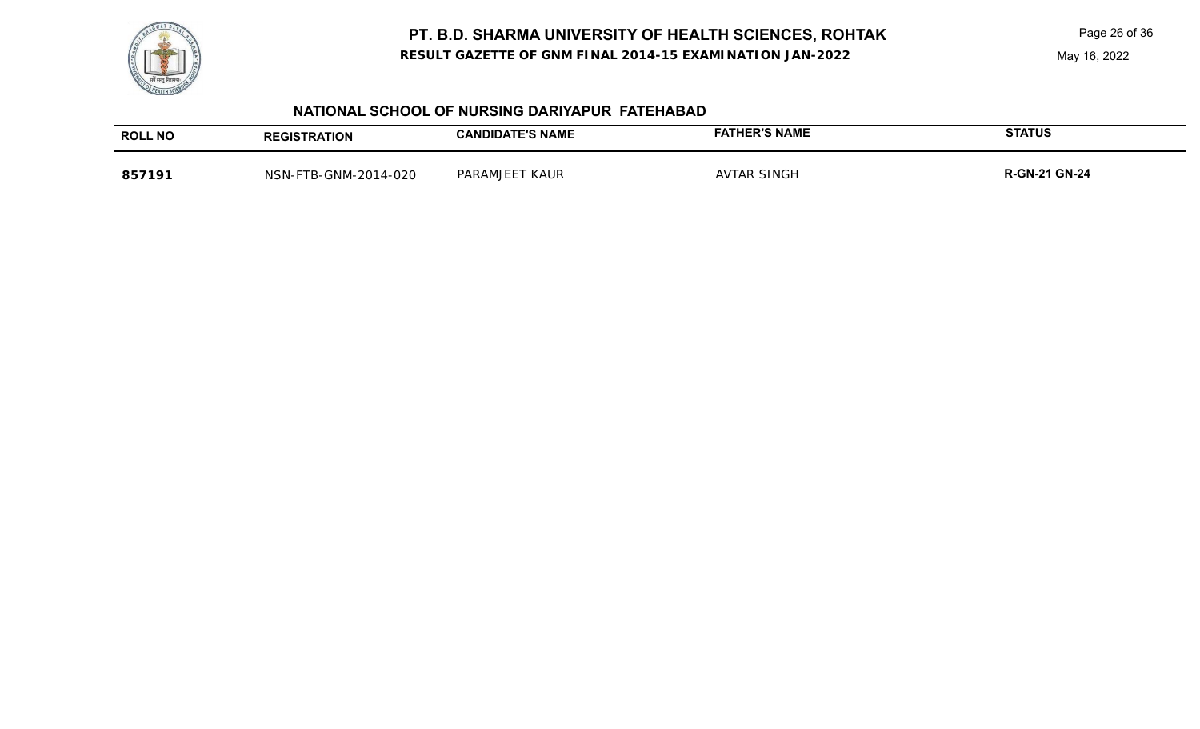## NATIONAL SCHOOL OF NURSING DARIYAPUR FATEHABAD

| ROLL NO | REGISTRATION | CANDIDATE'S NAME | FATHER'S NAME | STATUS |
|---|---|---|---|---|
| 857191 | NSN-FTB-GNM-2014-020 | PARAMJEET KAUR | AVTAR SINGH | R-GN-21 GN-24 |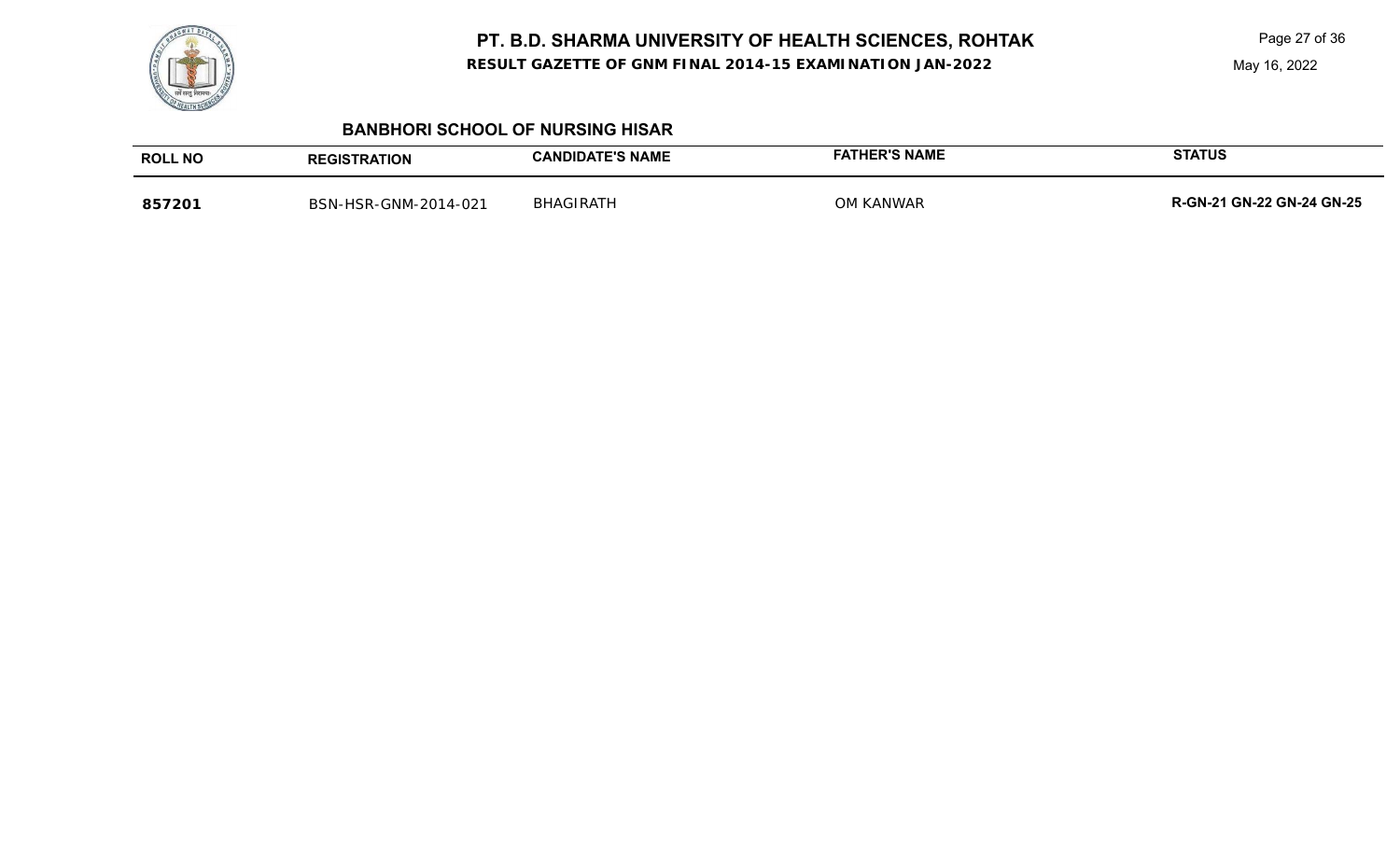# PT. B.D. SHARMA UNIVERSITY OF HEALTH SCIENCES, ROHTAK

**RESULT GAZETTE OF GNM FINAL 2014-15 EXAMINATION JAN-2022**

May 16, 2022

### BANBHORI SCHOOL OF NURSING HISAR

| ROLL NO | REGISTRATION | CANDIDATE'S NAME | FATHER'S NAME | STATUS |
|---|---|---|---|---|
| **857201** | BSN-HSR-GNM-2014-021 | BHAGIRATH | OM KANWAR | **R-GN-21 GN-22 GN-24 GN-25** |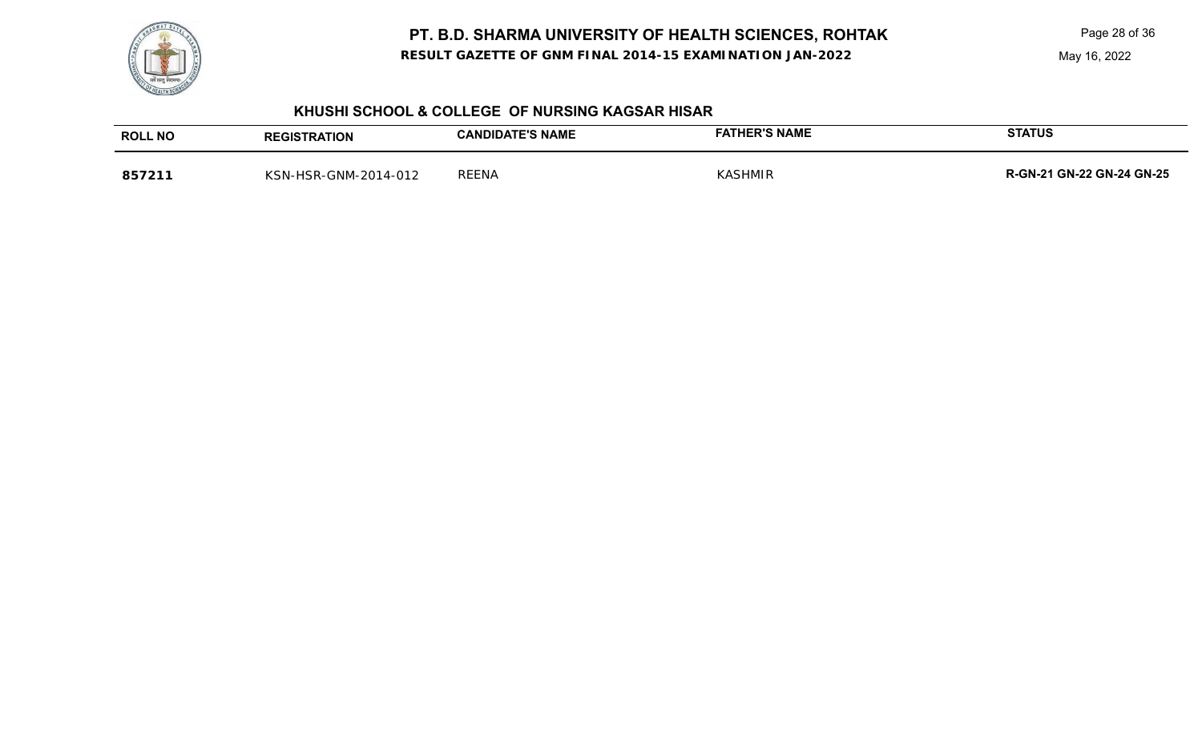## KHUSHI SCHOOL & COLLEGE OF NURSING KAGSAR HISAR

| ROLL NO | REGISTRATION | CANDIDATE'S NAME | FATHER'S NAME | STATUS |
|---|---|---|---|---|
| **857211** | KSN-HSR-GNM-2014-012 | REENA | KASHMIR | **R-GN-21 GN-22 GN-24 GN-25** |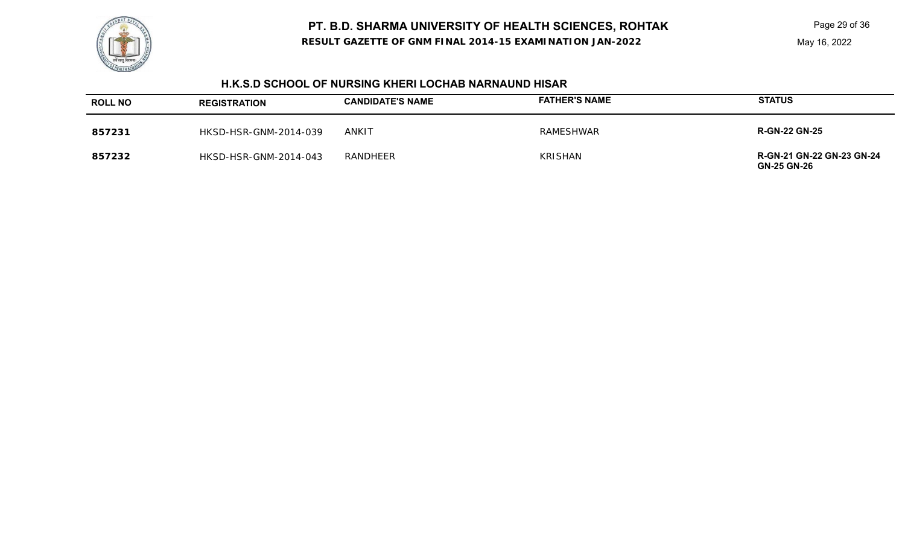## H.K.S.D SCHOOL OF NURSING KHERI LOCHAB NARNAUND HISAR

| ROLL NO | REGISTRATION | CANDIDATE'S NAME | FATHER'S NAME | STATUS |
|---|---|---|---|---|
| 857231 | HKSD-HSR-GNM-2014-039 | ANKIT | RAMESHWAR | R-GN-22 GN-25 |
| 857232 | HKSD-HSR-GNM-2014-043 | RANDHEER | KRISHAN | R-GN-21 GN-22 GN-23 GN-24 GN-25 GN-26 |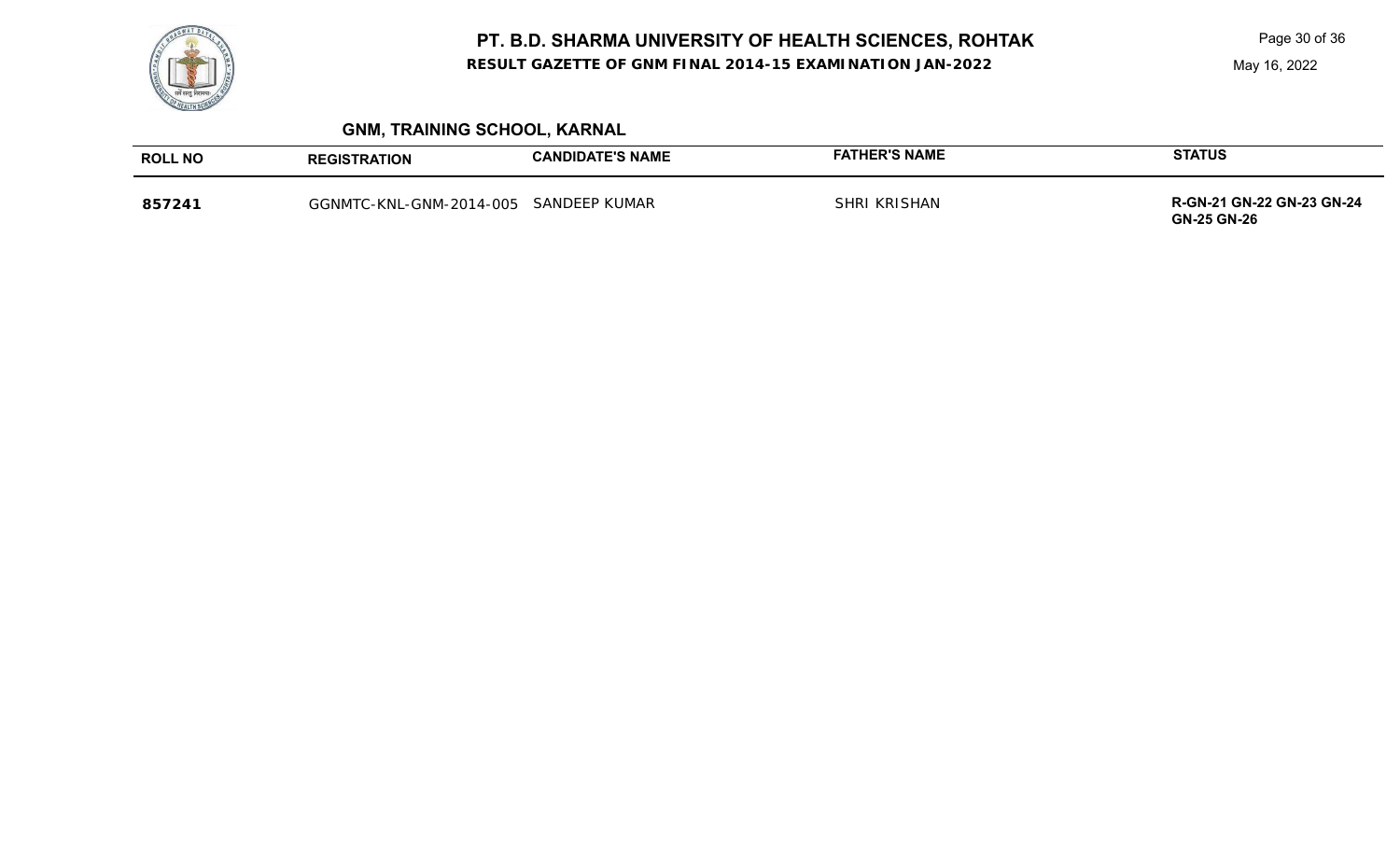# PT. B.D. SHARMA UNIVERSITY OF HEALTH SCIENCES, ROHTAK

**RESULT GAZETTE OF GNM FINAL 2014-15 EXAMINATION JAN-2022**

May 16, 2022

## GNM, TRAINING SCHOOL, KARNAL

| ROLL NO | REGISTRATION | CANDIDATE'S NAME | FATHER'S NAME | STATUS |
|---|---|---|---|---|
| 857241 | GGNMTC-KNL-GNM-2014-005 | SANDEEP KUMAR | SHRI KRISHAN | R-GN-21 GN-22 GN-23 GN-24 GN-25 GN-26 |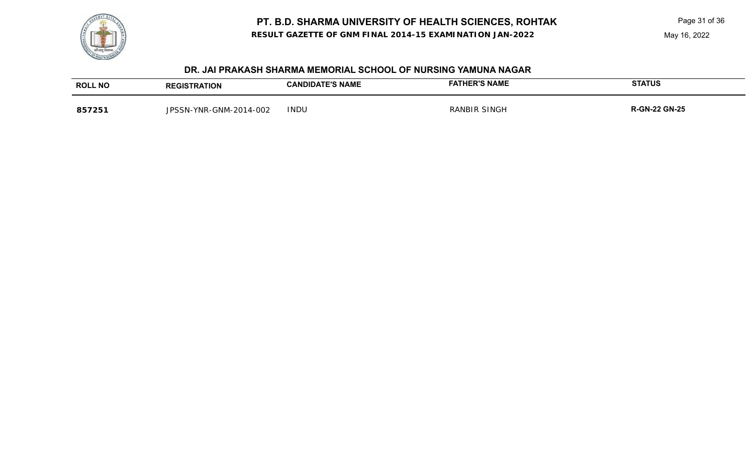## DR. JAI PRAKASH SHARMA MEMORIAL SCHOOL OF NURSING YAMUNA NAGAR

| ROLL NO | REGISTRATION | CANDIDATE'S NAME | FATHER'S NAME | STATUS |
|---|---|---|---|---|
| **857251** | JPSSN-YNR-GNM-2014-002 | INDU | RANBIR SINGH | **R-GN-22 GN-25** |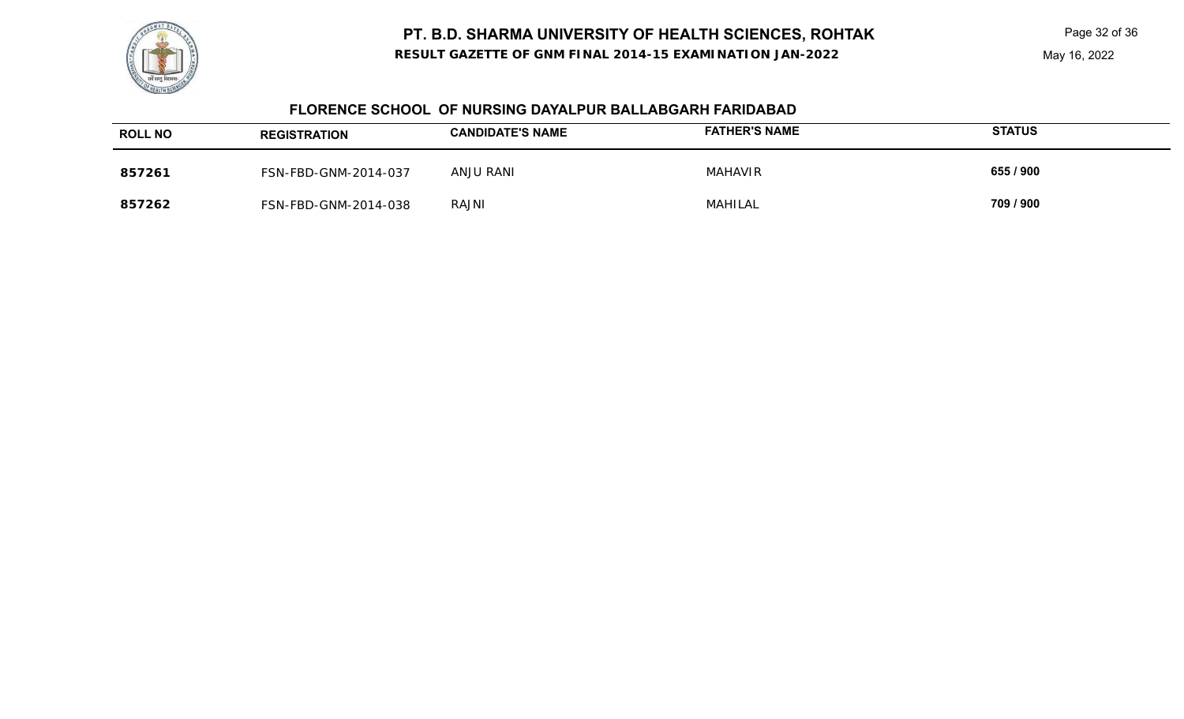# PT. B.D. SHARMA UNIVERSITY OF HEALTH SCIENCES, ROHTAK

**RESULT GAZETTE OF GNM FINAL 2014-15 EXAMINATION JAN-2022**

May 16, 2022

### FLORENCE SCHOOL OF NURSING DAYALPUR BALLABGARH FARIDABAD

| ROLL NO | REGISTRATION | CANDIDATE'S NAME | FATHER'S NAME | STATUS |
|---|---|---|---|---|
| **857261** | FSN-FBD-GNM-2014-037 | ANJU RANI | MAHAVIR | **655 / 900** |
| **857262** | FSN-FBD-GNM-2014-038 | RAJNI | MAHILAL | **709 / 900** |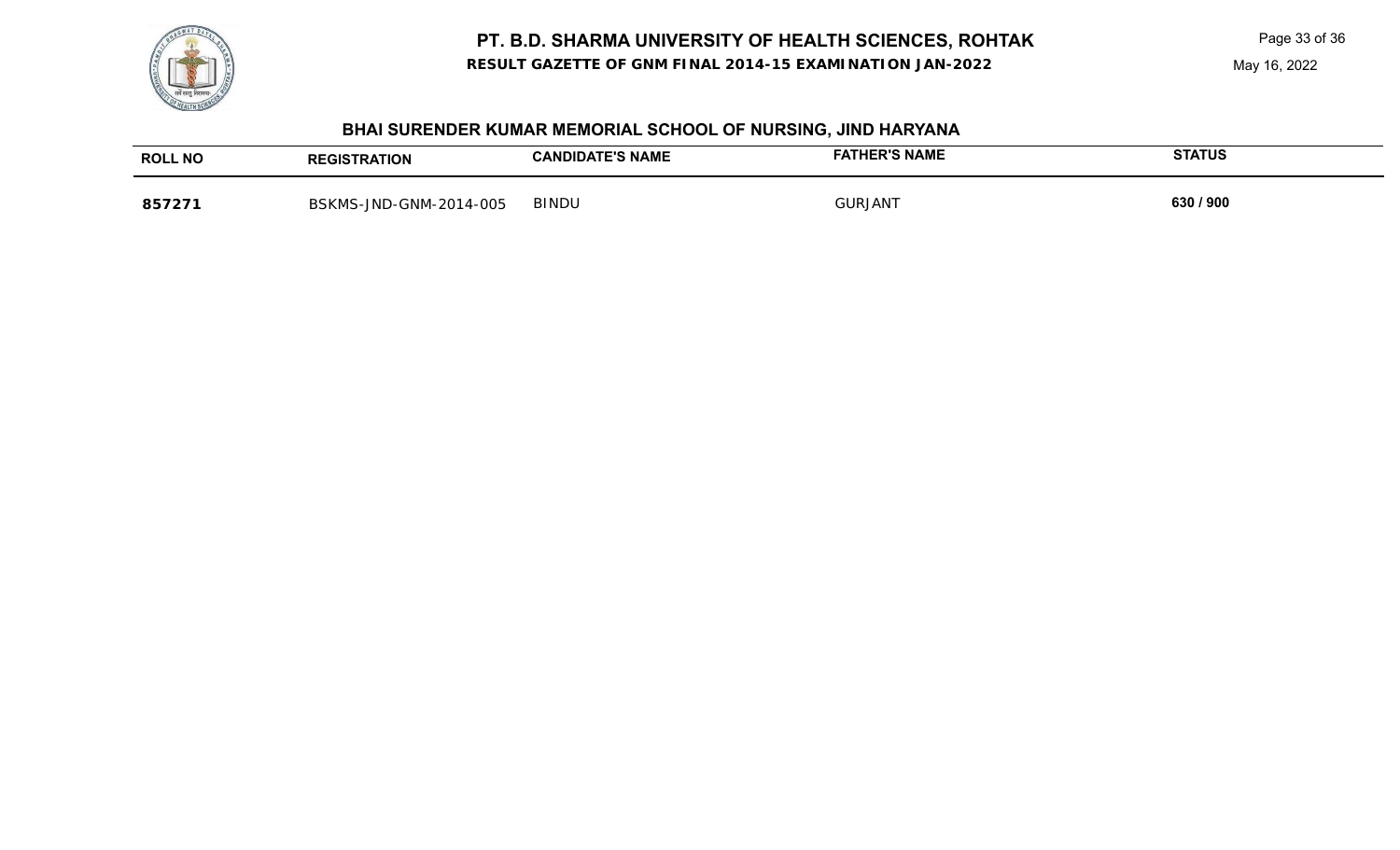## BHAI SURENDER KUMAR MEMORIAL SCHOOL OF NURSING, JIND HARYANA

| ROLL NO | REGISTRATION | CANDIDATE'S NAME | FATHER'S NAME | STATUS |
|---|---|---|---|---|
| 857271 | BSKMS-JND-GNM-2014-005 | BINDU | GURJANT | 630 / 900 |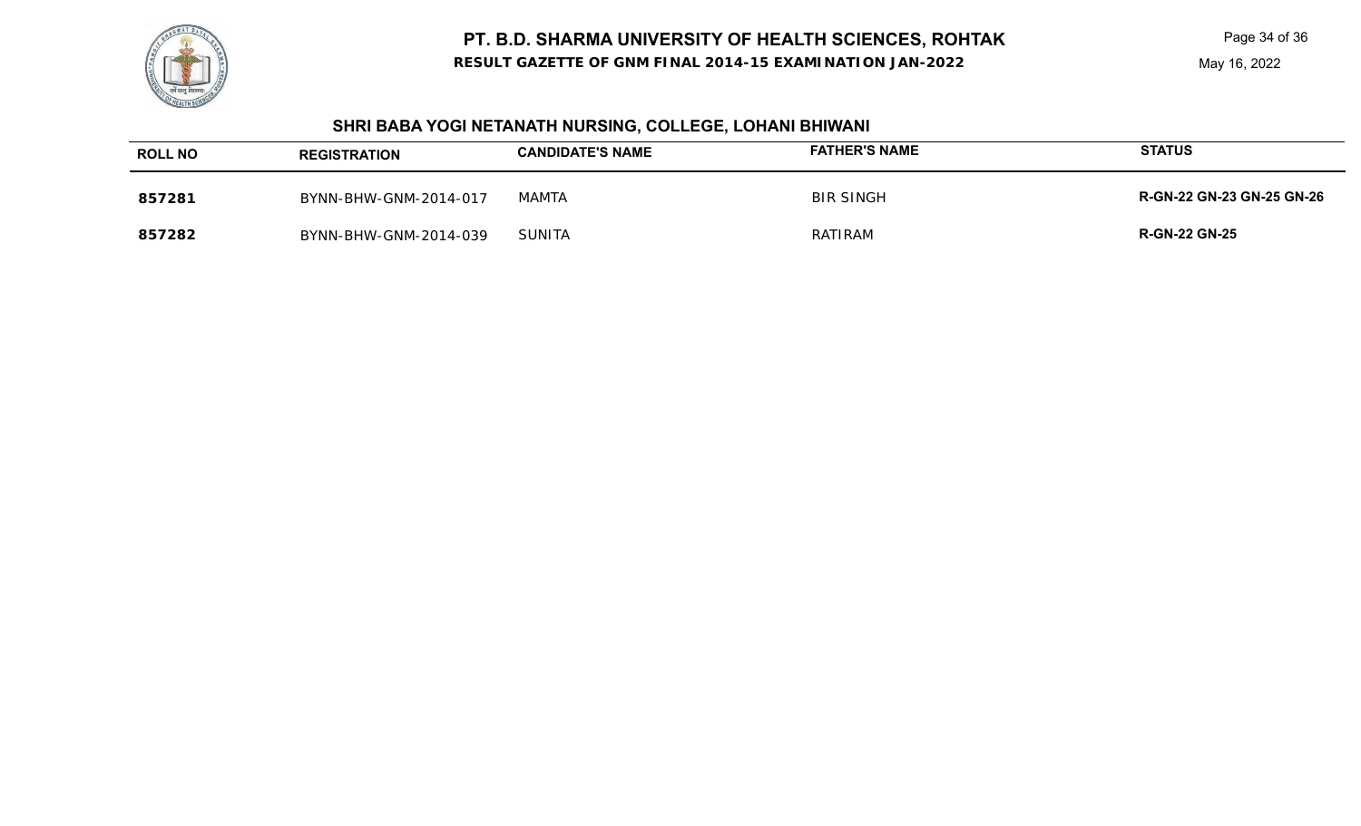# PT. B.D. SHARMA UNIVERSITY OF HEALTH SCIENCES, ROHTAK

**RESULT GAZETTE OF GNM FINAL 2014-15 EXAMINATION JAN-2022**

May 16, 2022

## SHRI BABA YOGI NETANATH NURSING, COLLEGE, LOHANI BHIWANI

| ROLL NO | REGISTRATION | CANDIDATE'S NAME | FATHER'S NAME | STATUS |
|---|---|---|---|---|
| **857281** | BYNN-BHW-GNM-2014-017 | MAMTA | BIR SINGH | **R-GN-22 GN-23 GN-25 GN-26** |
| **857282** | BYNN-BHW-GNM-2014-039 | SUNITA | RATIRAM | **R-GN-22 GN-25** |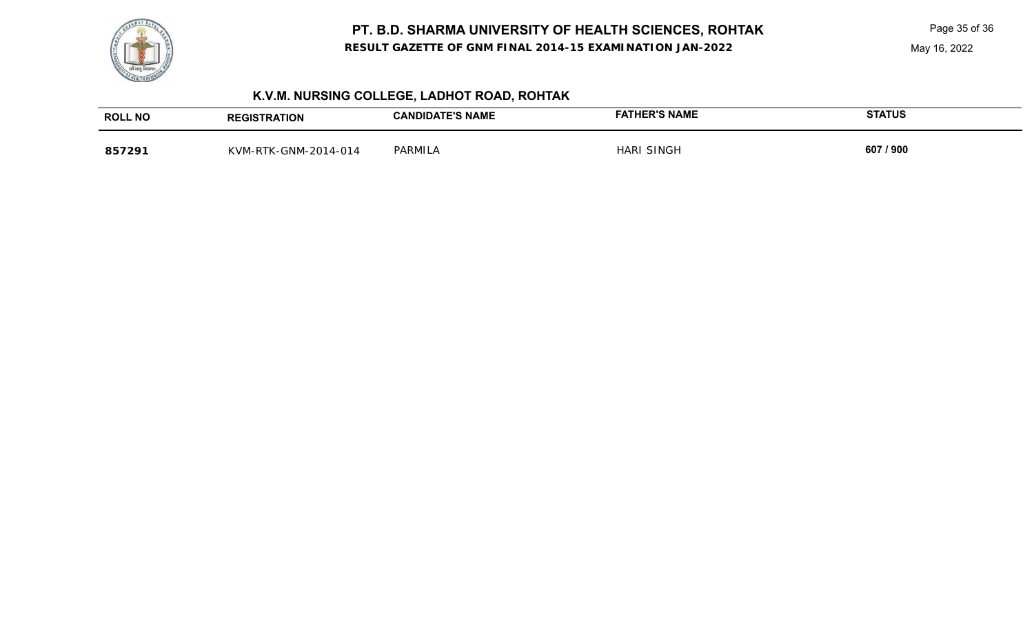## K.V.M. NURSING COLLEGE, LADHOT ROAD, ROHTAK

| ROLL NO | REGISTRATION | CANDIDATE'S NAME | FATHER'S NAME | STATUS |
|---|---|---|---|---|
| **857291** | KVM-RTK-GNM-2014-014 | PARMILA | HARI SINGH | **607 / 900** |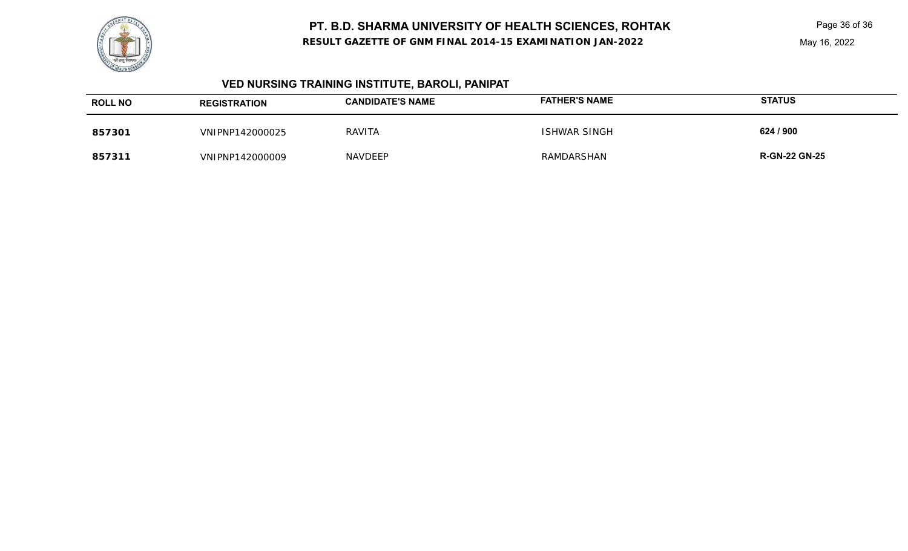# PT. B.D. SHARMA UNIVERSITY OF HEALTH SCIENCES, ROHTAK

**RESULT GAZETTE OF GNM FINAL 2014-15 EXAMINATION JAN-2022**

May 16, 2022

## VED NURSING TRAINING INSTITUTE, BAROLI, PANIPAT

| ROLL NO | REGISTRATION | CANDIDATE'S NAME | FATHER'S NAME | STATUS |
|---|---|---|---|---|
| **857301** | VNIPNP142000025 | RAVITA | ISHWAR SINGH | **624 / 900** |
| **857311** | VNIPNP142000009 | NAVDEEP | RAMDARSHAN | **R-GN-22 GN-25** |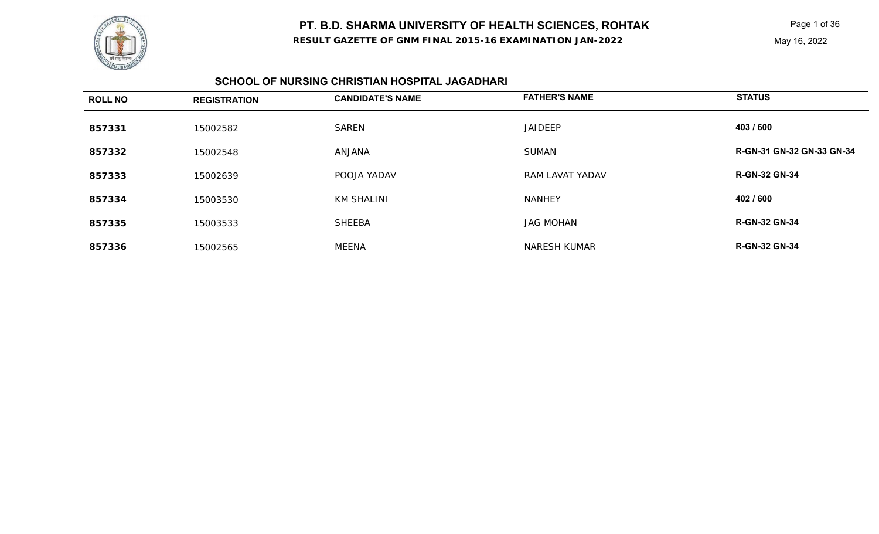# PT. B.D. SHARMA UNIVERSITY OF HEALTH SCIENCES, ROHTAK

**RESULT GAZETTE OF GNM FINAL 2015-16 EXAMINATION JAN-2022**

May 16, 2022

## SCHOOL OF NURSING CHRISTIAN HOSPITAL JAGADHARI

| ROLL NO | REGISTRATION | CANDIDATE'S NAME | FATHER'S NAME | STATUS |
|---|---|---|---|---|
| **857331** | 15002582 | SAREN | JAIDEEP | **403 / 600** |
| **857332** | 15002548 | ANJANA | SUMAN | **R-GN-31 GN-32 GN-33 GN-34** |
| **857333** | 15002639 | POOJA YADAV | RAM LAVAT YADAV | **R-GN-32 GN-34** |
| **857334** | 15003530 | KM SHALINI | NANHEY | **402 / 600** |
| **857335** | 15003533 | SHEEBA | JAG MOHAN | **R-GN-32 GN-34** |
| **857336** | 15002565 | MEENA | NARESH KUMAR | **R-GN-32 GN-34** |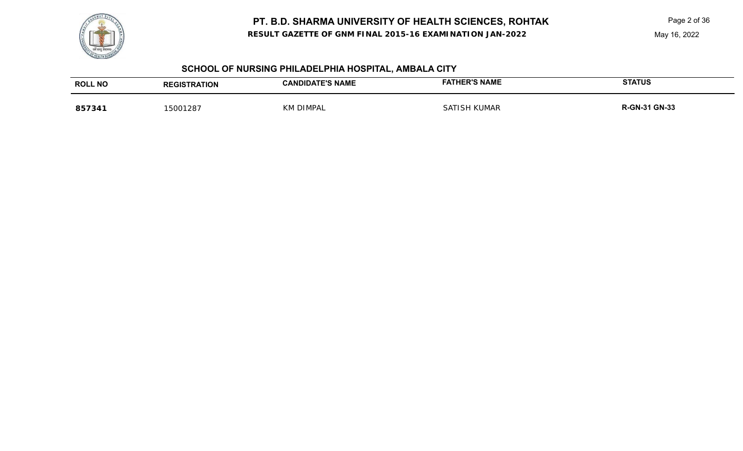# PT. B.D. SHARMA UNIVERSITY OF HEALTH SCIENCES, ROHTAK

**RESULT GAZETTE OF GNM FINAL 2015-16 EXAMINATION JAN-2022**

May 16, 2022

## SCHOOL OF NURSING PHILADELPHIA HOSPITAL, AMBALA CITY

| ROLL NO | REGISTRATION | CANDIDATE'S NAME | FATHER'S NAME | STATUS |
|---|---|---|---|---|
| **857341** | 15001287 | KM DIMPAL | SATISH KUMAR | **R-GN-31 GN-33** |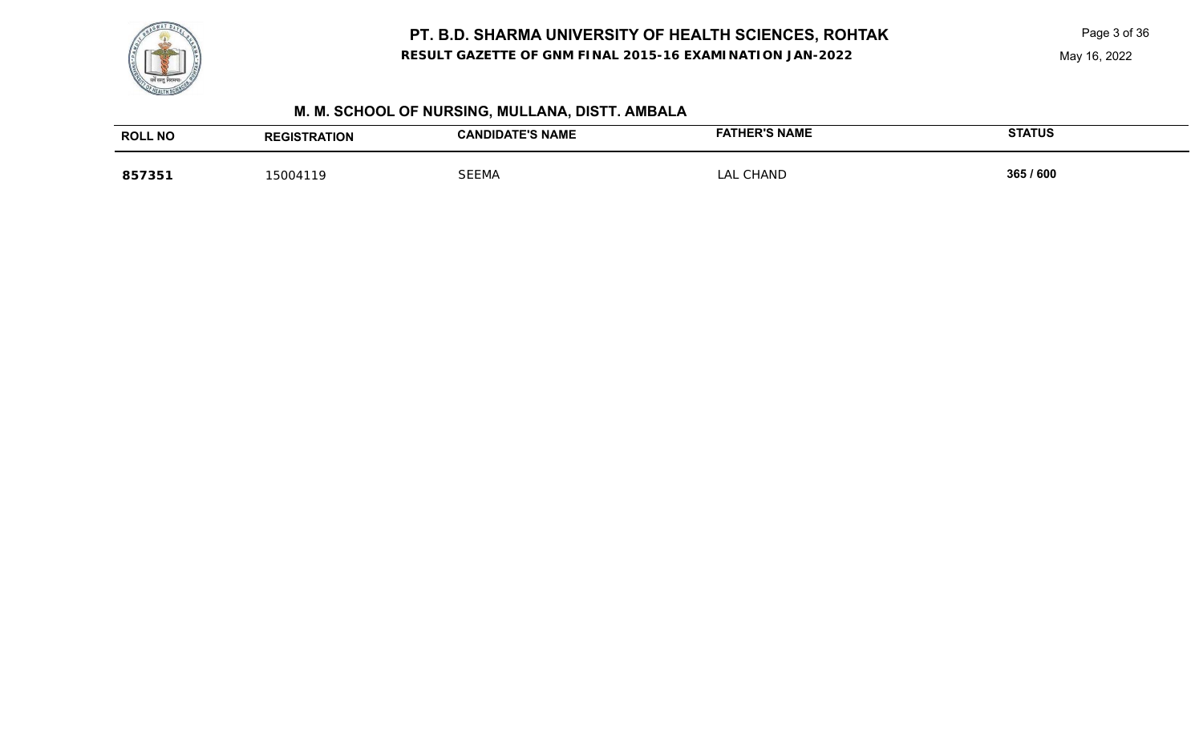# PT. B.D. SHARMA UNIVERSITY OF HEALTH SCIENCES, ROHTAK

**RESULT GAZETTE OF GNM FINAL 2015-16 EXAMINATION JAN-2022**

May 16, 2022

### M. M. SCHOOL OF NURSING, MULLANA, DISTT. AMBALA

| ROLL NO | REGISTRATION | CANDIDATE'S NAME | FATHER'S NAME | STATUS |
|---|---|---|---|---|
| **857351** | 15004119 | SEEMA | LAL CHAND | **365 / 600** |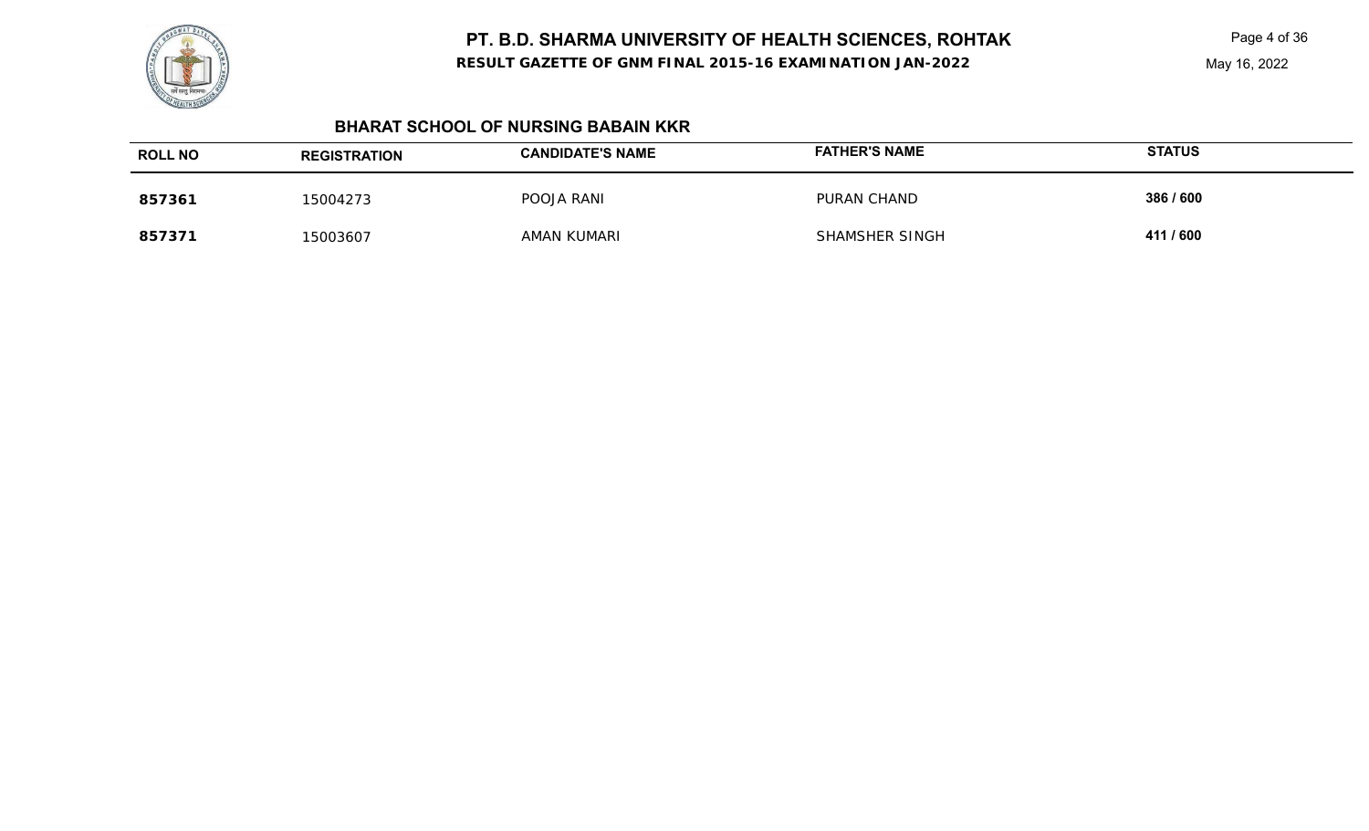## BHARAT SCHOOL OF NURSING BABAIN KKR

| ROLL NO | REGISTRATION | CANDIDATE'S NAME | FATHER'S NAME | STATUS |
|---|---|---|---|---|
| **857361** | 15004273 | POOJA RANI | PURAN CHAND | **386 / 600** |
| **857371** | 15003607 | AMAN KUMARI | SHAMSHER SINGH | **411 / 600** |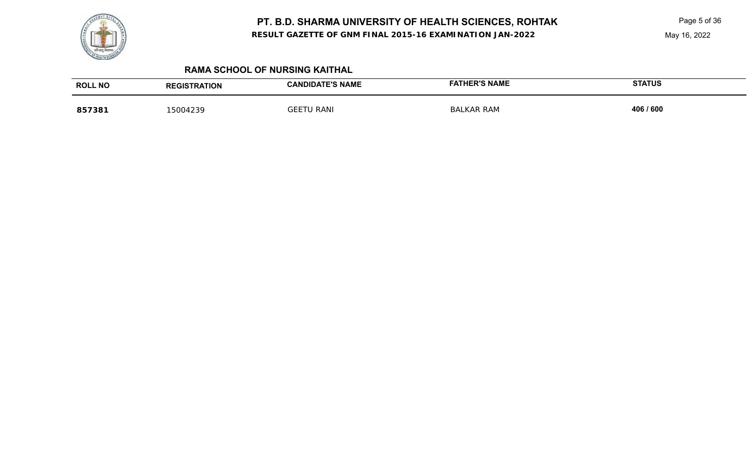# PT. B.D. SHARMA UNIVERSITY OF HEALTH SCIENCES, ROHTAK

**RESULT GAZETTE OF GNM FINAL 2015-16 EXAMINATION JAN-2022**

May 16, 2022

## RAMA SCHOOL OF NURSING KAITHAL

| ROLL NO | REGISTRATION | CANDIDATE'S NAME | FATHER'S NAME | STATUS |
|---|---|---|---|---|
| **857381** | 15004239 | GEETU RANI | BALKAR RAM | **406 / 600** |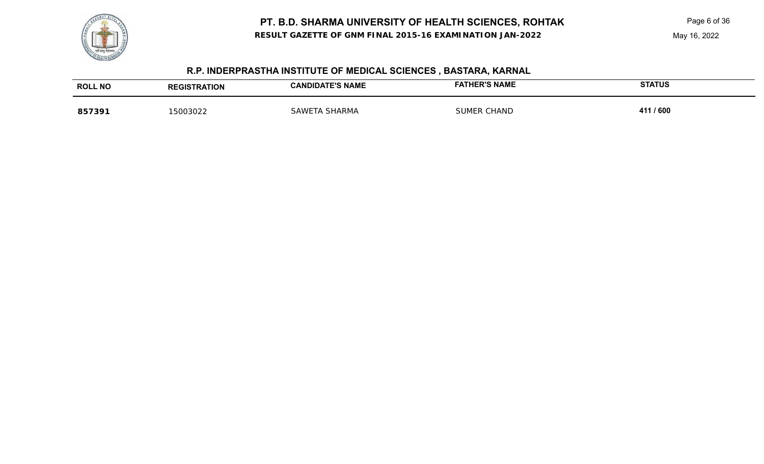# PT. B.D. SHARMA UNIVERSITY OF HEALTH SCIENCES, ROHTAK

**RESULT GAZETTE OF GNM FINAL 2015-16 EXAMINATION JAN-2022**

May 16, 2022

## R.P. INDERPRASTHA INSTITUTE OF MEDICAL SCIENCES , BASTARA, KARNAL

| ROLL NO | REGISTRATION | CANDIDATE'S NAME | FATHER'S NAME | STATUS |
|---|---|---|---|---|
| **857391** | 15003022 | SAWETA SHARMA | SUMER CHAND | **411 / 600** |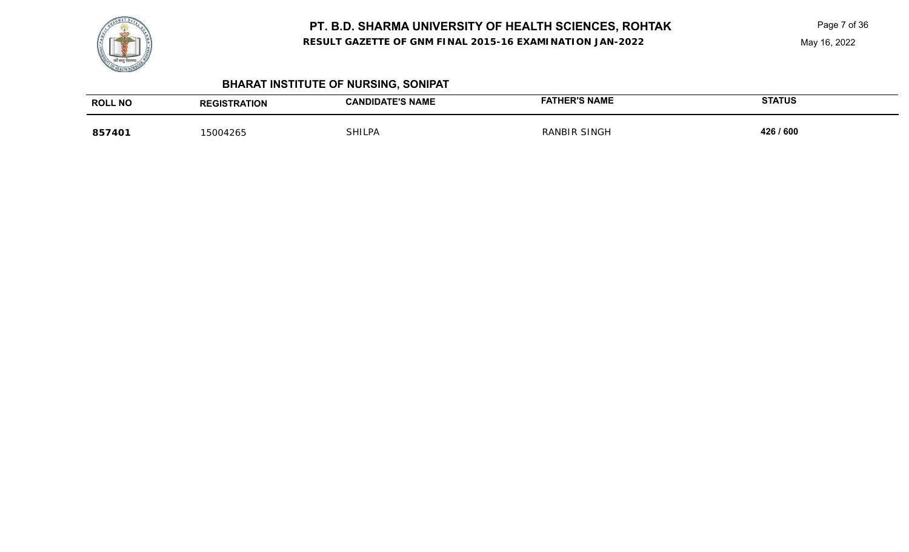# PT. B.D. SHARMA UNIVERSITY OF HEALTH SCIENCES, ROHTAK

**RESULT GAZETTE OF GNM FINAL 2015-16 EXAMINATION JAN-2022**

May 16, 2022

## BHARAT INSTITUTE OF NURSING, SONIPAT

| ROLL NO | REGISTRATION | CANDIDATE'S NAME | FATHER'S NAME | STATUS |
|---|---|---|---|---|
| **857401** | 15004265 | SHILPA | RANBIR SINGH | **426 / 600** |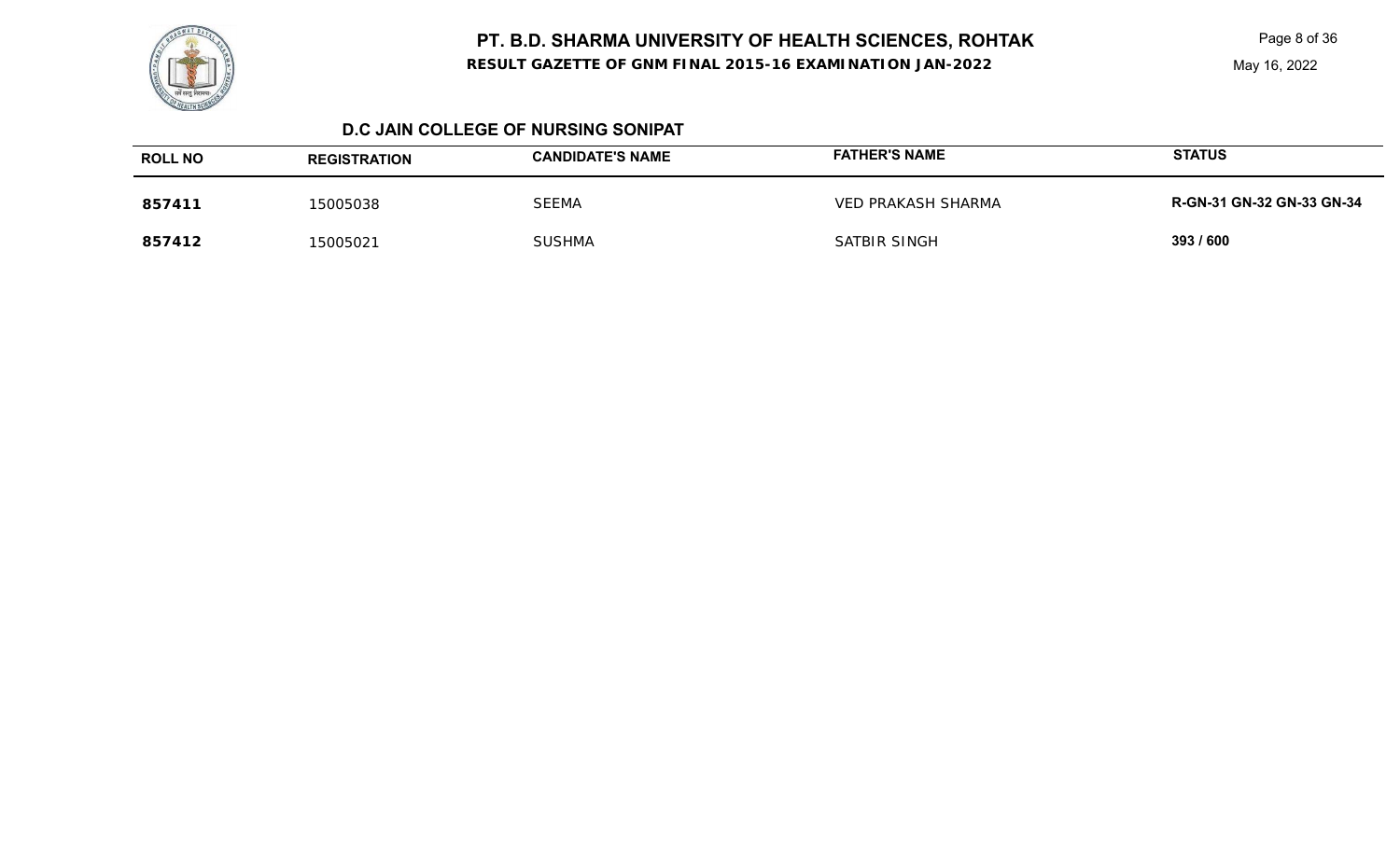# PT. B.D. SHARMA UNIVERSITY OF HEALTH SCIENCES, ROHTAK

**RESULT GAZETTE OF GNM FINAL 2015-16 EXAMINATION JAN-2022**

May 16, 2022

### D.C JAIN COLLEGE OF NURSING SONIPAT

| ROLL NO | REGISTRATION | CANDIDATE'S NAME | FATHER'S NAME | STATUS |
|---|---|---|---|---|
| **857411** | 15005038 | SEEMA | VED PRAKASH SHARMA | **R-GN-31 GN-32 GN-33 GN-34** |
| **857412** | 15005021 | SUSHMA | SATBIR SINGH | **393 / 600** |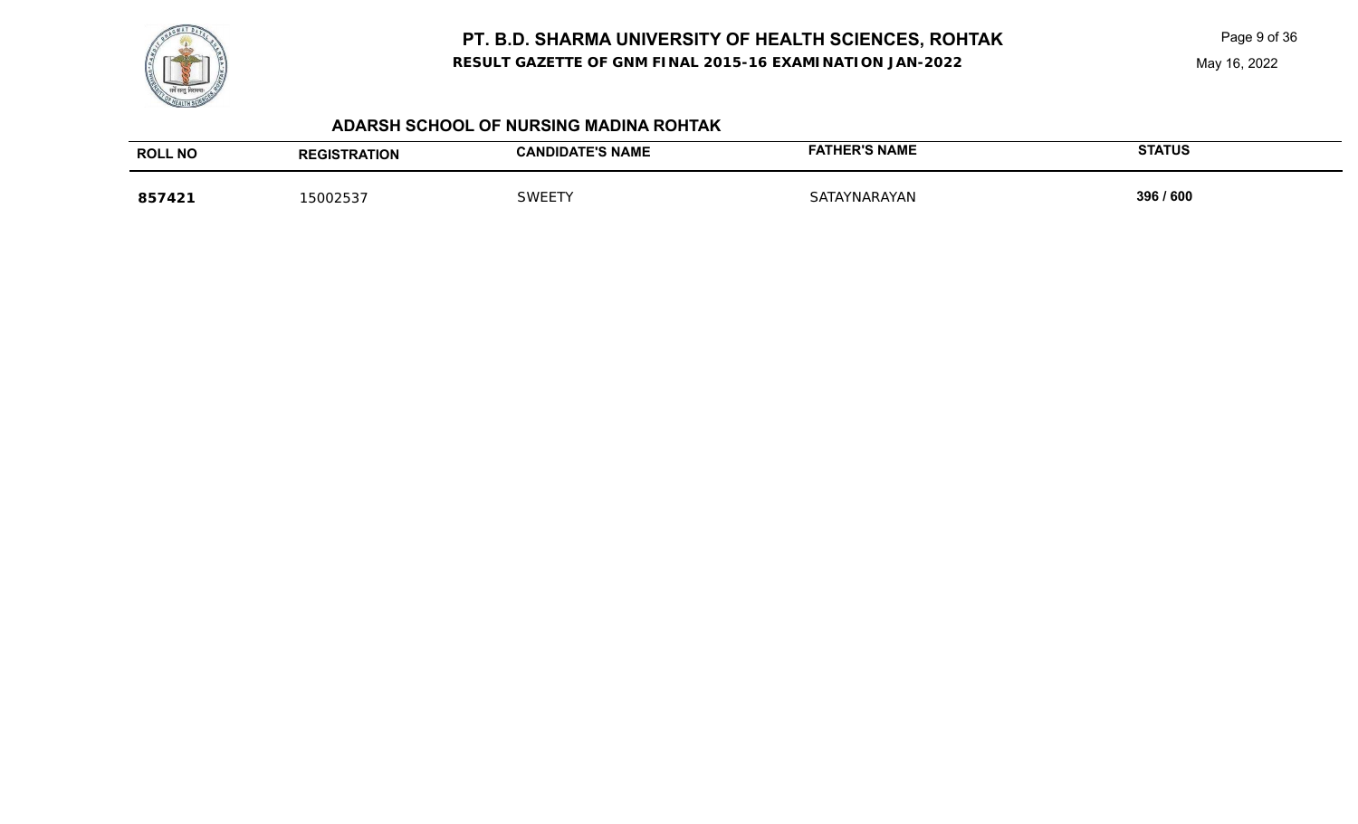# PT. B.D. SHARMA UNIVERSITY OF HEALTH SCIENCES, ROHTAK

**RESULT GAZETTE OF GNM FINAL 2015-16 EXAMINATION JAN-2022**

May 16, 2022

## ADARSH SCHOOL OF NURSING MADINA ROHTAK

| ROLL NO | REGISTRATION | CANDIDATE'S NAME | FATHER'S NAME | STATUS |
|---|---|---|---|---|
| **857421** | 15002537 | SWEETY | SATAYNARAYAN | **396 / 600** |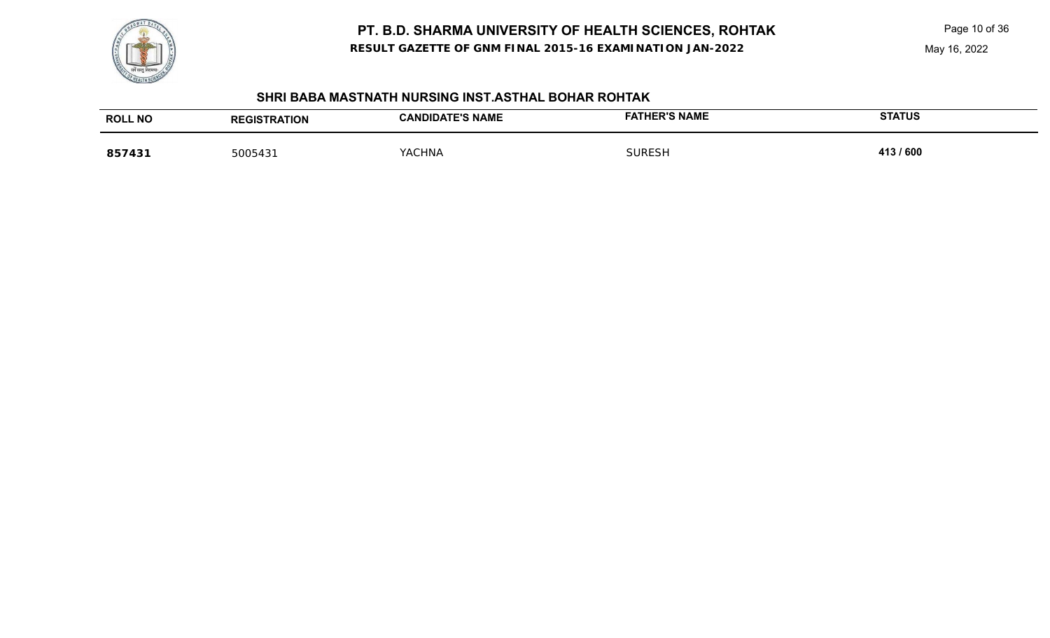# PT. B.D. SHARMA UNIVERSITY OF HEALTH SCIENCES, ROHTAK

**RESULT GAZETTE OF GNM FINAL 2015-16 EXAMINATION JAN-2022**

May 16, 2022

### SHRI BABA MASTNATH NURSING INST.ASTHAL BOHAR ROHTAK

| ROLL NO | REGISTRATION | CANDIDATE'S NAME | FATHER'S NAME | STATUS |
|---|---|---|---|---|
| **857431** | 5005431 | YACHNA | SURESH | **413 / 600** |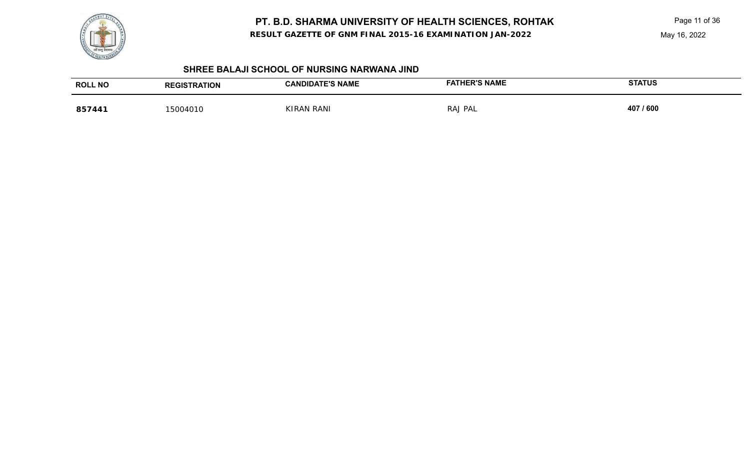# PT. B.D. SHARMA UNIVERSITY OF HEALTH SCIENCES, ROHTAK

**RESULT GAZETTE OF GNM FINAL 2015-16 EXAMINATION JAN-2022**

May 16, 2022

## SHREE BALAJI SCHOOL OF NURSING NARWANA JIND

| ROLL NO | REGISTRATION | CANDIDATE'S NAME | FATHER'S NAME | STATUS |
|---|---|---|---|---|
| **857441** | 15004010 | KIRAN RANI | RAJ PAL | **407 / 600** |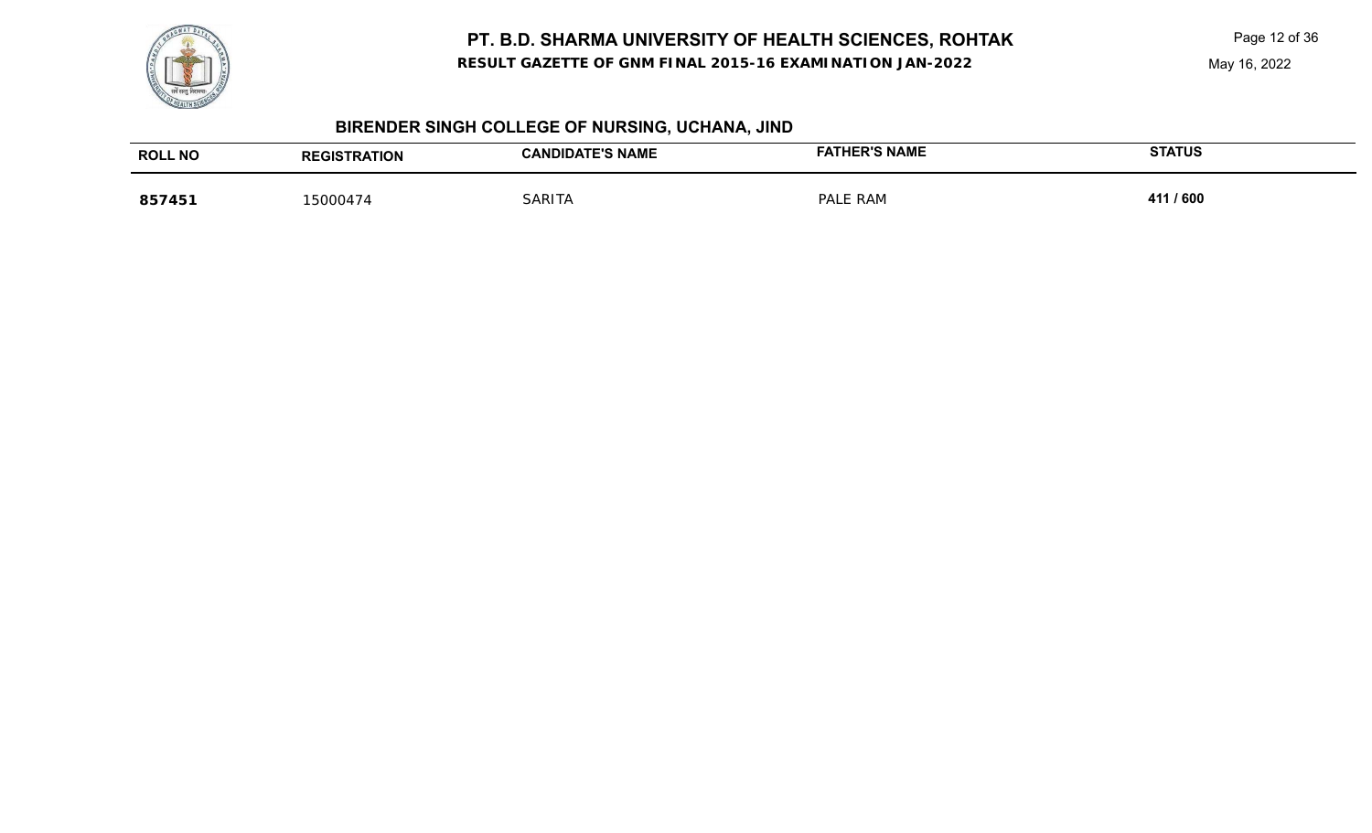## BIRENDER SINGH COLLEGE OF NURSING, UCHANA, JIND

| ROLL NO | REGISTRATION | CANDIDATE'S NAME | FATHER'S NAME | STATUS |
|---|---|---|---|---|
| **857451** | 15000474 | SARITA | PALE RAM | **411 / 600** |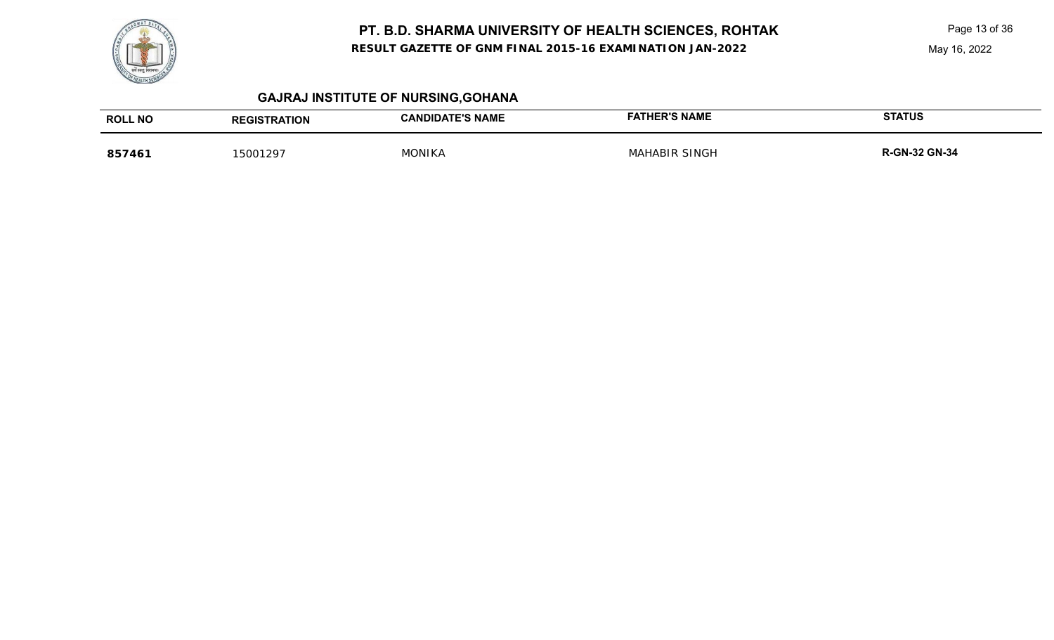# PT. B.D. SHARMA UNIVERSITY OF HEALTH SCIENCES, ROHTAK

**RESULT GAZETTE OF GNM FINAL 2015-16 EXAMINATION JAN-2022**

May 16, 2022

## GAJRAJ INSTITUTE OF NURSING,GOHANA

| ROLL NO | REGISTRATION | CANDIDATE'S NAME | FATHER'S NAME | STATUS |
|---|---|---|---|---|
| **857461** | 15001297 | MONIKA | MAHABIR SINGH | **R-GN-32 GN-34** |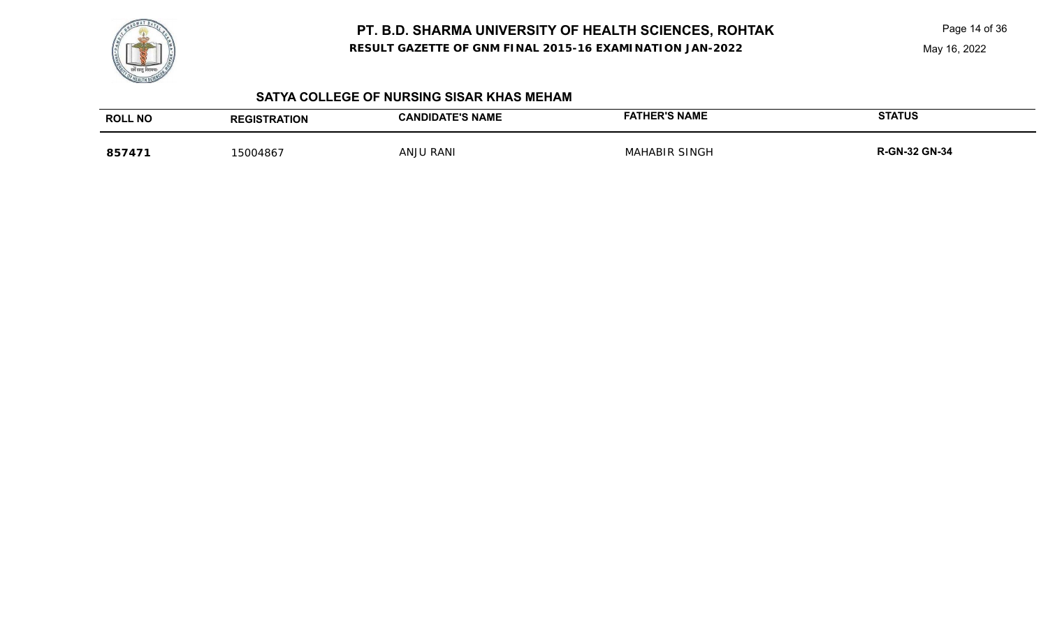# PT. B.D. SHARMA UNIVERSITY OF HEALTH SCIENCES, ROHTAK

**RESULT GAZETTE OF GNM FINAL 2015-16 EXAMINATION JAN-2022**

May 16, 2022

### SATYA COLLEGE OF NURSING SISAR KHAS MEHAM

| ROLL NO | REGISTRATION | CANDIDATE'S NAME | FATHER'S NAME | STATUS |
|---|---|---|---|---|
| **857471** | 15004867 | ANJU RANI | MAHABIR SINGH | **R-GN-32 GN-34** |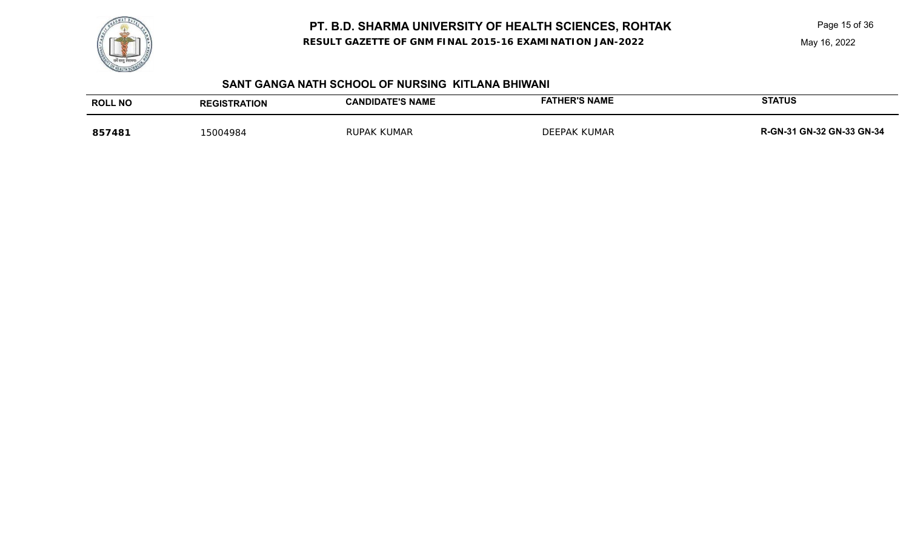# PT. B.D. SHARMA UNIVERSITY OF HEALTH SCIENCES, ROHTAK

**RESULT GAZETTE OF GNM FINAL 2015-16 EXAMINATION JAN-2022**

May 16, 2022

## SANT GANGA NATH SCHOOL OF NURSING KITLANA BHIWANI

| ROLL NO | REGISTRATION | CANDIDATE'S NAME | FATHER'S NAME | STATUS |
|---|---|---|---|---|
| **857481** | 15004984 | RUPAK KUMAR | DEEPAK KUMAR | **R-GN-31 GN-32 GN-33 GN-34** |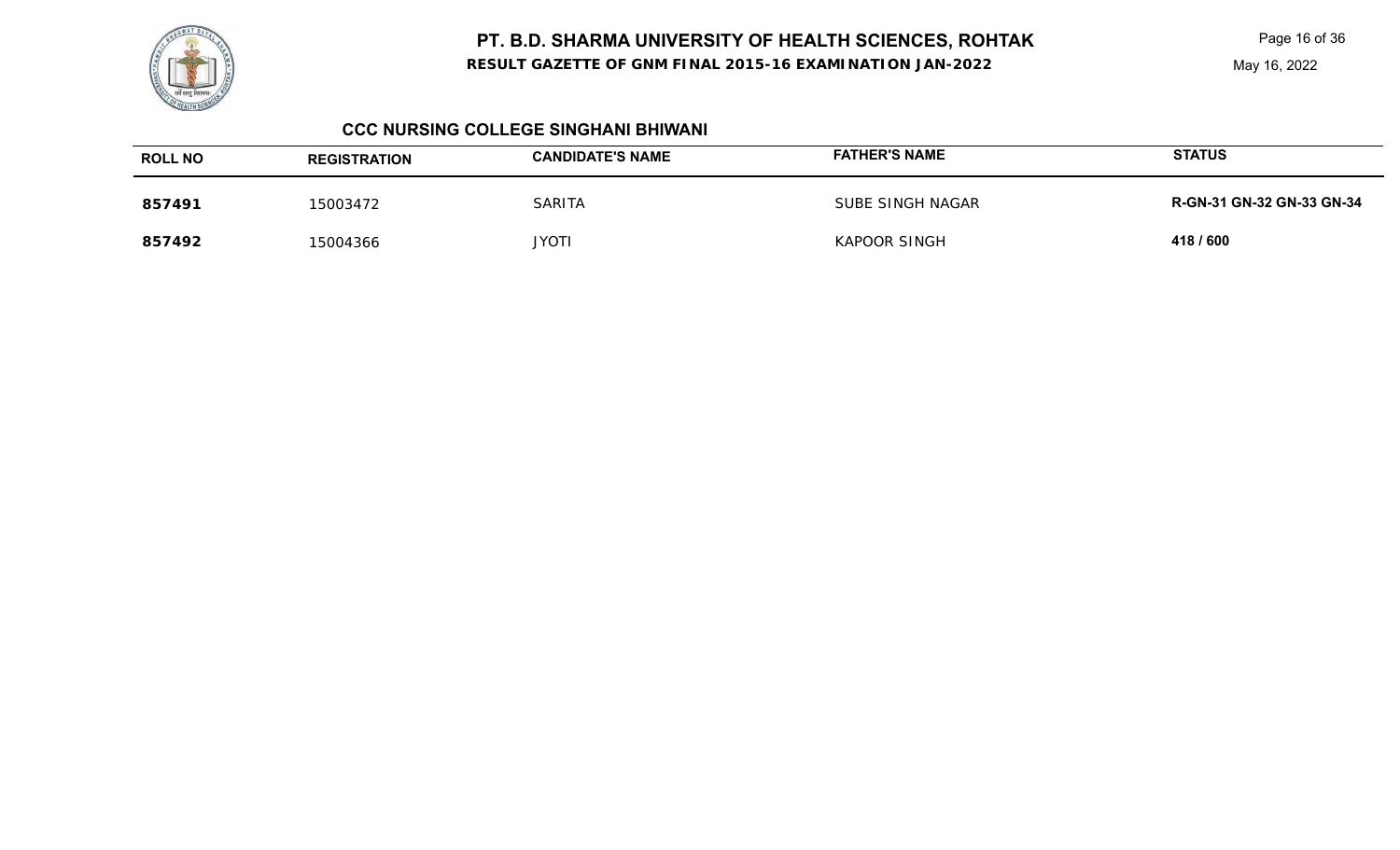# PT. B.D. SHARMA UNIVERSITY OF HEALTH SCIENCES, ROHTAK

**RESULT GAZETTE OF GNM FINAL 2015-16 EXAMINATION JAN-2022**

May 16, 2022

### CCC NURSING COLLEGE SINGHANI BHIWANI

| ROLL NO | REGISTRATION | CANDIDATE'S NAME | FATHER'S NAME | STATUS |
|---|---|---|---|---|
| **857491** | 15003472 | SARITA | SUBE SINGH NAGAR | **R-GN-31 GN-32 GN-33 GN-34** |
| **857492** | 15004366 | JYOTI | KAPOOR SINGH | **418 / 600** |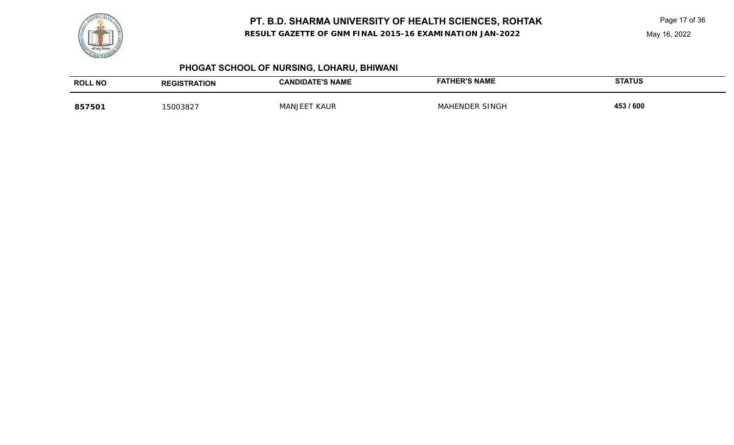## PHOGAT SCHOOL OF NURSING, LOHARU, BHIWANI

| ROLL NO | REGISTRATION | CANDIDATE'S NAME | FATHER'S NAME | STATUS |
|---|---|---|---|---|
| **857501** | 15003827 | MANJEET KAUR | MAHENDER SINGH | **453 / 600** |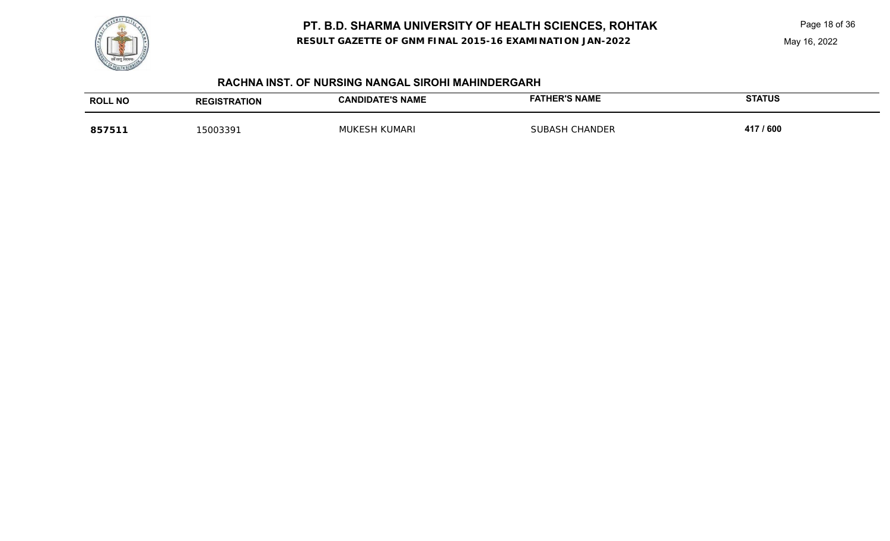# PT. B.D. SHARMA UNIVERSITY OF HEALTH SCIENCES, ROHTAK

**RESULT GAZETTE OF GNM FINAL 2015-16 EXAMINATION JAN-2022**

May 16, 2022

### RACHNA INST. OF NURSING NANGAL SIROHI MAHINDERGARH

| ROLL NO | REGISTRATION | CANDIDATE'S NAME | FATHER'S NAME | STATUS |
|---|---|---|---|---|
| **857511** | 15003391 | MUKESH KUMARI | SUBASH CHANDER | **417 / 600** |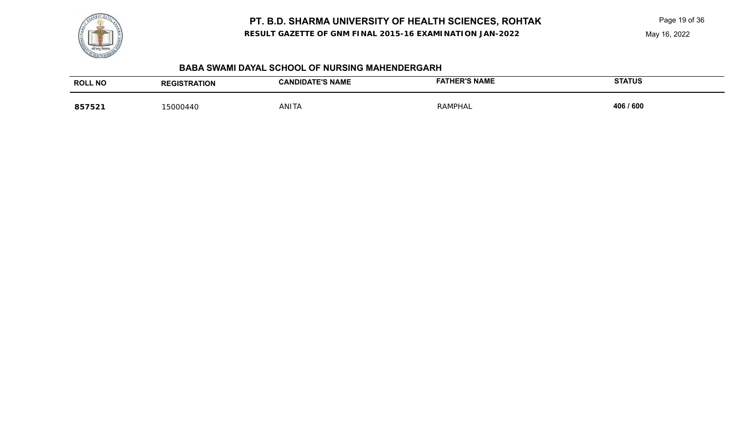# PT. B.D. SHARMA UNIVERSITY OF HEALTH SCIENCES, ROHTAK

**RESULT GAZETTE OF GNM FINAL 2015-16 EXAMINATION JAN-2022**

May 16, 2022

### BABA SWAMI DAYAL SCHOOL OF NURSING MAHENDERGARH

| ROLL NO | REGISTRATION | CANDIDATE'S NAME | FATHER'S NAME | STATUS |
|---|---|---|---|---|
| **857521** | 15000440 | ANITA | RAMPHAL | **406 / 600** |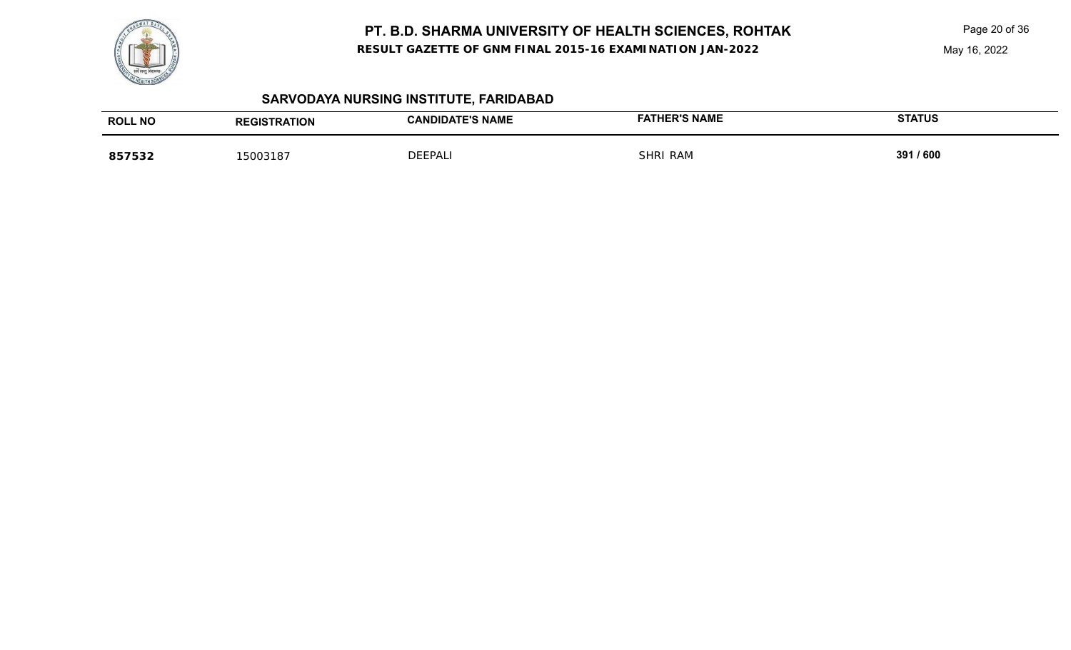# PT. B.D. SHARMA UNIVERSITY OF HEALTH SCIENCES, ROHTAK

**RESULT GAZETTE OF GNM FINAL 2015-16 EXAMINATION JAN-2022**

May 16, 2022

## SARVODAYA NURSING INSTITUTE, FARIDABAD

| ROLL NO | REGISTRATION | CANDIDATE'S NAME | FATHER'S NAME | STATUS |
|---|---|---|---|---|
| **857532** | 15003187 | DEEPALI | SHRI RAM | **391 / 600** |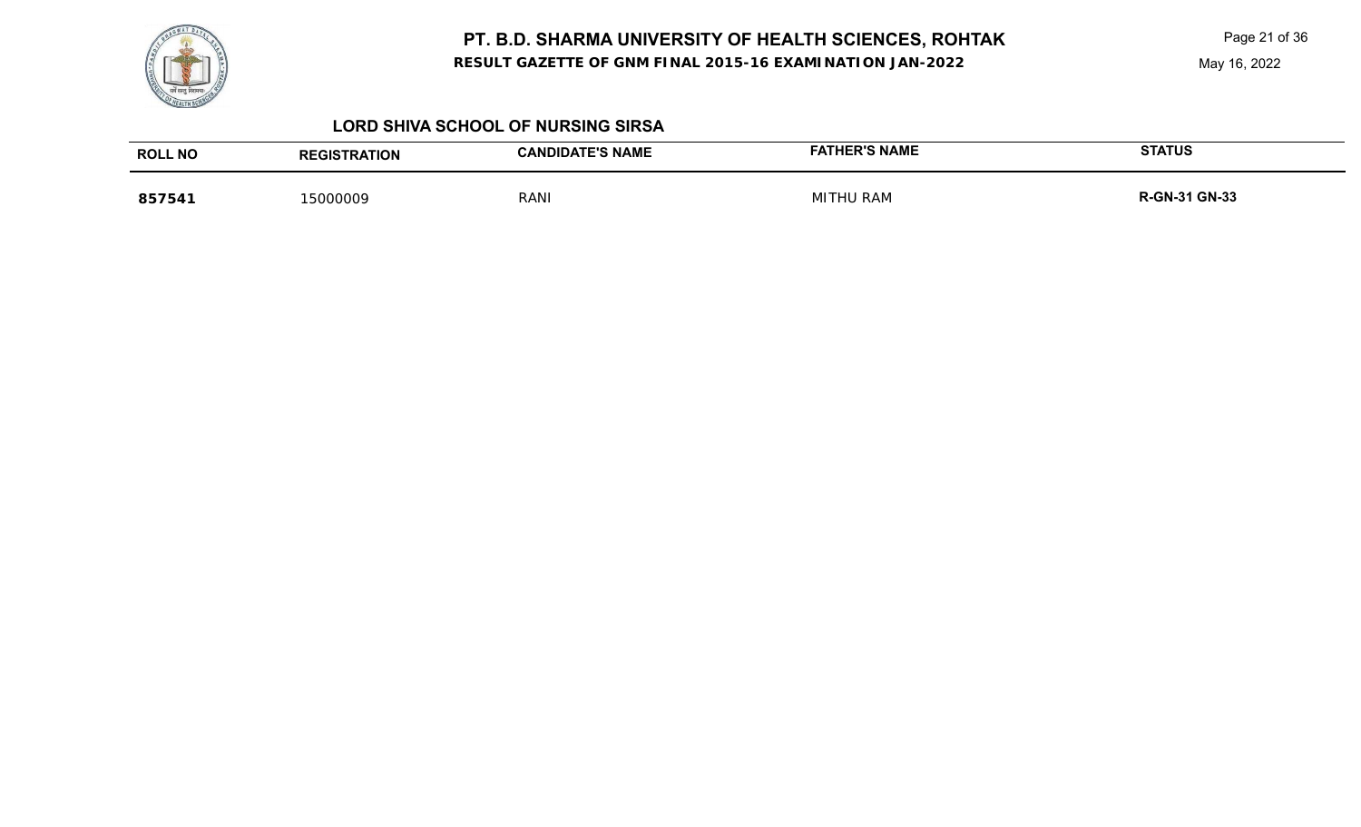## LORD SHIVA SCHOOL OF NURSING SIRSA

| ROLL NO | REGISTRATION | CANDIDATE'S NAME | FATHER'S NAME | STATUS |
|---|---|---|---|---|
| **857541** | 15000009 | RANI | MITHU RAM | **R-GN-31 GN-33** |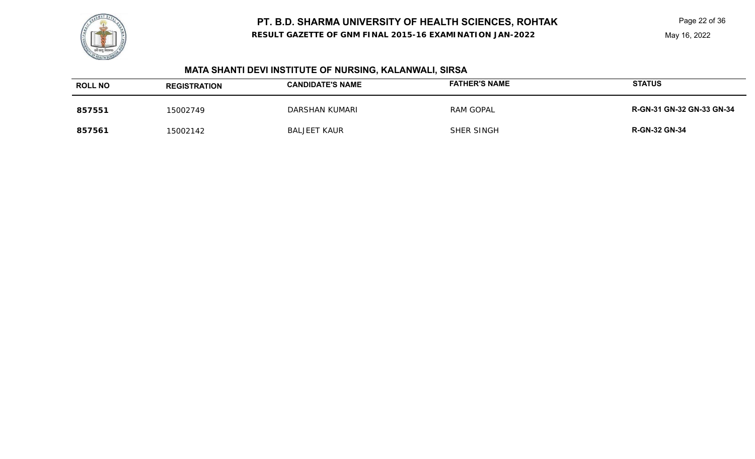# PT. B.D. SHARMA UNIVERSITY OF HEALTH SCIENCES, ROHTAK

**RESULT GAZETTE OF GNM FINAL 2015-16 EXAMINATION JAN-2022**

May 16, 2022

## MATA SHANTI DEVI INSTITUTE OF NURSING, KALANWALI, SIRSA

| ROLL NO | REGISTRATION | CANDIDATE'S NAME | FATHER'S NAME | STATUS |
|---|---|---|---|---|
| **857551** | 15002749 | DARSHAN KUMARI | RAM GOPAL | **R-GN-31 GN-32 GN-33 GN-34** |
| **857561** | 15002142 | BALJEET KAUR | SHER SINGH | **R-GN-32 GN-34** |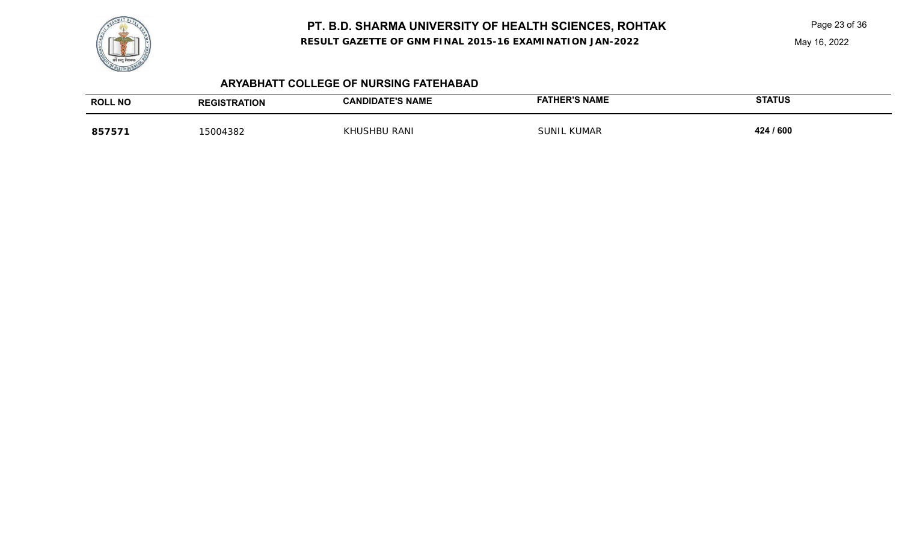# PT. B.D. SHARMA UNIVERSITY OF HEALTH SCIENCES, ROHTAK

**RESULT GAZETTE OF GNM FINAL 2015-16 EXAMINATION JAN-2022**

May 16, 2022

## ARYABHATT COLLEGE OF NURSING FATEHABAD

| ROLL NO | REGISTRATION | CANDIDATE'S NAME | FATHER'S NAME | STATUS |
|---|---|---|---|---|
| **857571** | 15004382 | KHUSHBU RANI | SUNIL KUMAR | **424 / 600** |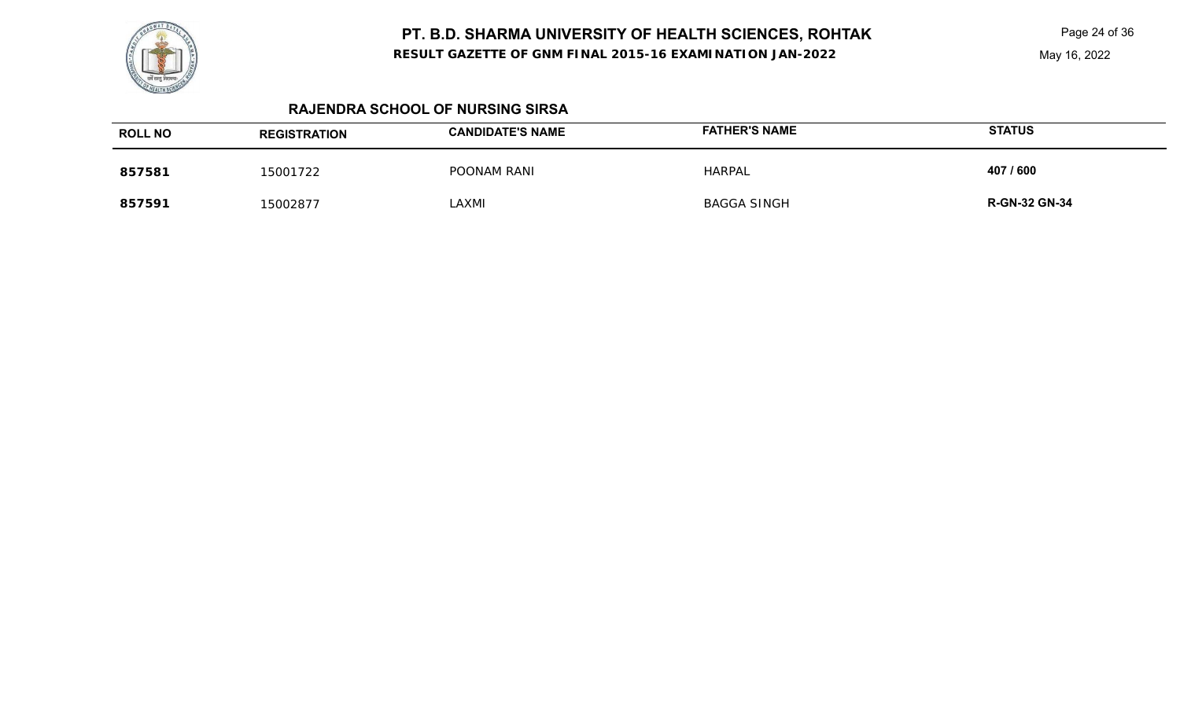## RAJENDRA SCHOOL OF NURSING SIRSA

| ROLL NO | REGISTRATION | CANDIDATE'S NAME | FATHER'S NAME | STATUS |
|---|---|---|---|---|
| **857581** | 15001722 | POONAM RANI | HARPAL | **407 / 600** |
| **857591** | 15002877 | LAXMI | BAGGA SINGH | **R-GN-32 GN-34** |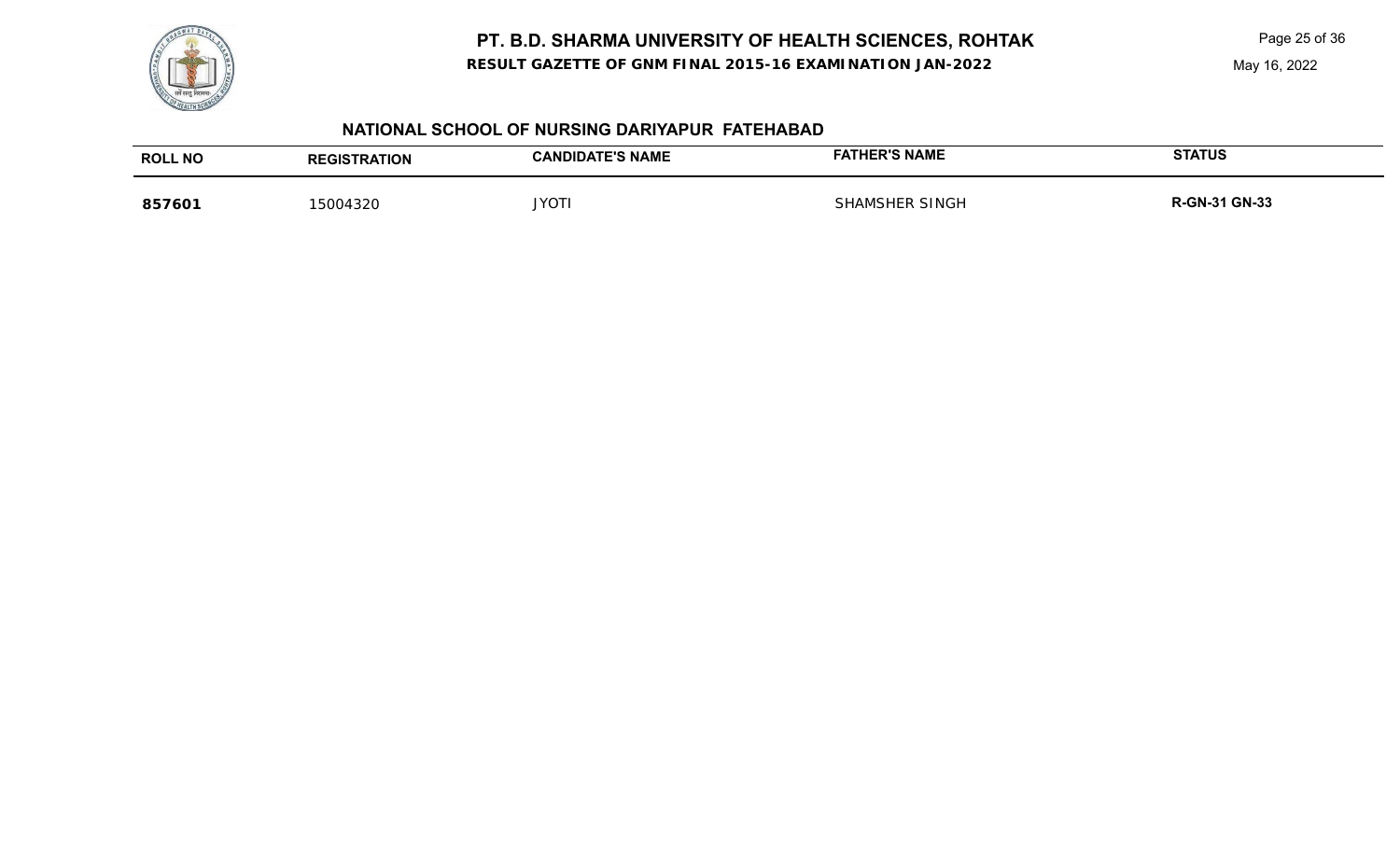## NATIONAL SCHOOL OF NURSING DARIYAPUR FATEHABAD

| ROLL NO | REGISTRATION | CANDIDATE'S NAME | FATHER'S NAME | STATUS |
|---|---|---|---|---|
| 857601 | 15004320 | JYOTI | SHAMSHER SINGH | R-GN-31 GN-33 |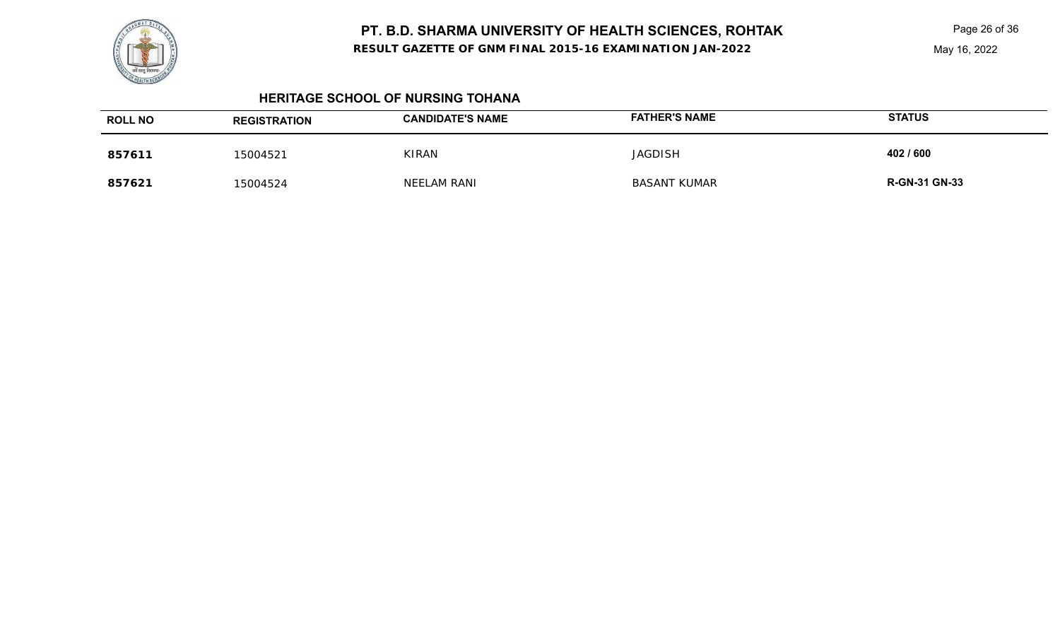# PT. B.D. SHARMA UNIVERSITY OF HEALTH SCIENCES, ROHTAK

**RESULT GAZETTE OF GNM FINAL 2015-16 EXAMINATION JAN-2022**

May 16, 2022

## HERITAGE SCHOOL OF NURSING TOHANA

| ROLL NO | REGISTRATION | CANDIDATE'S NAME | FATHER'S NAME | STATUS |
|---|---|---|---|---|
| **857611** | 15004521 | KIRAN | JAGDISH | **402 / 600** |
| **857621** | 15004524 | NEELAM RANI | BASANT KUMAR | **R-GN-31 GN-33** |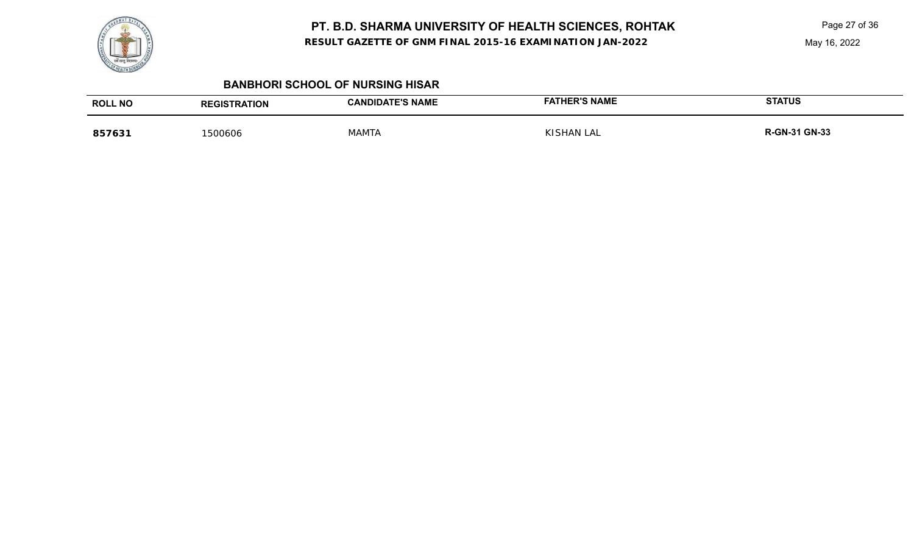# PT. B.D. SHARMA UNIVERSITY OF HEALTH SCIENCES, ROHTAK

**RESULT GAZETTE OF GNM FINAL 2015-16 EXAMINATION JAN-2022**

May 16, 2022

## BANBHORI SCHOOL OF NURSING HISAR

| ROLL NO | REGISTRATION | CANDIDATE'S NAME | FATHER'S NAME | STATUS |
|---|---|---|---|---|
| **857631** | 1500606 | MAMTA | KISHAN LAL | **R-GN-31 GN-33** |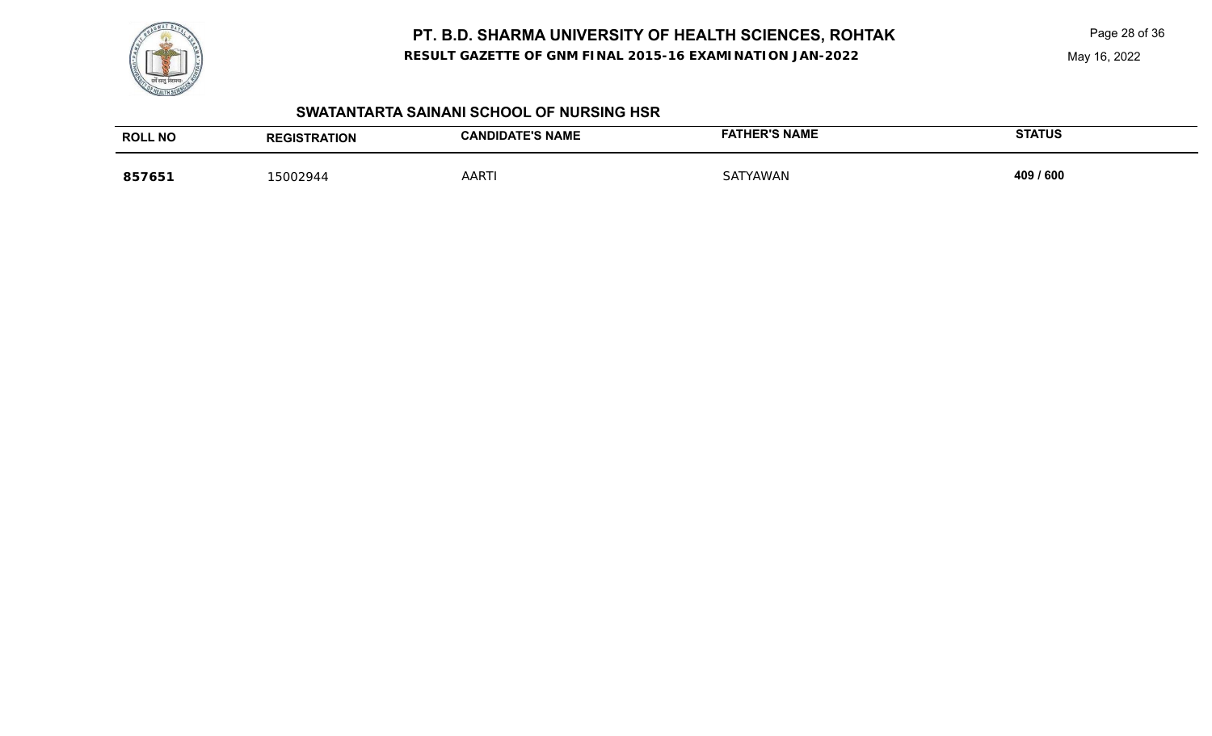# PT. B.D. SHARMA UNIVERSITY OF HEALTH SCIENCES, ROHTAK

**RESULT GAZETTE OF GNM FINAL 2015-16 EXAMINATION JAN-2022**

May 16, 2022

### SWATANTARTA SAINANI SCHOOL OF NURSING HSR

| ROLL NO | REGISTRATION | CANDIDATE'S NAME | FATHER'S NAME | STATUS |
|---|---|---|---|---|
| **857651** | 15002944 | AARTI | SATYAWAN | **409 / 600** |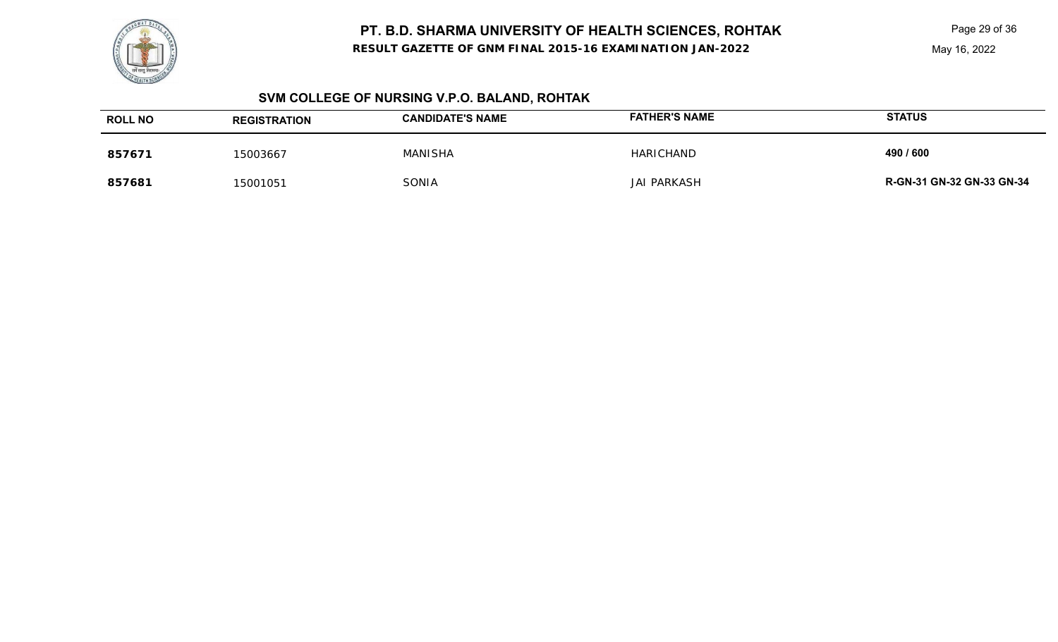## SVM COLLEGE OF NURSING V.P.O. BALAND, ROHTAK

| ROLL NO | REGISTRATION | CANDIDATE'S NAME | FATHER'S NAME | STATUS |
|---|---|---|---|---|
| **857671** | 15003667 | MANISHA | HARICHAND | **490 / 600** |
| **857681** | 15001051 | SONIA | JAI PARKASH | **R-GN-31 GN-32 GN-33 GN-34** |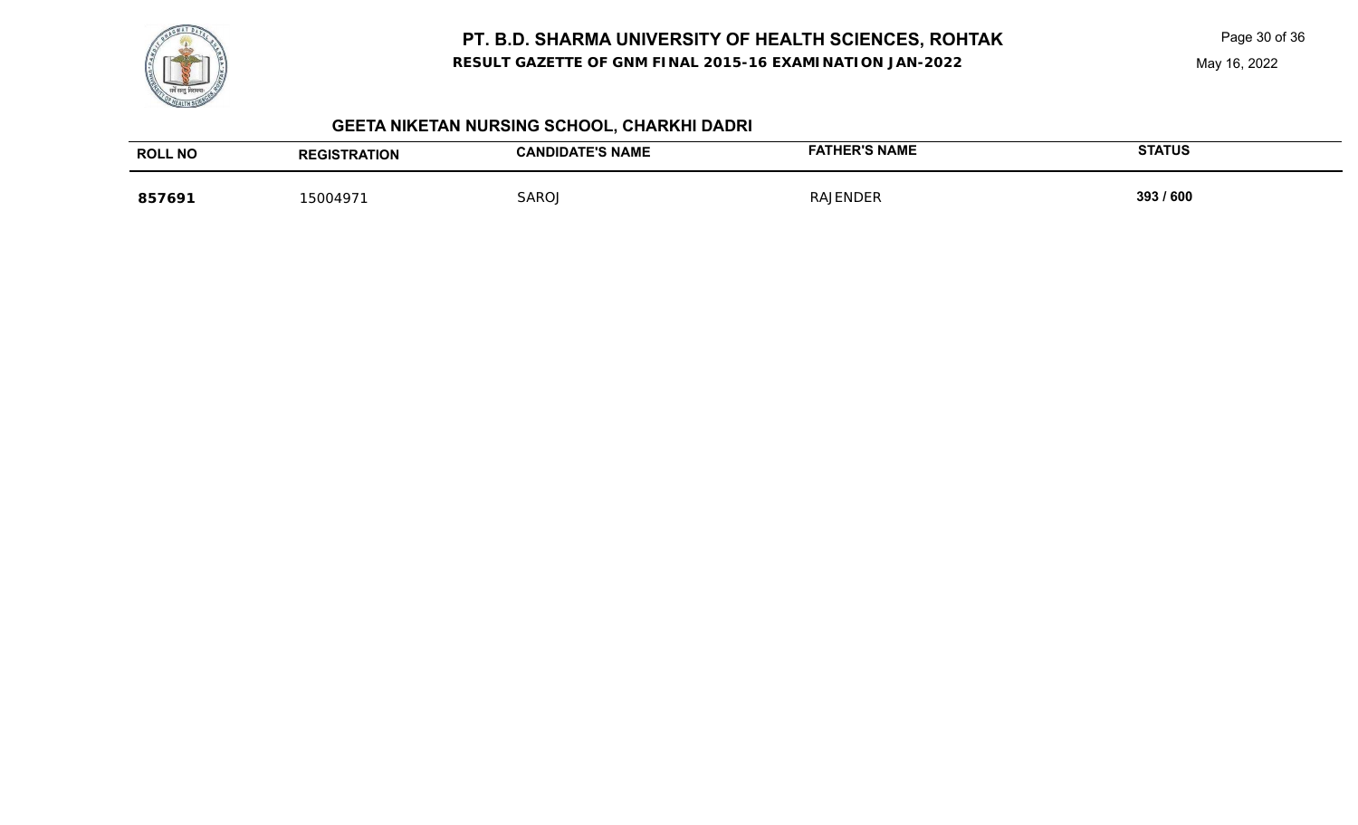## GEETA NIKETAN NURSING SCHOOL, CHARKHI DADRI

| ROLL NO | REGISTRATION | CANDIDATE'S NAME | FATHER'S NAME | STATUS |
|---|---|---|---|---|
| **857691** | 15004971 | SAROJ | RAJENDER | **393 / 600** |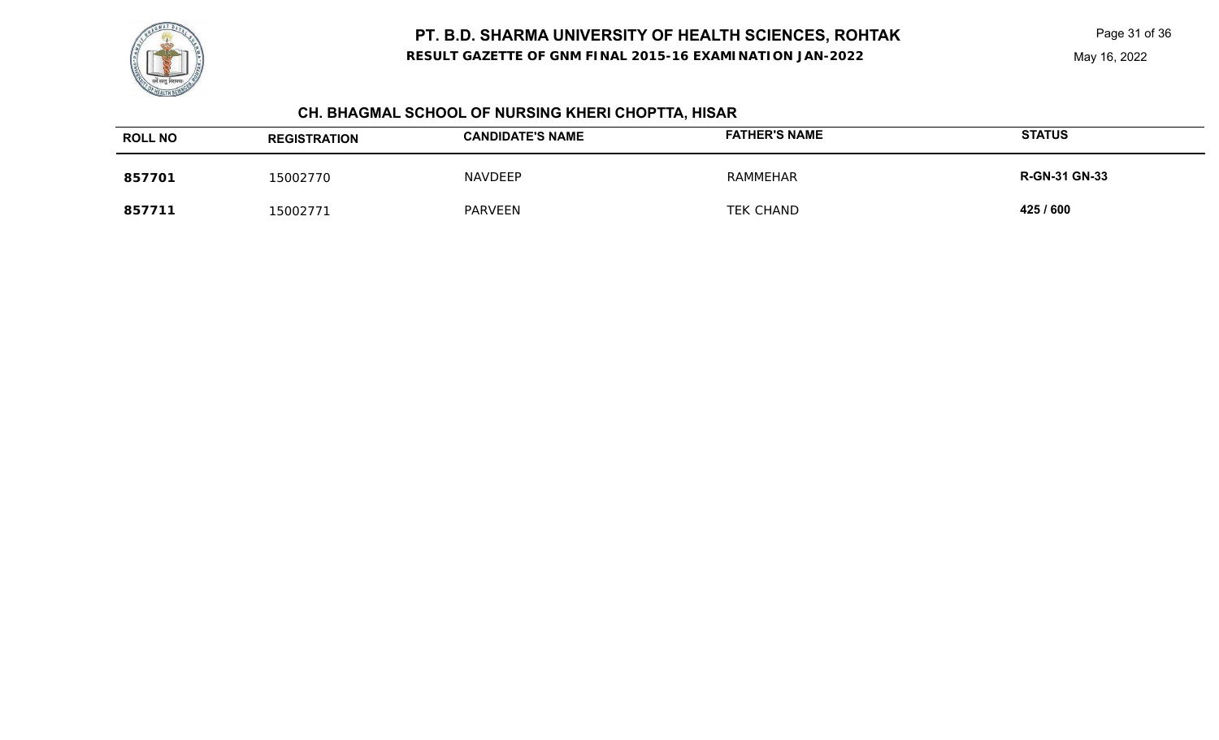## CH. BHAGMAL SCHOOL OF NURSING KHERI CHOPTTA, HISAR

| ROLL NO | REGISTRATION | CANDIDATE'S NAME | FATHER'S NAME | STATUS |
|---|---|---|---|---|
| **857701** | 15002770 | NAVDEEP | RAMMEHAR | **R-GN-31 GN-33** |
| **857711** | 15002771 | PARVEEN | TEK CHAND | **425 / 600** |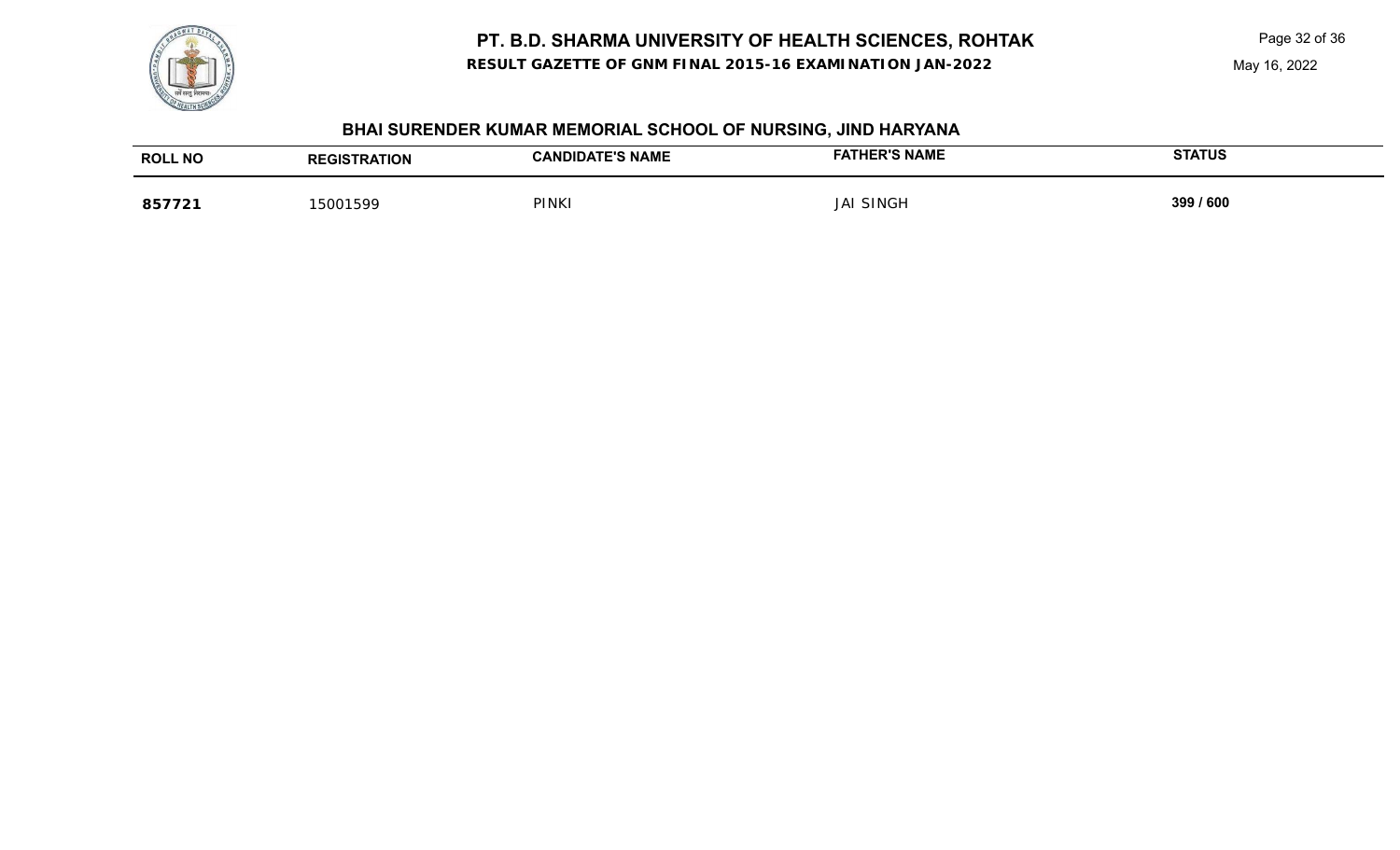## BHAI SURENDER KUMAR MEMORIAL SCHOOL OF NURSING, JIND HARYANA

| ROLL NO | REGISTRATION | CANDIDATE'S NAME | FATHER'S NAME | STATUS |
|---|---|---|---|---|
| **857721** | 15001599 | PINKI | JAI SINGH | **399 / 600** |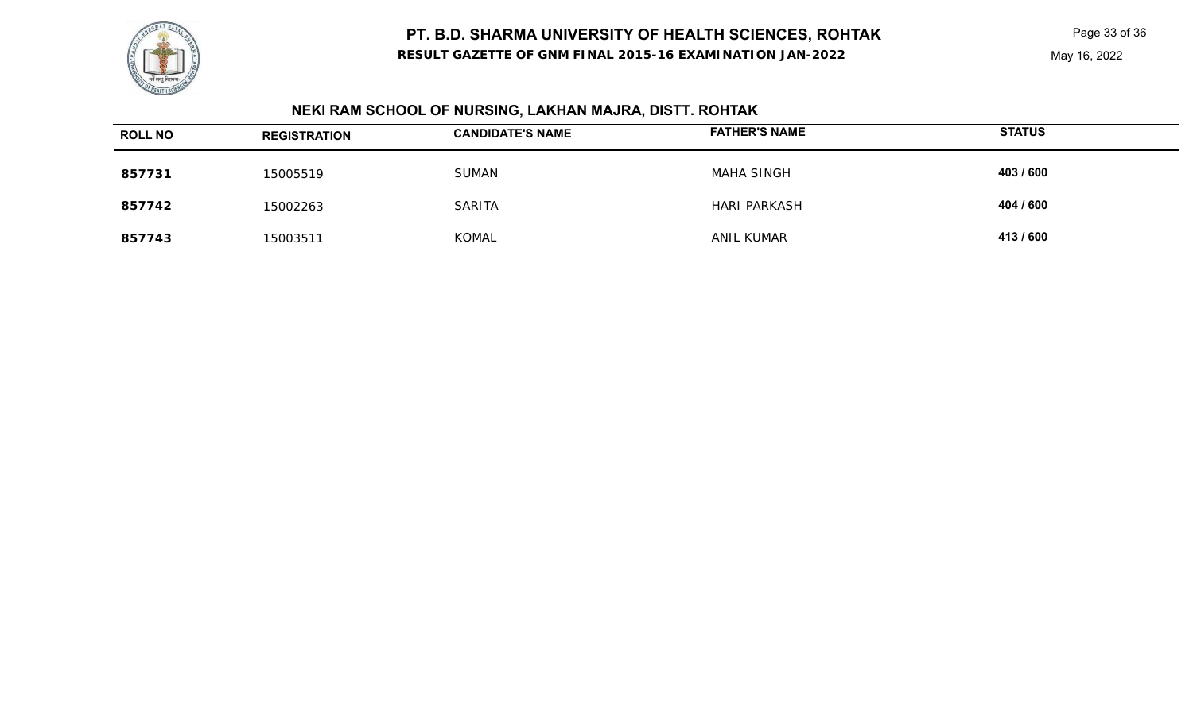# PT. B.D. SHARMA UNIVERSITY OF HEALTH SCIENCES, ROHTAK

**RESULT GAZETTE OF GNM FINAL 2015-16 EXAMINATION JAN-2022**

May 16, 2022

## NEKI RAM SCHOOL OF NURSING, LAKHAN MAJRA, DISTT. ROHTAK

| ROLL NO | REGISTRATION | CANDIDATE'S NAME | FATHER'S NAME | STATUS |
|---|---|---|---|---|
| **857731** | 15005519 | SUMAN | MAHA SINGH | **403 / 600** |
| **857742** | 15002263 | SARITA | HARI PARKASH | **404 / 600** |
| **857743** | 15003511 | KOMAL | ANIL KUMAR | **413 / 600** |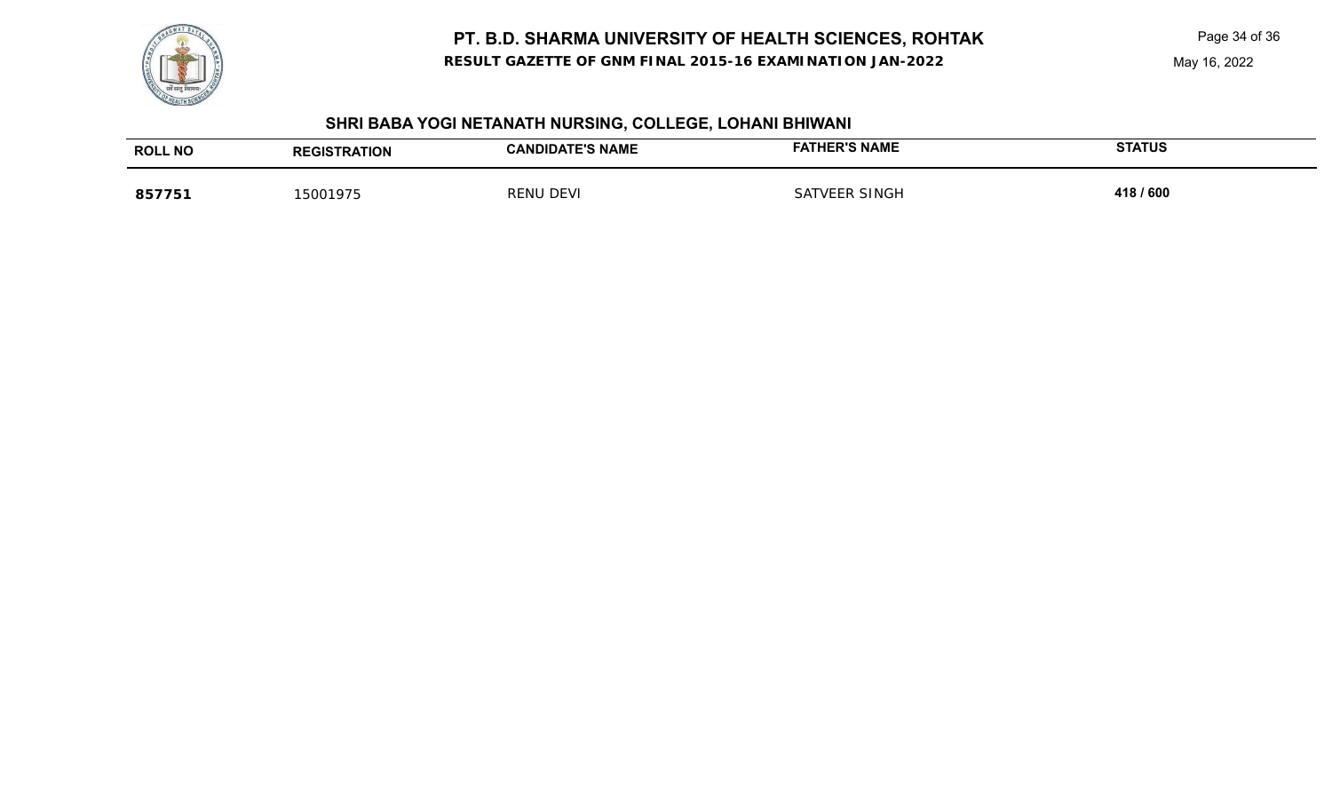# PT. B.D. SHARMA UNIVERSITY OF HEALTH SCIENCES, ROHTAK

**RESULT GAZETTE OF GNM FINAL 2015-16 EXAMINATION JAN-2022**

May 16, 2022

## SHRI BABA YOGI NETANATH NURSING, COLLEGE, LOHANI BHIWANI

| ROLL NO | REGISTRATION | CANDIDATE'S NAME | FATHER'S NAME | STATUS |
|---|---|---|---|---|
| **857751** | 15001975 | RENU DEVI | SATVEER SINGH | **418 / 600** |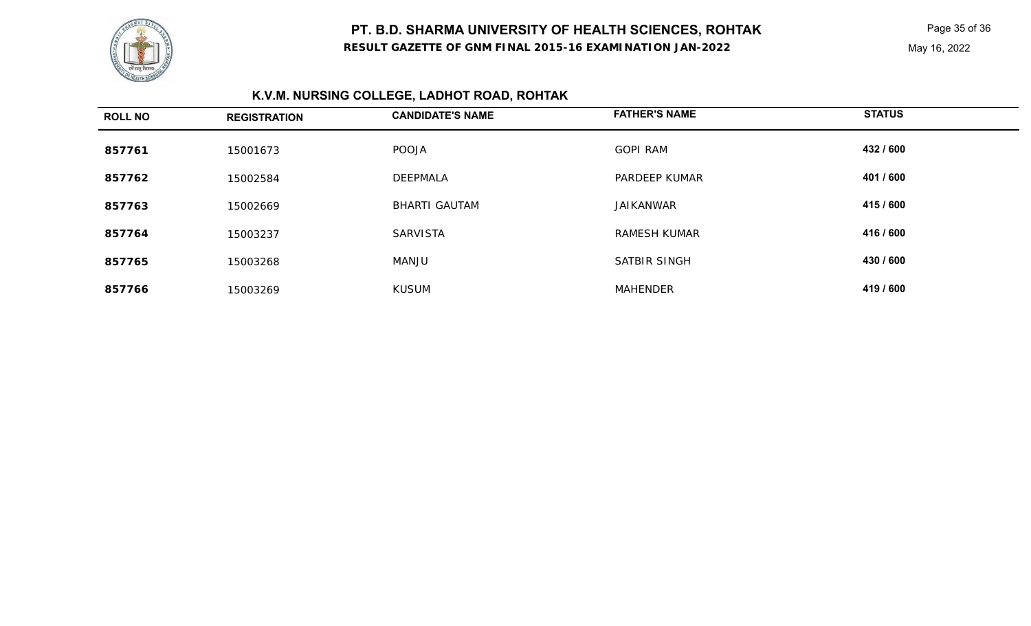## K.V.M. NURSING COLLEGE, LADHOT ROAD, ROHTAK

| ROLL NO | REGISTRATION | CANDIDATE'S NAME | FATHER'S NAME | STATUS |
|---|---|---|---|---|
| **857761** | 15001673 | POOJA | GOPI RAM | **432 / 600** |
| **857762** | 15002584 | DEEPMALA | PARDEEP KUMAR | **401 / 600** |
| **857763** | 15002669 | BHARTI GAUTAM | JAIKANWAR | **415 / 600** |
| **857764** | 15003237 | SARVISTA | RAMESH KUMAR | **416 / 600** |
| **857765** | 15003268 | MANJU | SATBIR SINGH | **430 / 600** |
| **857766** | 15003269 | KUSUM | MAHENDER | **419 / 600** |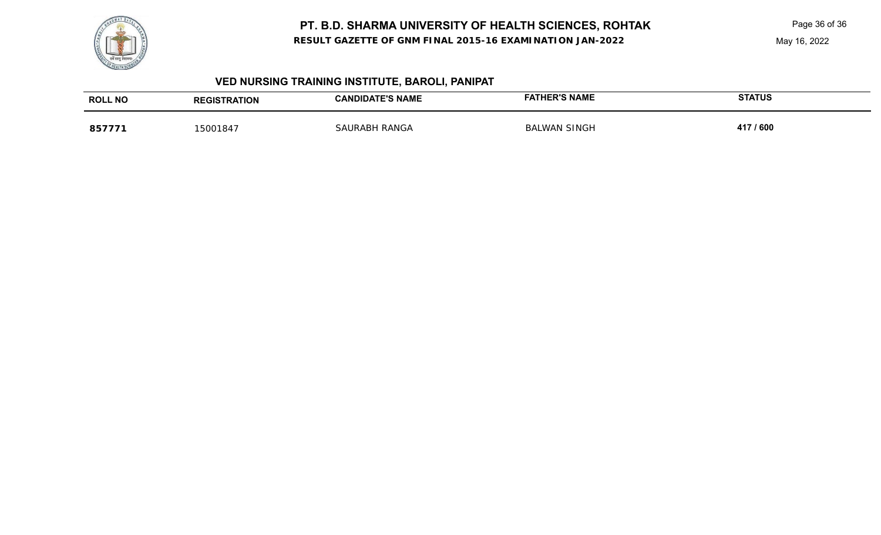# PT. B.D. SHARMA UNIVERSITY OF HEALTH SCIENCES, ROHTAK

**RESULT GAZETTE OF GNM FINAL 2015-16 EXAMINATION JAN-2022**

May 16, 2022

## VED NURSING TRAINING INSTITUTE, BAROLI, PANIPAT

| ROLL NO | REGISTRATION | CANDIDATE'S NAME | FATHER'S NAME | STATUS |
|---|---|---|---|---|
| **857771** | 15001847 | SAURABH RANGA | BALWAN SINGH | **417 / 600** |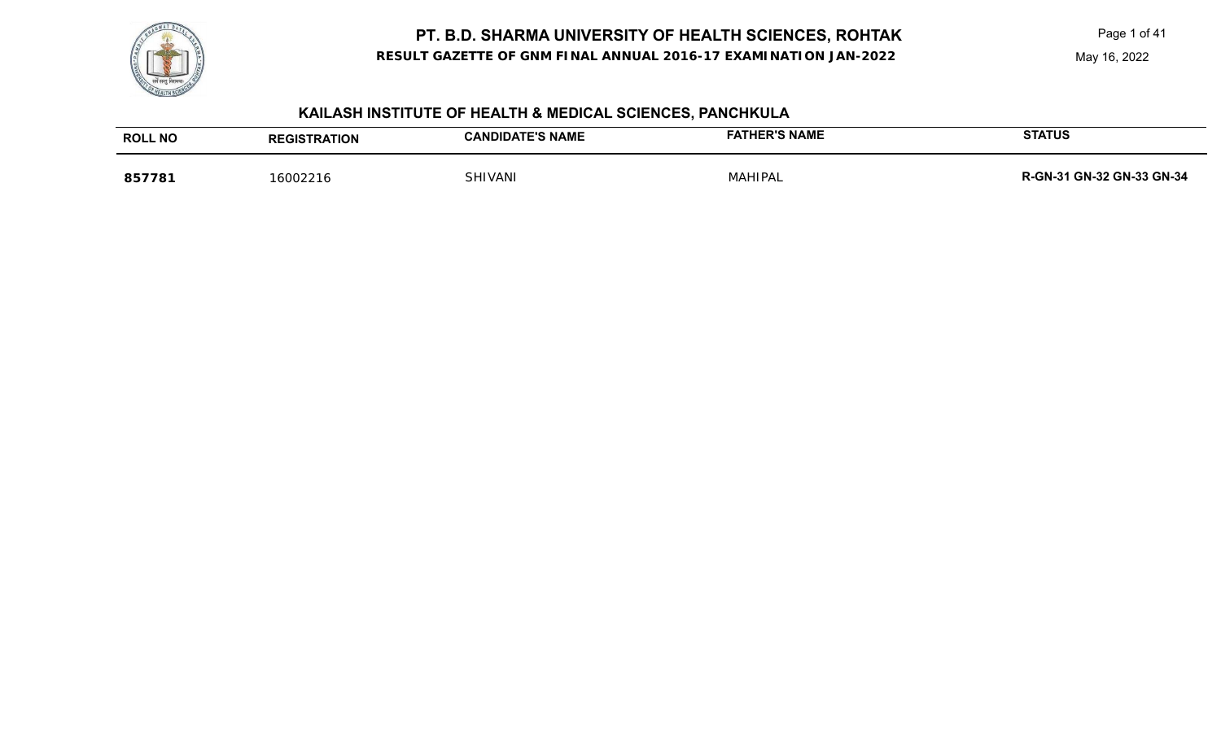# PT. B.D. SHARMA UNIVERSITY OF HEALTH SCIENCES, ROHTAK

**RESULT GAZETTE OF GNM FINAL ANNUAL 2016-17 EXAMINATION JAN-2022**

May 16, 2022

### KAILASH INSTITUTE OF HEALTH & MEDICAL SCIENCES, PANCHKULA

| ROLL NO | REGISTRATION | CANDIDATE'S NAME | FATHER'S NAME | STATUS |
|---|---|---|---|---|
| **857781** | 16002216 | SHIVANI | MAHIPAL | **R-GN-31 GN-32 GN-33 GN-34** |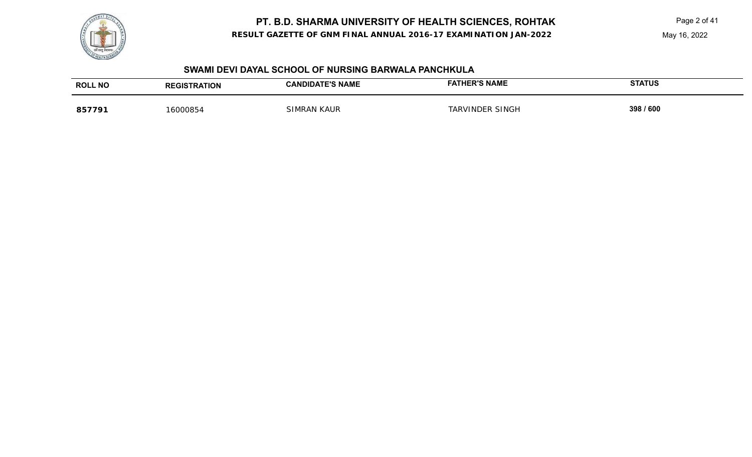# PT. B.D. SHARMA UNIVERSITY OF HEALTH SCIENCES, ROHTAK

**RESULT GAZETTE OF GNM FINAL ANNUAL 2016-17 EXAMINATION JAN-2022**

May 16, 2022

## SWAMI DEVI DAYAL SCHOOL OF NURSING BARWALA PANCHKULA

| ROLL NO | REGISTRATION | CANDIDATE'S NAME | FATHER'S NAME | STATUS |
|---|---|---|---|---|
| **857791** | 16000854 | SIMRAN KAUR | TARVINDER SINGH | **398 / 600** |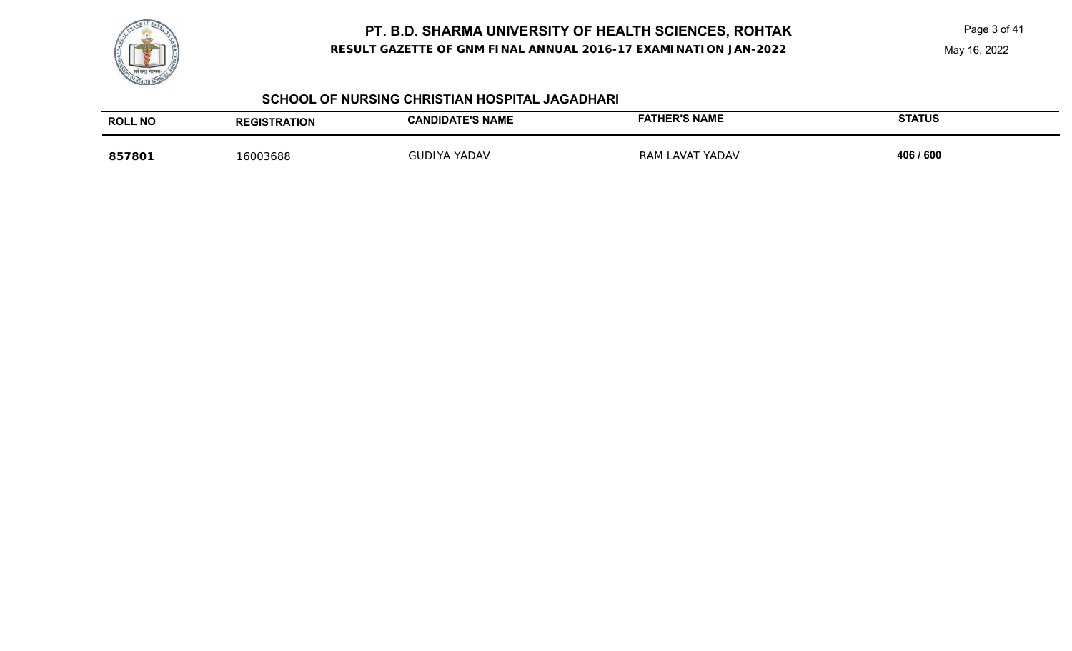# PT. B.D. SHARMA UNIVERSITY OF HEALTH SCIENCES, ROHTAK

**RESULT GAZETTE OF GNM FINAL ANNUAL 2016-17 EXAMINATION JAN-2022**

May 16, 2022

## SCHOOL OF NURSING CHRISTIAN HOSPITAL JAGADHARI

| ROLL NO | REGISTRATION | CANDIDATE'S NAME | FATHER'S NAME | STATUS |
|---|---|---|---|---|
| **857801** | 16003688 | GUDIYA YADAV | RAM LAVAT YADAV | **406 / 600** |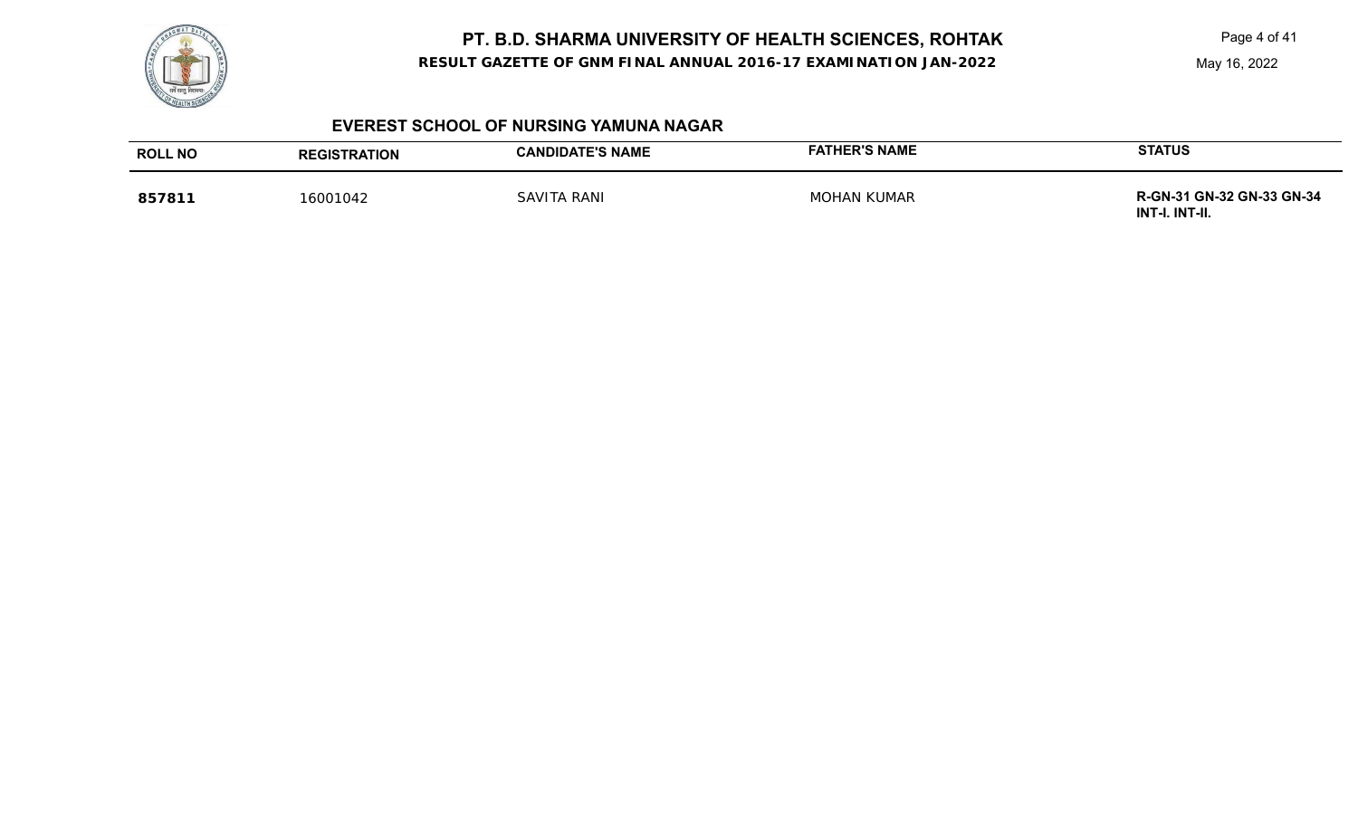# PT. B.D. SHARMA UNIVERSITY OF HEALTH SCIENCES, ROHTAK

**RESULT GAZETTE OF GNM FINAL ANNUAL 2016-17 EXAMINATION JAN-2022**

May 16, 2022

## EVEREST SCHOOL OF NURSING YAMUNA NAGAR

| ROLL NO | REGISTRATION | CANDIDATE'S NAME | FATHER'S NAME | STATUS |
|---|---|---|---|---|
| **857811** | 16001042 | SAVITA RANI | MOHAN KUMAR | **R-GN-31 GN-32 GN-33 GN-34 INT-I. INT-II.** |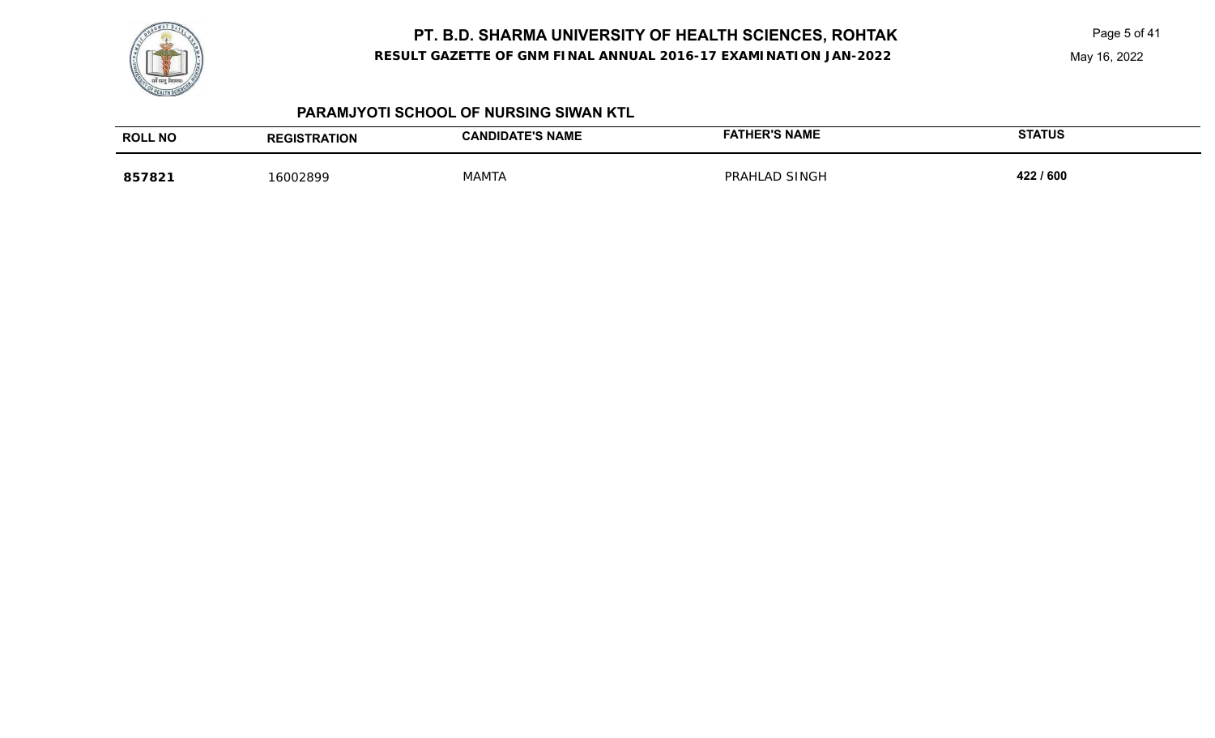# PT. B.D. SHARMA UNIVERSITY OF HEALTH SCIENCES, ROHTAK

**RESULT GAZETTE OF GNM FINAL ANNUAL 2016-17 EXAMINATION JAN-2022**

May 16, 2022

### PARAMJYOTI SCHOOL OF NURSING SIWAN KTL

| ROLL NO | REGISTRATION | CANDIDATE'S NAME | FATHER'S NAME | STATUS |
|---|---|---|---|---|
| **857821** | 16002899 | MAMTA | PRAHLAD SINGH | **422 / 600** |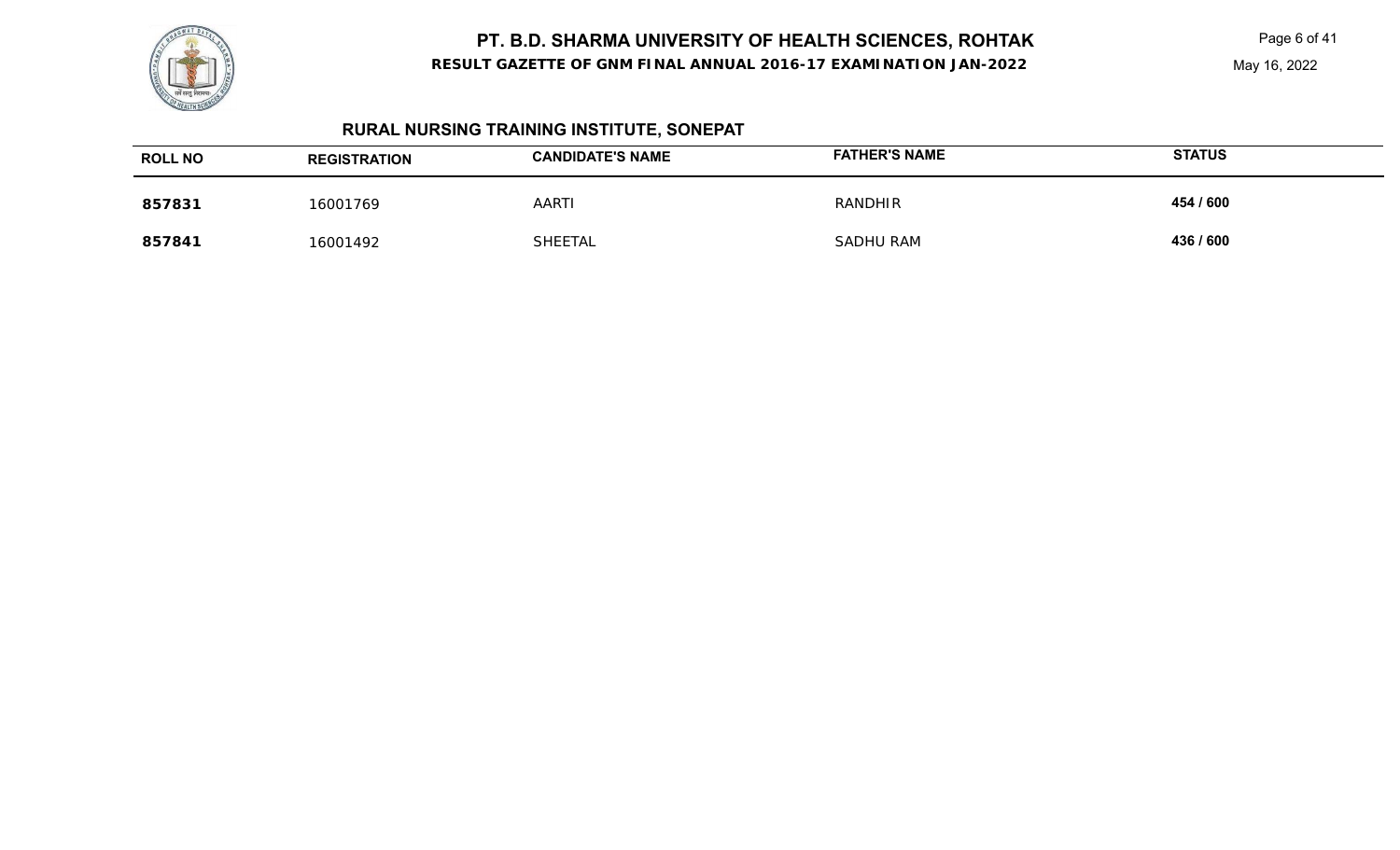# PT. B.D. SHARMA UNIVERSITY OF HEALTH SCIENCES, ROHTAK

**RESULT GAZETTE OF GNM FINAL ANNUAL 2016-17 EXAMINATION JAN-2022**

May 16, 2022

## RURAL NURSING TRAINING INSTITUTE, SONEPAT

| ROLL NO | REGISTRATION | CANDIDATE'S NAME | FATHER'S NAME | STATUS |
|---|---|---|---|---|
| **857831** | 16001769 | AARTI | RANDHIR | **454 / 600** |
| **857841** | 16001492 | SHEETAL | SADHU RAM | **436 / 600** |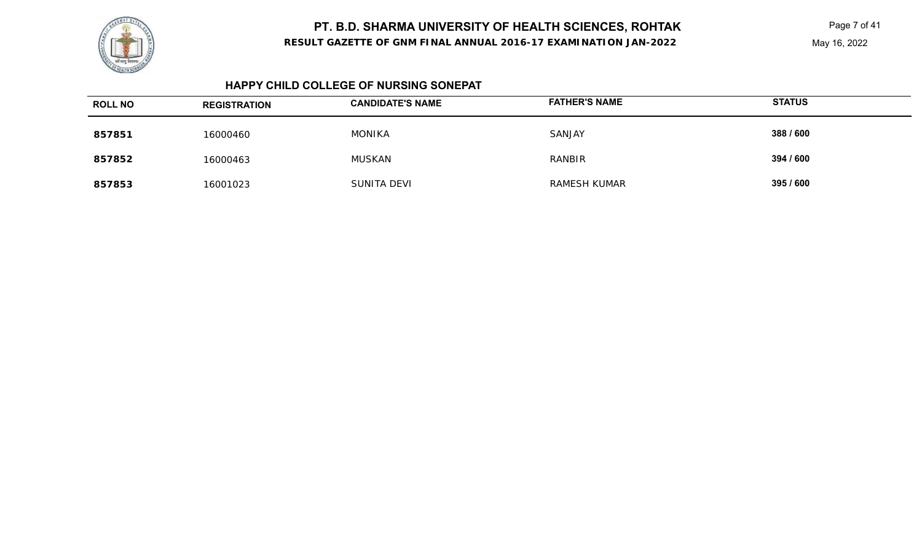## HAPPY CHILD COLLEGE OF NURSING SONEPAT

| ROLL NO | REGISTRATION | CANDIDATE'S NAME | FATHER'S NAME | STATUS |
|---|---|---|---|---|
| **857851** | 16000460 | MONIKA | SANJAY | **388 / 600** |
| **857852** | 16000463 | MUSKAN | RANBIR | **394 / 600** |
| **857853** | 16001023 | SUNITA DEVI | RAMESH KUMAR | **395 / 600** |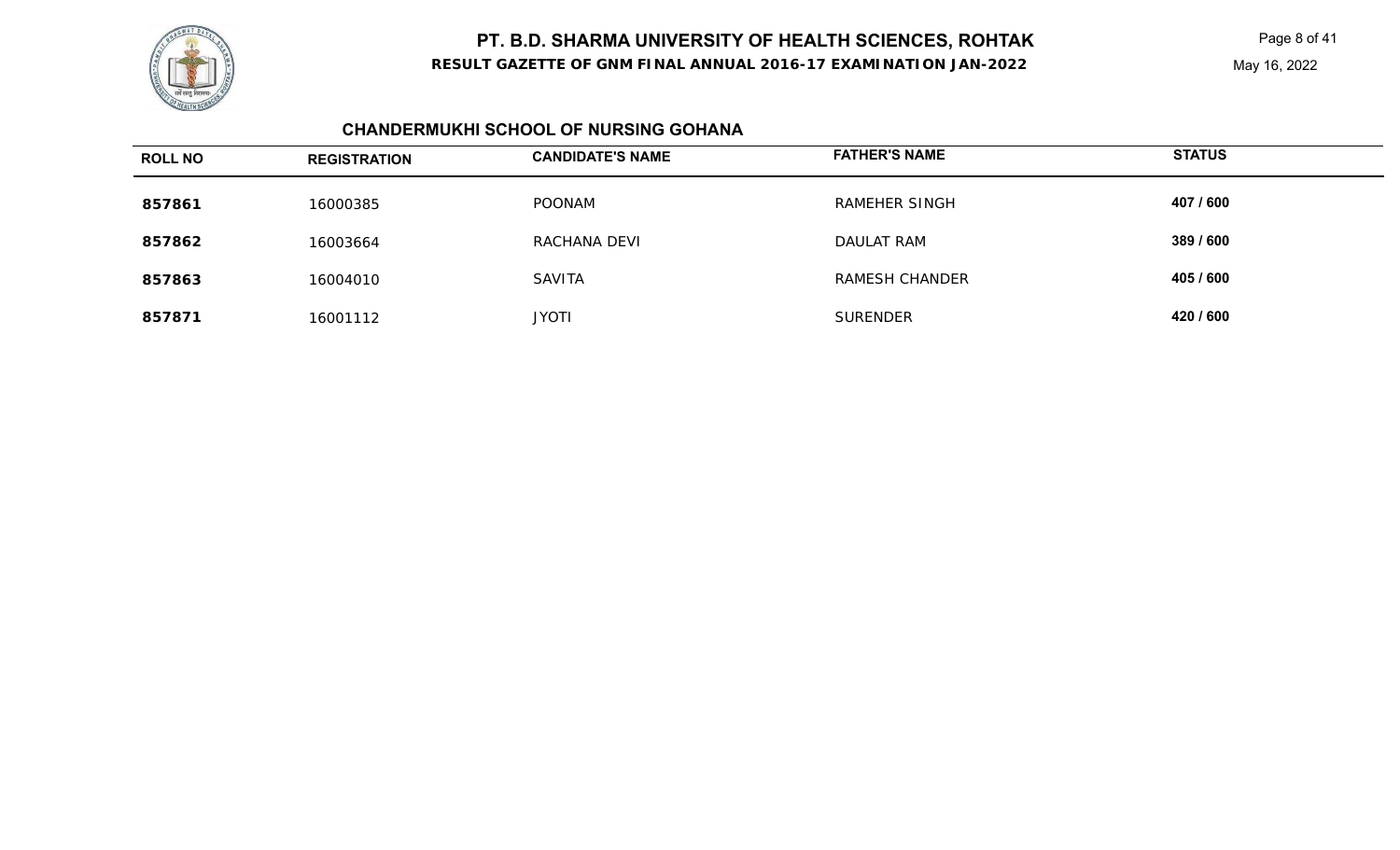# PT. B.D. SHARMA UNIVERSITY OF HEALTH SCIENCES, ROHTAK

**RESULT GAZETTE OF GNM FINAL ANNUAL 2016-17 EXAMINATION JAN-2022**

May 16, 2022

## CHANDERMUKHI SCHOOL OF NURSING GOHANA

| ROLL NO | REGISTRATION | CANDIDATE'S NAME | FATHER'S NAME | STATUS |
|---|---|---|---|---|
| **857861** | 16000385 | POONAM | RAMEHER SINGH | **407 / 600** |
| **857862** | 16003664 | RACHANA DEVI | DAULAT RAM | **389 / 600** |
| **857863** | 16004010 | SAVITA | RAMESH CHANDER | **405 / 600** |
| **857871** | 16001112 | JYOTI | SURENDER | **420 / 600** |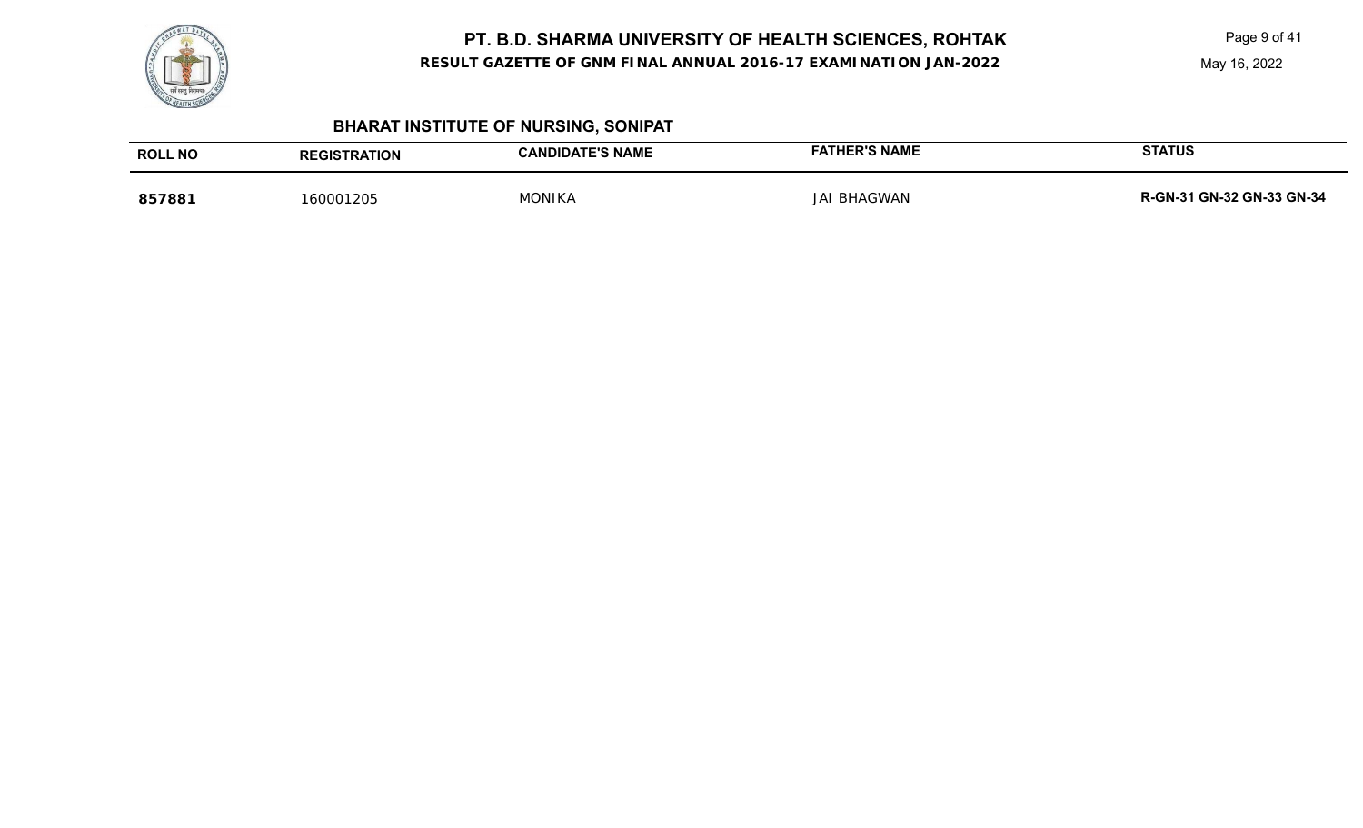# PT. B.D. SHARMA UNIVERSITY OF HEALTH SCIENCES, ROHTAK

**RESULT GAZETTE OF GNM FINAL ANNUAL 2016-17 EXAMINATION JAN-2022**

May 16, 2022

## BHARAT INSTITUTE OF NURSING, SONIPAT

| ROLL NO | REGISTRATION | CANDIDATE'S NAME | FATHER'S NAME | STATUS |
|---|---|---|---|---|
| **857881** | 160001205 | MONIKA | JAI BHAGWAN | **R-GN-31 GN-32 GN-33 GN-34** |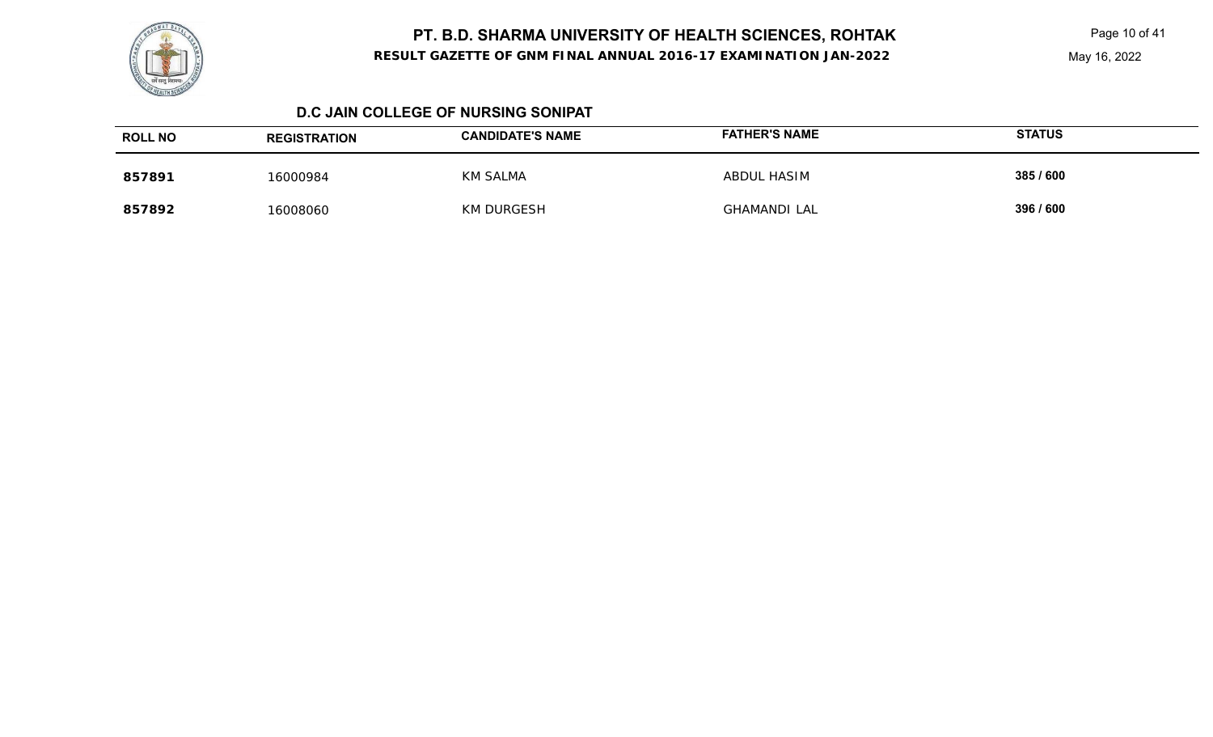# PT. B.D. SHARMA UNIVERSITY OF HEALTH SCIENCES, ROHTAK

**RESULT GAZETTE OF GNM FINAL ANNUAL 2016-17 EXAMINATION JAN-2022**

May 16, 2022

### D.C JAIN COLLEGE OF NURSING SONIPAT

| ROLL NO | REGISTRATION | CANDIDATE'S NAME | FATHER'S NAME | STATUS |
|---|---|---|---|---|
| **857891** | 16000984 | KM SALMA | ABDUL HASIM | **385 / 600** |
| **857892** | 16008060 | KM DURGESH | GHAMANDI LAL | **396 / 600** |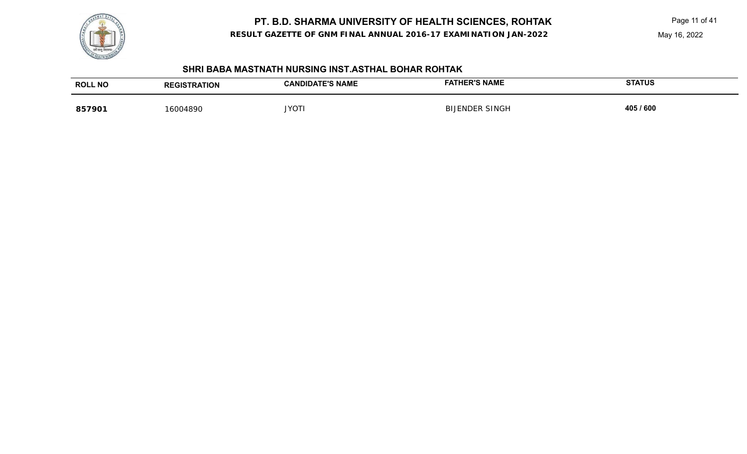# PT. B.D. SHARMA UNIVERSITY OF HEALTH SCIENCES, ROHTAK

**RESULT GAZETTE OF GNM FINAL ANNUAL 2016-17 EXAMINATION JAN-2022**

May 16, 2022

### SHRI BABA MASTNATH NURSING INST.ASTHAL BOHAR ROHTAK

| ROLL NO | REGISTRATION | CANDIDATE'S NAME | FATHER'S NAME | STATUS |
|---|---|---|---|---|
| **857901** | 16004890 | JYOTI | BIJENDER SINGH | **405 / 600** |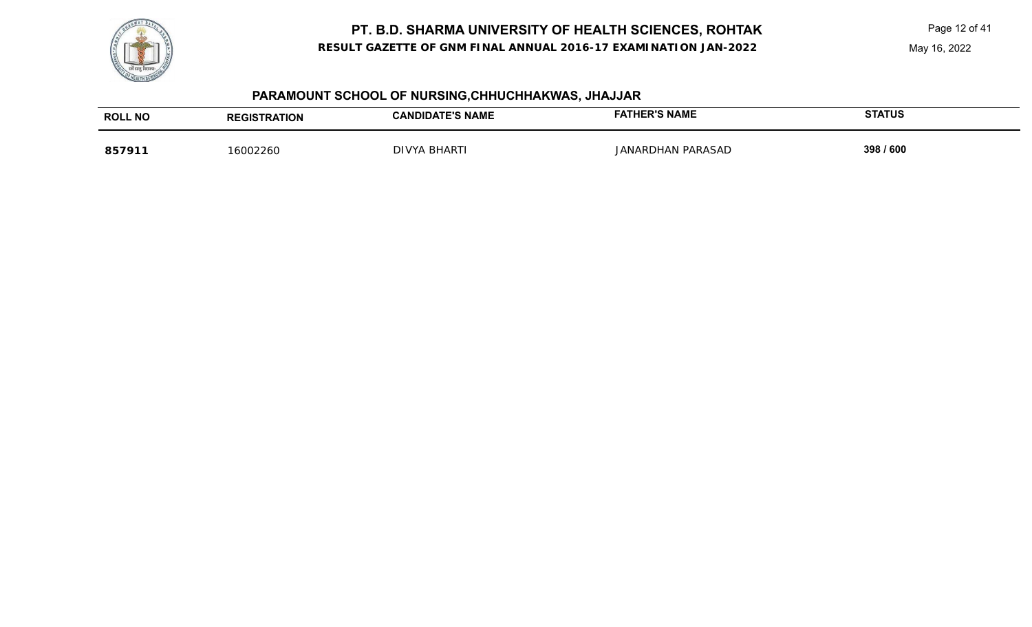## PARAMOUNT SCHOOL OF NURSING,CHHUCHHAKWAS, JHAJJAR

| ROLL NO | REGISTRATION | CANDIDATE'S NAME | FATHER'S NAME | STATUS |
|---|---|---|---|---|
| **857911** | 16002260 | DIVYA BHARTI | JANARDHAN PARASAD | **398 / 600** |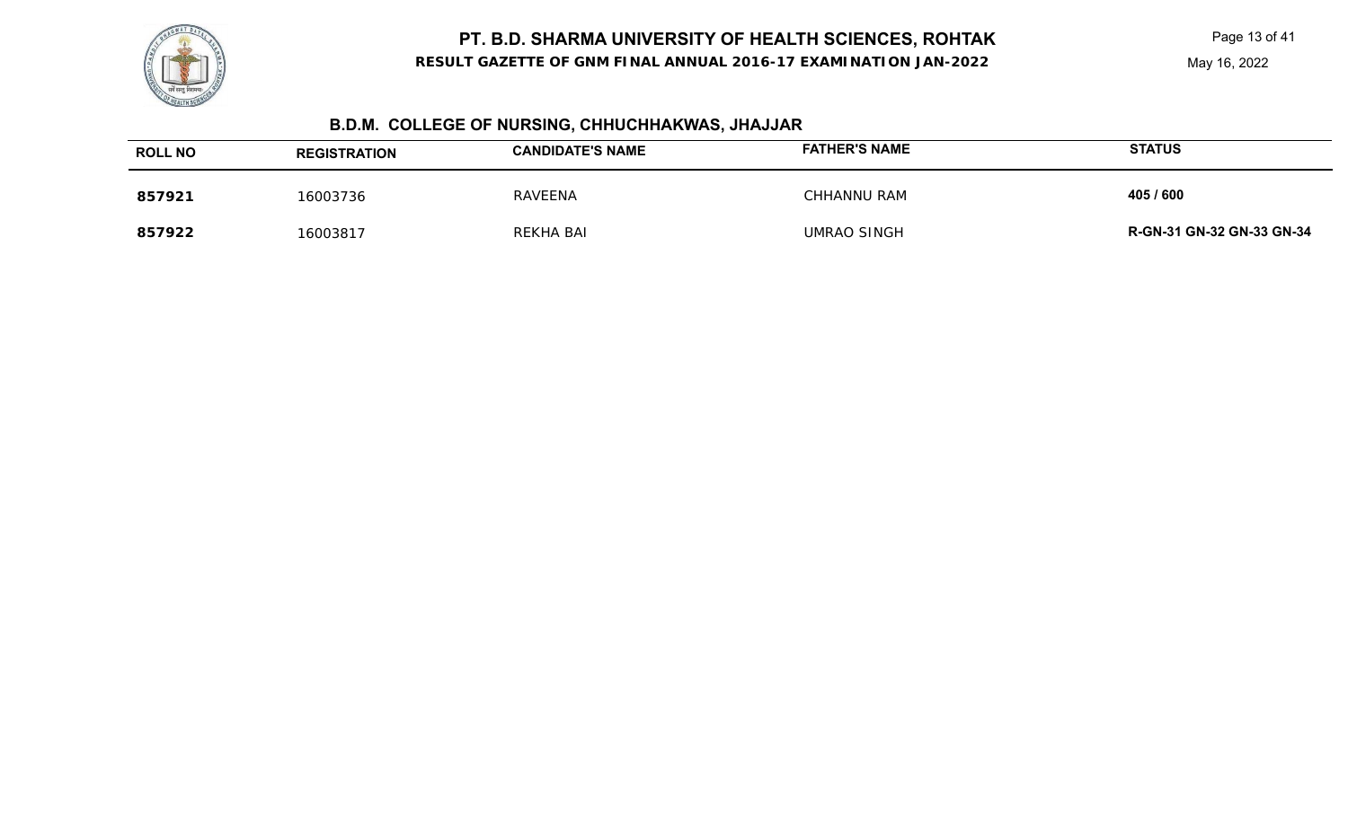# PT. B.D. SHARMA UNIVERSITY OF HEALTH SCIENCES, ROHTAK

**RESULT GAZETTE OF GNM FINAL ANNUAL 2016-17 EXAMINATION JAN-2022**

May 16, 2022

## B.D.M. COLLEGE OF NURSING, CHHUCHHAKWAS, JHAJJAR

| ROLL NO | REGISTRATION | CANDIDATE'S NAME | FATHER'S NAME | STATUS |
|---|---|---|---|---|
| **857921** | 16003736 | RAVEENA | CHHANNU RAM | **405 / 600** |
| **857922** | 16003817 | REKHA BAI | UMRAO SINGH | **R-GN-31 GN-32 GN-33 GN-34** |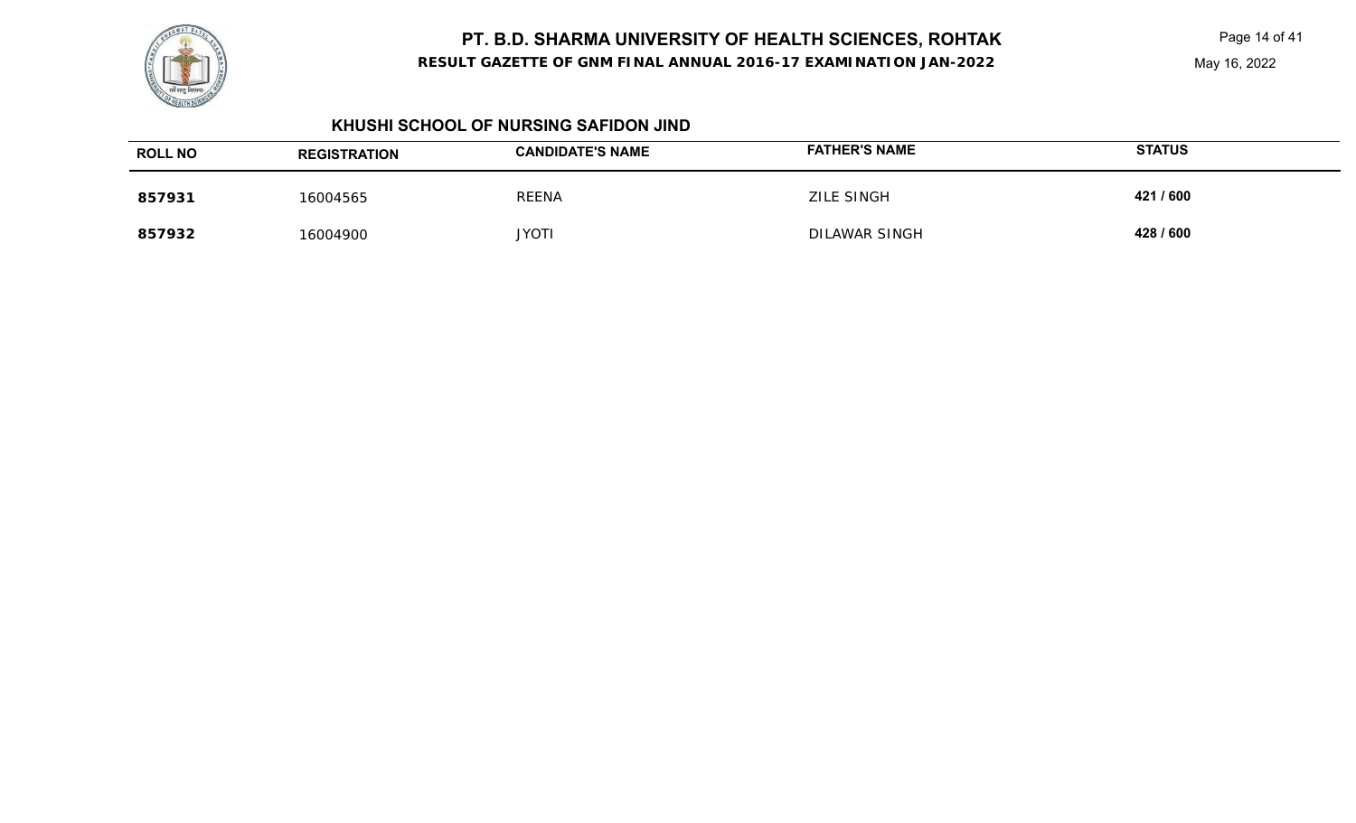# PT. B.D. SHARMA UNIVERSITY OF HEALTH SCIENCES, ROHTAK

**RESULT GAZETTE OF GNM FINAL ANNUAL 2016-17 EXAMINATION JAN-2022**

May 16, 2022

## KHUSHI SCHOOL OF NURSING SAFIDON JIND

| ROLL NO | REGISTRATION | CANDIDATE'S NAME | FATHER'S NAME | STATUS |
|---|---|---|---|---|
| **857931** | 16004565 | REENA | ZILE SINGH | **421 / 600** |
| **857932** | 16004900 | JYOTI | DILAWAR SINGH | **428 / 600** |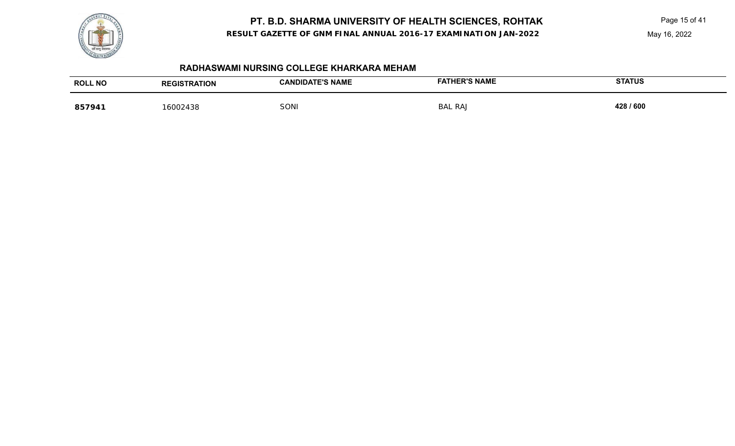# PT. B.D. SHARMA UNIVERSITY OF HEALTH SCIENCES, ROHTAK

**RESULT GAZETTE OF GNM FINAL ANNUAL 2016-17 EXAMINATION JAN-2022**

May 16, 2022

## RADHASWAMI NURSING COLLEGE KHARKARA MEHAM

| ROLL NO | REGISTRATION | CANDIDATE'S NAME | FATHER'S NAME | STATUS |
|---|---|---|---|---|
| **857941** | 16002438 | SONI | BAL RAJ | **428 / 600** |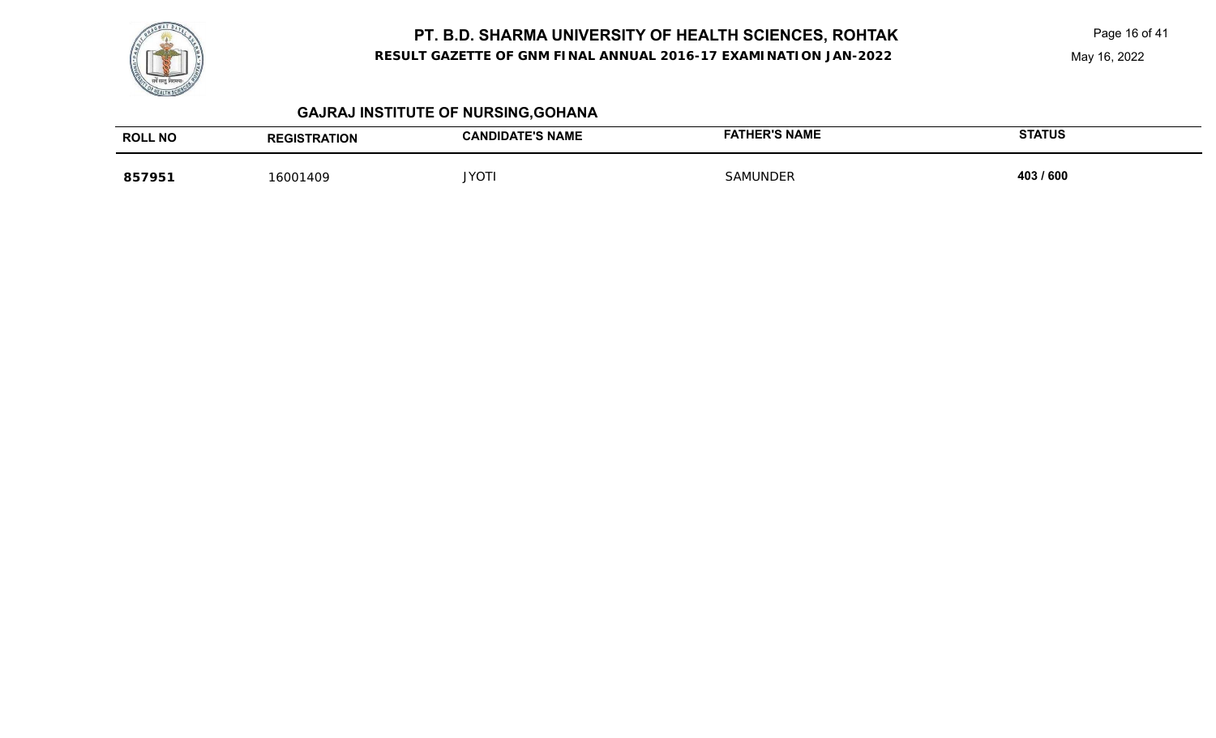# PT. B.D. SHARMA UNIVERSITY OF HEALTH SCIENCES, ROHTAK

**RESULT GAZETTE OF GNM FINAL ANNUAL 2016-17 EXAMINATION JAN-2022**

May 16, 2022

## GAJRAJ INSTITUTE OF NURSING,GOHANA

| ROLL NO | REGISTRATION | CANDIDATE'S NAME | FATHER'S NAME | STATUS |
|---|---|---|---|---|
| **857951** | 16001409 | JYOTI | SAMUNDER | **403 / 600** |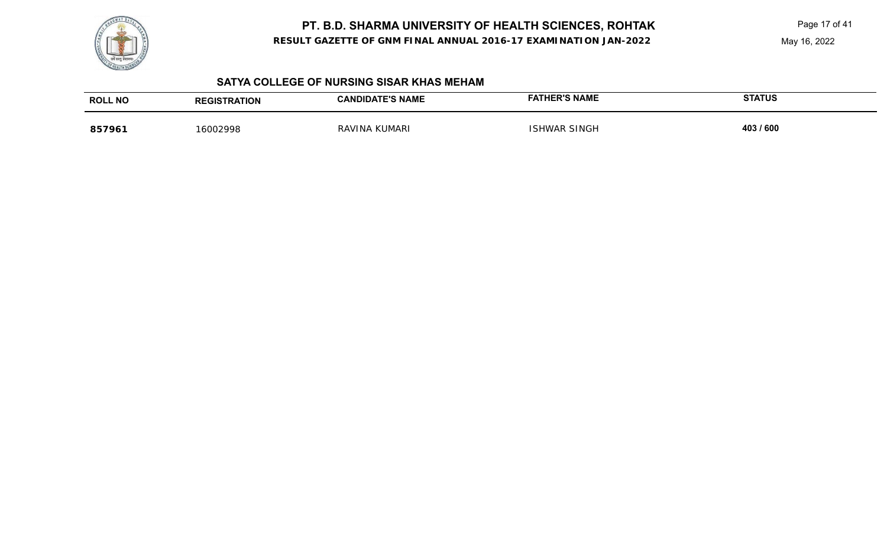# PT. B.D. SHARMA UNIVERSITY OF HEALTH SCIENCES, ROHTAK

**RESULT GAZETTE OF GNM FINAL ANNUAL 2016-17 EXAMINATION JAN-2022**

May 16, 2022

### SATYA COLLEGE OF NURSING SISAR KHAS MEHAM

| ROLL NO | REGISTRATION | CANDIDATE'S NAME | FATHER'S NAME | STATUS |
|---|---|---|---|---|
| **857961** | 16002998 | RAVINA KUMARI | ISHWAR SINGH | **403 / 600** |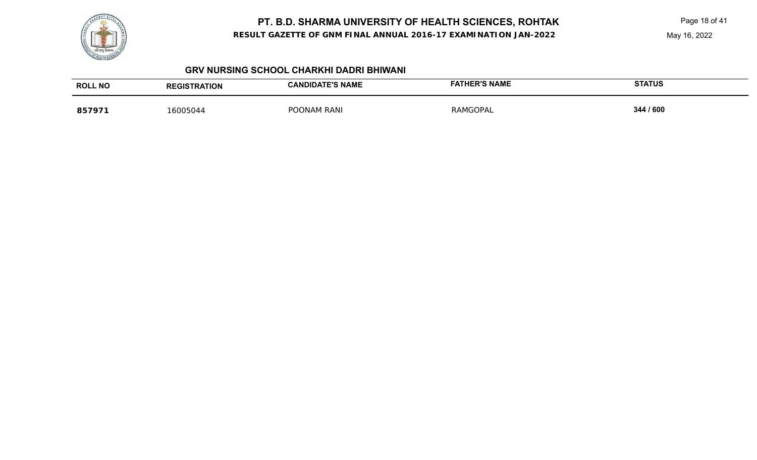## GRV NURSING SCHOOL CHARKHI DADRI BHIWANI

| ROLL NO | REGISTRATION | CANDIDATE'S NAME | FATHER'S NAME | STATUS |
|---|---|---|---|---|
| **857971** | 16005044 | POONAM RANI | RAMGOPAL | **344 / 600** |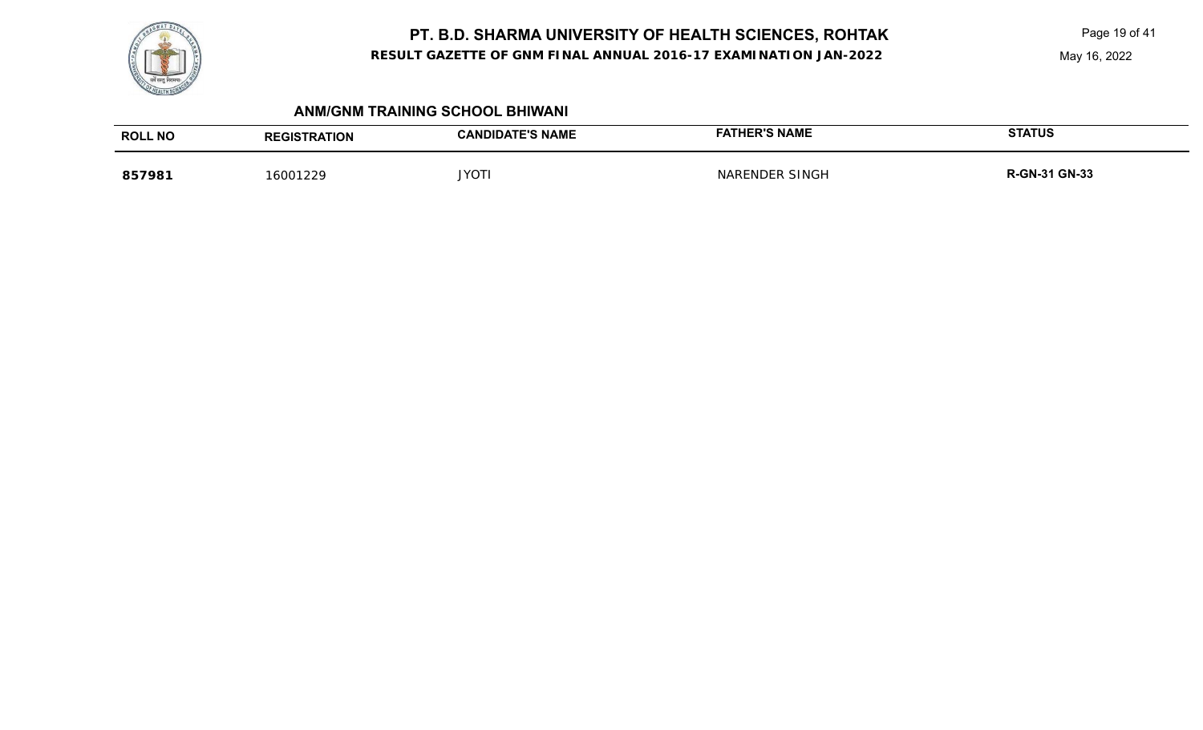# PT. B.D. SHARMA UNIVERSITY OF HEALTH SCIENCES, ROHTAK

**RESULT GAZETTE OF GNM FINAL ANNUAL 2016-17 EXAMINATION JAN-2022**

May 16, 2022

### ANM/GNM TRAINING SCHOOL BHIWANI

| ROLL NO | REGISTRATION | CANDIDATE'S NAME | FATHER'S NAME | STATUS |
|---|---|---|---|---|
| **857981** | 16001229 | JYOTI | NARENDER SINGH | **R-GN-31 GN-33** |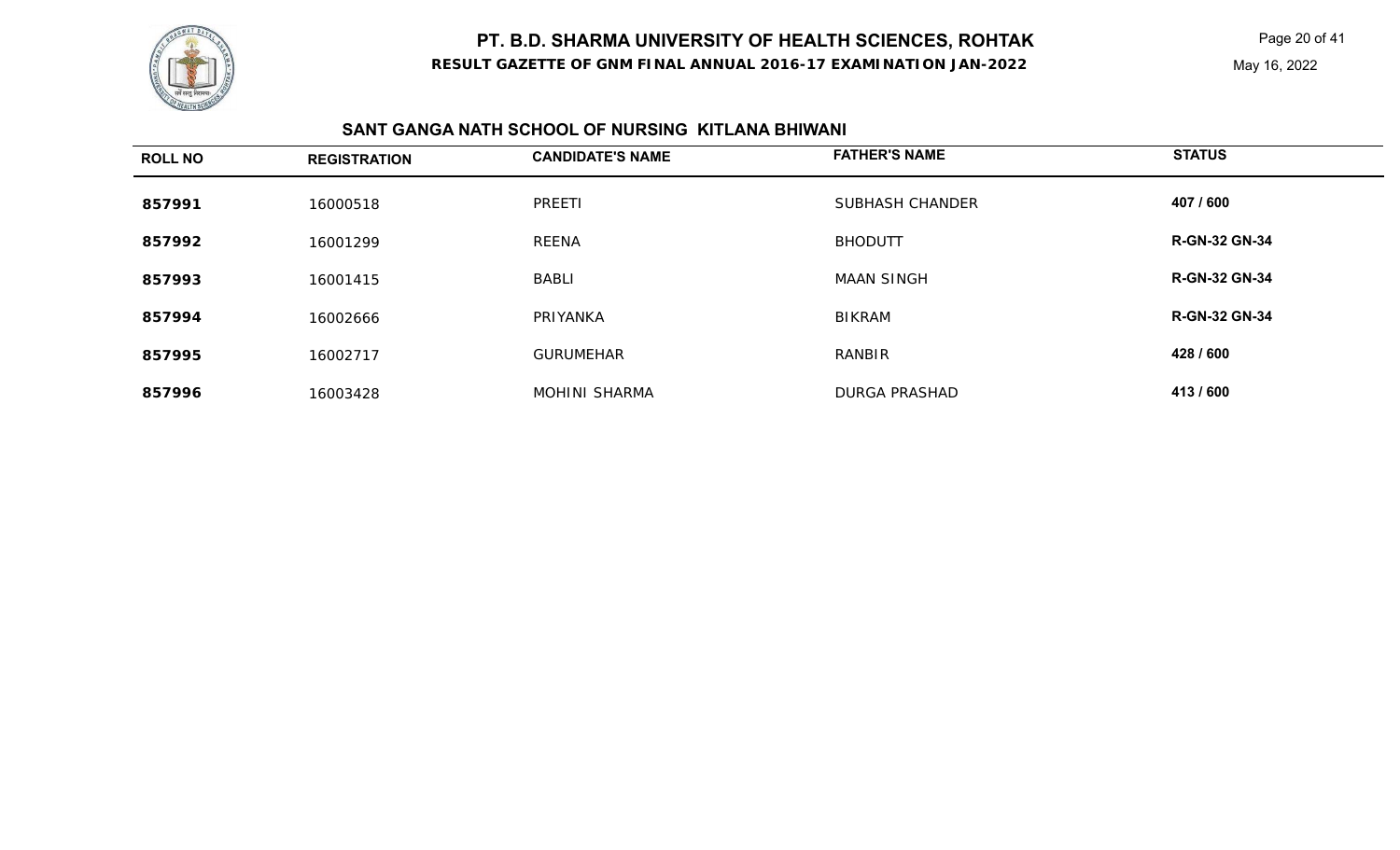## SANT GANGA NATH SCHOOL OF NURSING KITLANA BHIWANI

| ROLL NO | REGISTRATION | CANDIDATE'S NAME | FATHER'S NAME | STATUS |
|---|---|---|---|---|
| 857991 | 16000518 | PREETI | SUBHASH CHANDER | 407 / 600 |
| 857992 | 16001299 | REENA | BHODUTT | R-GN-32 GN-34 |
| 857993 | 16001415 | BABLI | MAAN SINGH | R-GN-32 GN-34 |
| 857994 | 16002666 | PRIYANKA | BIKRAM | R-GN-32 GN-34 |
| 857995 | 16002717 | GURUMEHAR | RANBIR | 428 / 600 |
| 857996 | 16003428 | MOHINI SHARMA | DURGA PRASHAD | 413 / 600 |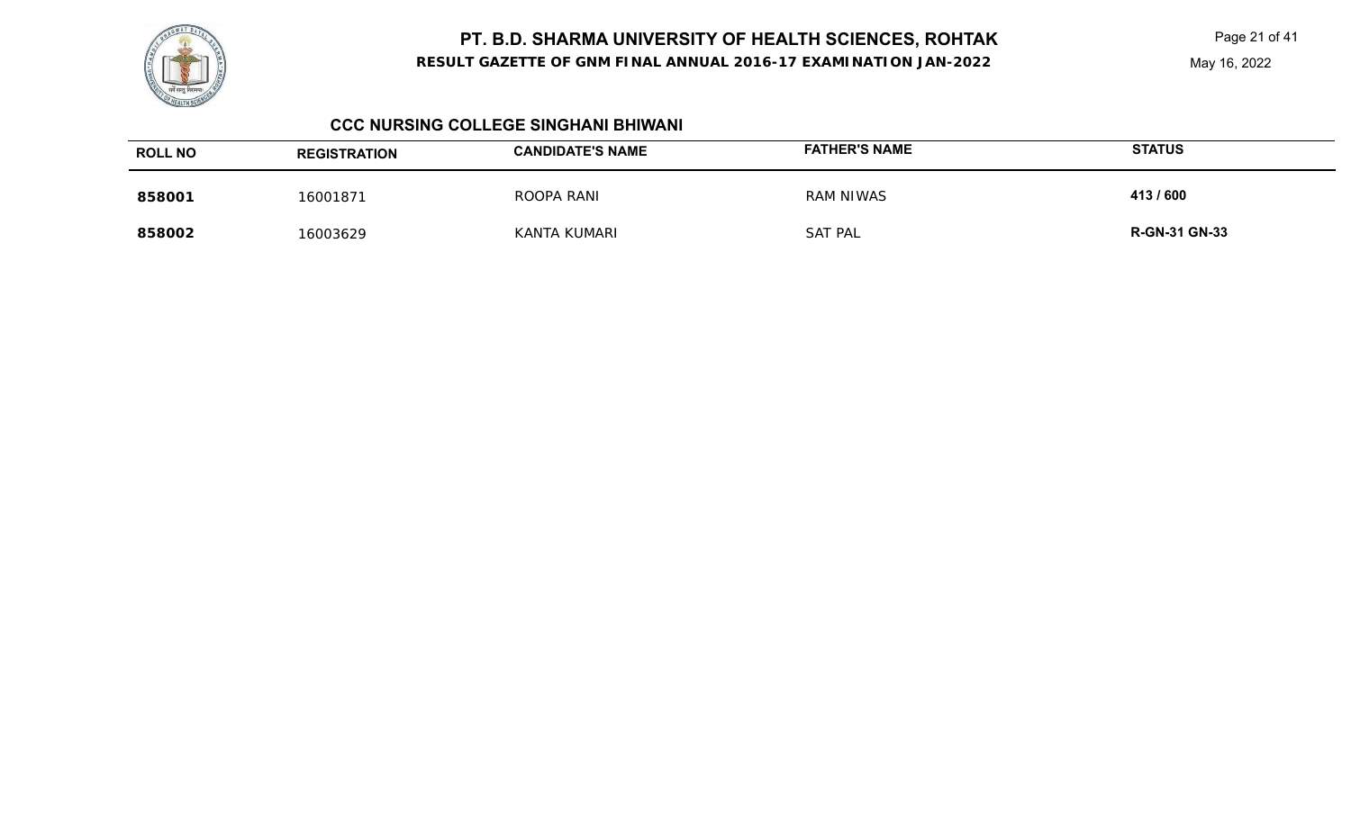# PT. B.D. SHARMA UNIVERSITY OF HEALTH SCIENCES, ROHTAK

**RESULT GAZETTE OF GNM FINAL ANNUAL 2016-17 EXAMINATION JAN-2022**

May 16, 2022

## CCC NURSING COLLEGE SINGHANI BHIWANI

| ROLL NO | REGISTRATION | CANDIDATE'S NAME | FATHER'S NAME | STATUS |
|---|---|---|---|---|
| **858001** | 16001871 | ROOPA RANI | RAM NIWAS | **413 / 600** |
| **858002** | 16003629 | KANTA KUMARI | SAT PAL | **R-GN-31 GN-33** |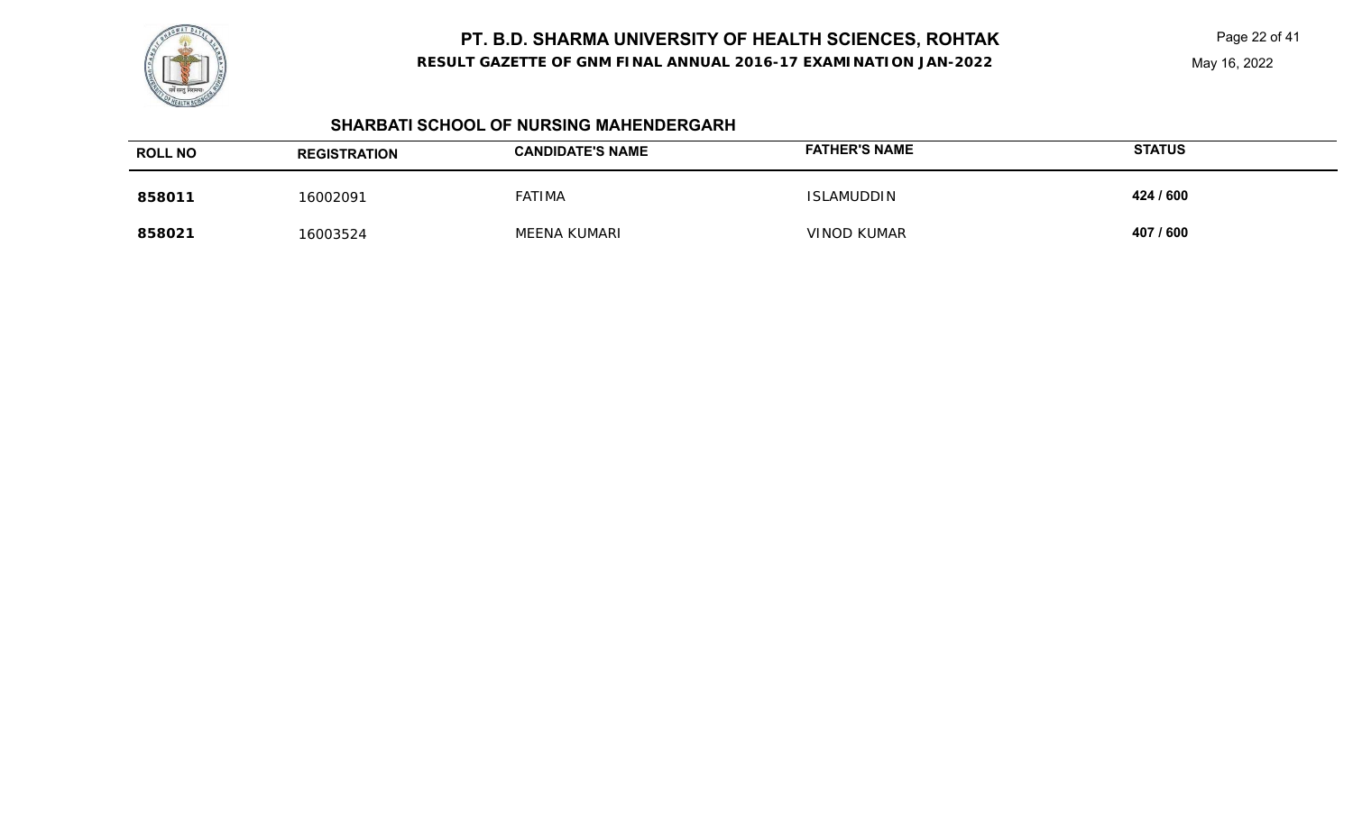### SHARBATI SCHOOL OF NURSING MAHENDERGARH

| ROLL NO | REGISTRATION | CANDIDATE'S NAME | FATHER'S NAME | STATUS |
|---|---|---|---|---|
| **858011** | 16002091 | FATIMA | ISLAMUDDIN | **424 / 600** |
| **858021** | 16003524 | MEENA KUMARI | VINOD KUMAR | **407 / 600** |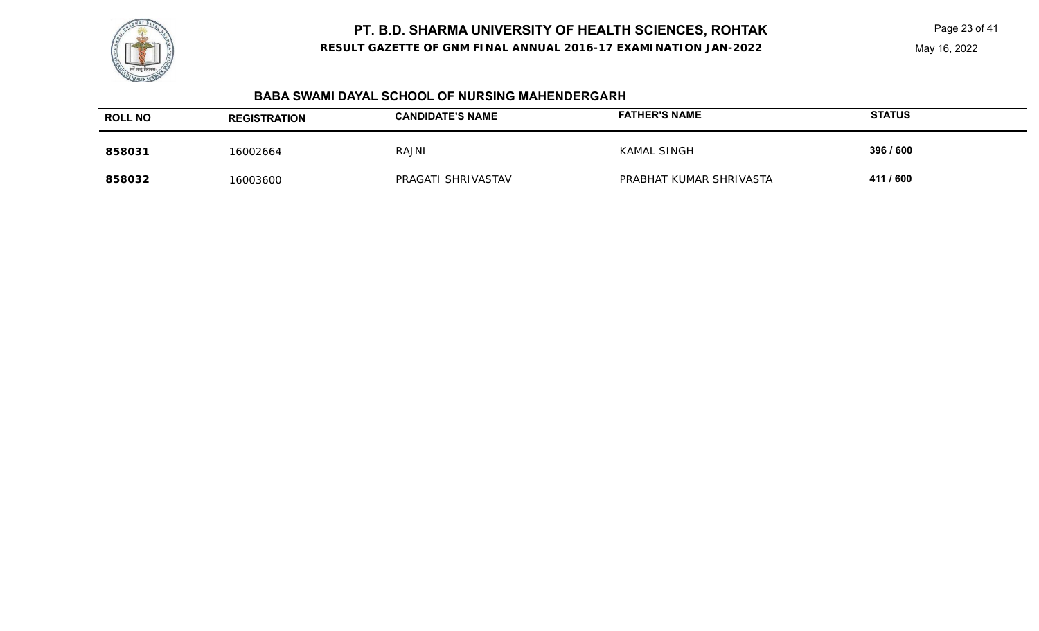# PT. B.D. SHARMA UNIVERSITY OF HEALTH SCIENCES, ROHTAK

**RESULT GAZETTE OF GNM FINAL ANNUAL 2016-17 EXAMINATION JAN-2022**

### BABA SWAMI DAYAL SCHOOL OF NURSING MAHENDERGARH

| ROLL NO | REGISTRATION | CANDIDATE'S NAME | FATHER'S NAME | STATUS |
|---|---|---|---|---|
| **858031** | 16002664 | RAJNI | KAMAL SINGH | **396 / 600** |
| **858032** | 16003600 | PRAGATI SHRIVASTAV | PRABHAT KUMAR SHRIVASTA | **411 / 600** |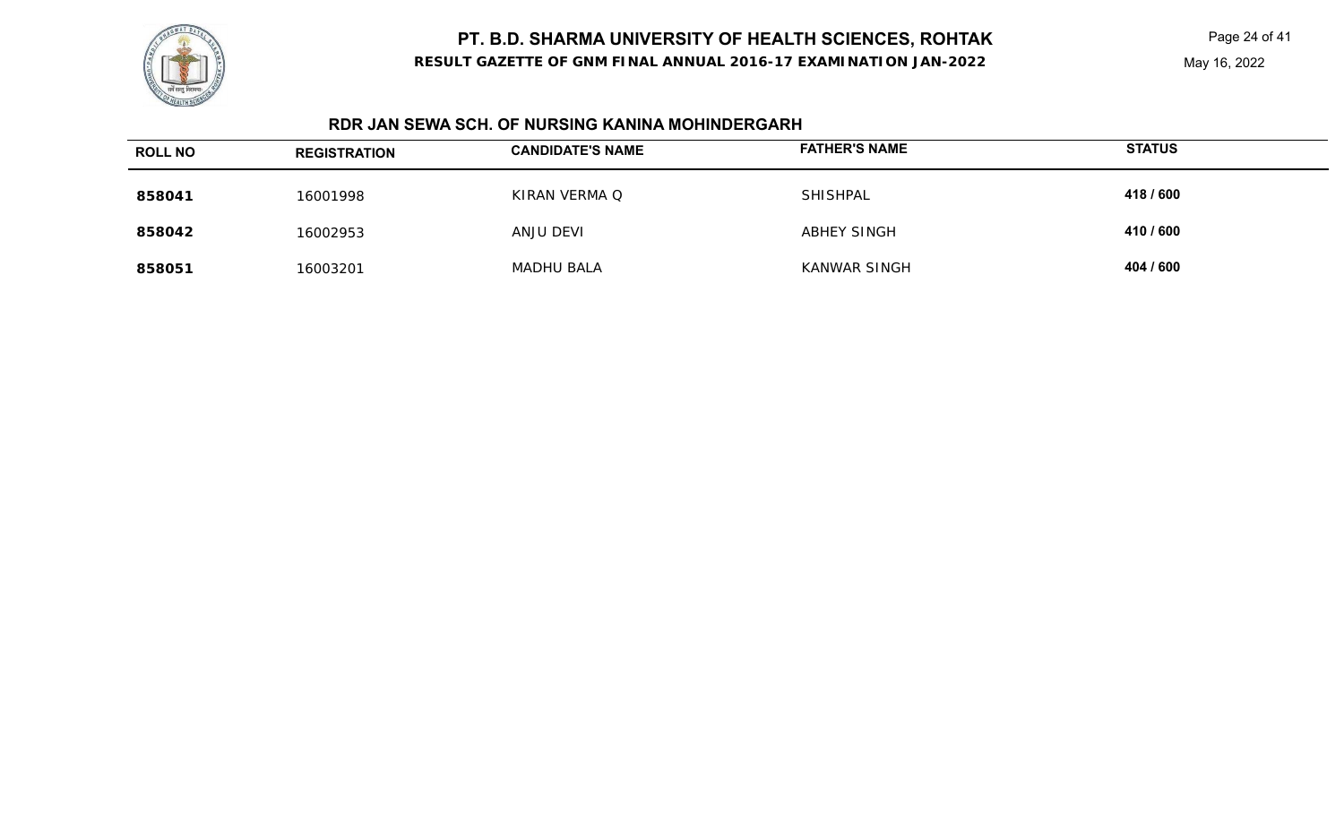## RDR JAN SEWA SCH. OF NURSING KANINA MOHINDERGARH

| ROLL NO | REGISTRATION | CANDIDATE'S NAME | FATHER'S NAME | STATUS |
|---|---|---|---|---|
| **858041** | 16001998 | KIRAN VERMA Q | SHISHPAL | **418 / 600** |
| **858042** | 16002953 | ANJU DEVI | ABHEY SINGH | **410 / 600** |
| **858051** | 16003201 | MADHU BALA | KANWAR SINGH | **404 / 600** |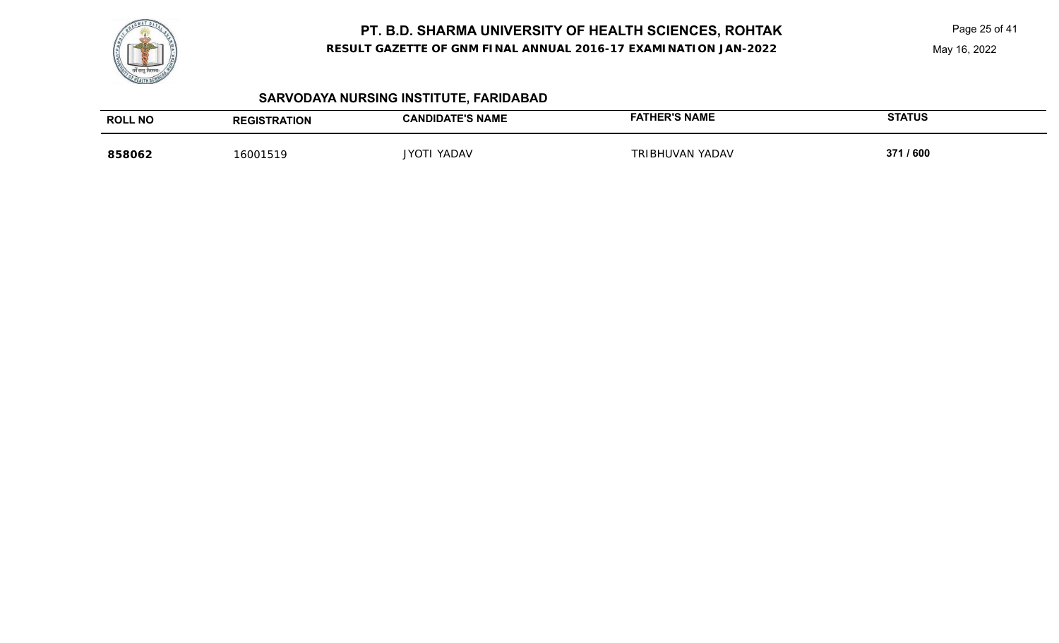## SARVODAYA NURSING INSTITUTE, FARIDABAD

| ROLL NO | REGISTRATION | CANDIDATE'S NAME | FATHER'S NAME | STATUS |
|---|---|---|---|---|
| **858062** | 16001519 | JYOTI YADAV | TRIBHUVAN YADAV | **371 / 600** |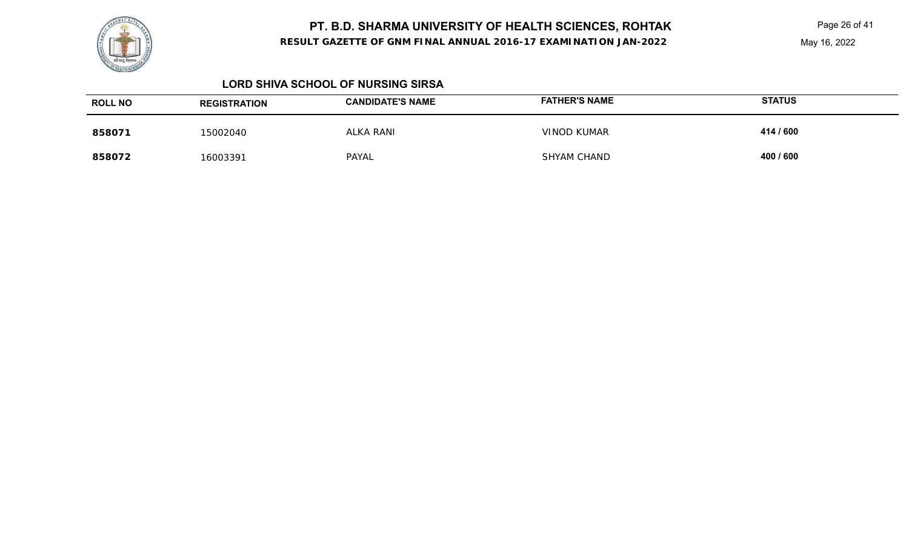## LORD SHIVA SCHOOL OF NURSING SIRSA

| ROLL NO | REGISTRATION | CANDIDATE'S NAME | FATHER'S NAME | STATUS |
|---|---|---|---|---|
| **858071** | 15002040 | ALKA RANI | VINOD KUMAR | **414 / 600** |
| **858072** | 16003391 | PAYAL | SHYAM CHAND | **400 / 600** |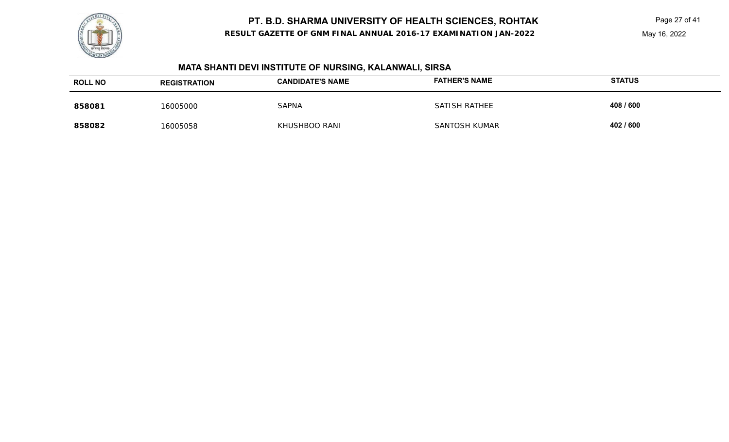## MATA SHANTI DEVI INSTITUTE OF NURSING, KALANWALI, SIRSA

| ROLL NO | REGISTRATION | CANDIDATE'S NAME | FATHER'S NAME | STATUS |
|---|---|---|---|---|
| **858081** | 16005000 | SAPNA | SATISH RATHEE | **408 / 600** |
| **858082** | 16005058 | KHUSHBOO RANI | SANTOSH KUMAR | **402 / 600** |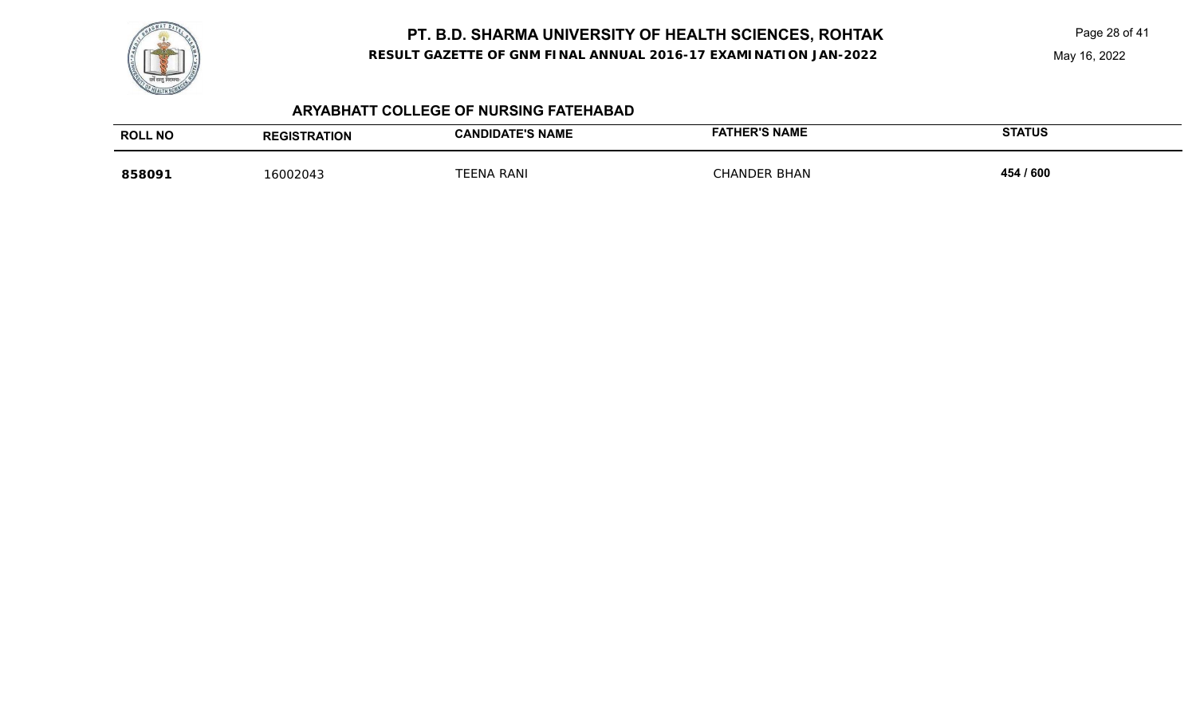# PT. B.D. SHARMA UNIVERSITY OF HEALTH SCIENCES, ROHTAK

**RESULT GAZETTE OF GNM FINAL ANNUAL 2016-17 EXAMINATION JAN-2022**

May 16, 2022

## ARYABHATT COLLEGE OF NURSING FATEHABAD

| ROLL NO | REGISTRATION | CANDIDATE'S NAME | FATHER'S NAME | STATUS |
|---|---|---|---|---|
| **858091** | 16002043 | TEENA RANI | CHANDER BHAN | **454 / 600** |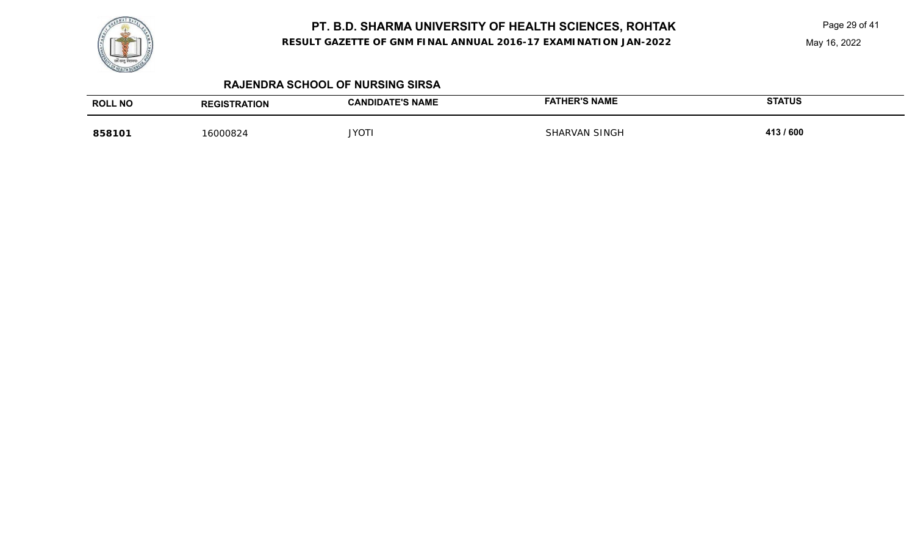# PT. B.D. SHARMA UNIVERSITY OF HEALTH SCIENCES, ROHTAK

**RESULT GAZETTE OF GNM FINAL ANNUAL 2016-17 EXAMINATION JAN-2022**

May 16, 2022

## RAJENDRA SCHOOL OF NURSING SIRSA

| ROLL NO | REGISTRATION | CANDIDATE'S NAME | FATHER'S NAME | STATUS |
|---|---|---|---|---|
| **858101** | 16000824 | JYOTI | SHARVAN SINGH | **413 / 600** |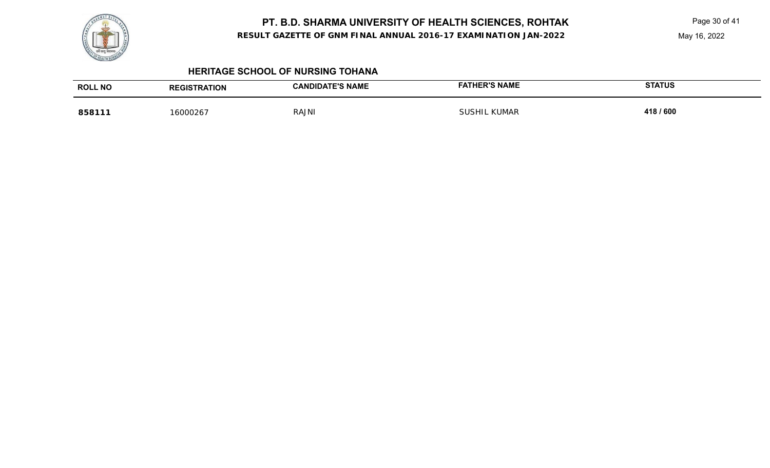# PT. B.D. SHARMA UNIVERSITY OF HEALTH SCIENCES, ROHTAK

**RESULT GAZETTE OF GNM FINAL ANNUAL 2016-17 EXAMINATION JAN-2022**

May 16, 2022

### HERITAGE SCHOOL OF NURSING TOHANA

| ROLL NO | REGISTRATION | CANDIDATE'S NAME | FATHER'S NAME | STATUS |
|---|---|---|---|---|
| **858111** | 16000267 | RAJNI | SUSHIL KUMAR | **418 / 600** |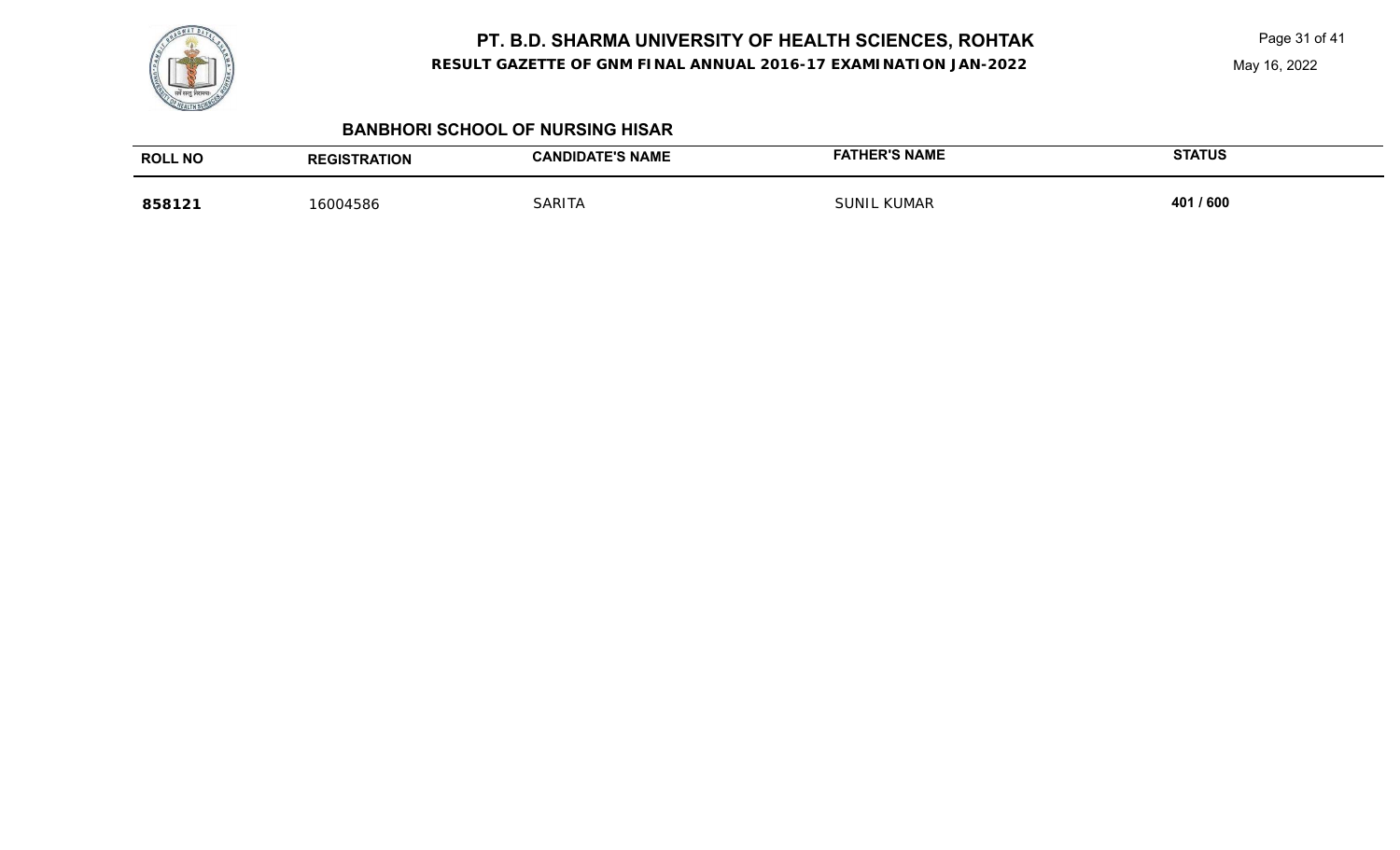# PT. B.D. SHARMA UNIVERSITY OF HEALTH SCIENCES, ROHTAK

**RESULT GAZETTE OF GNM FINAL ANNUAL 2016-17 EXAMINATION JAN-2022**

May 16, 2022

## BANBHORI SCHOOL OF NURSING HISAR

| ROLL NO | REGISTRATION | CANDIDATE'S NAME | FATHER'S NAME | STATUS |
|---|---|---|---|---|
| **858121** | 16004586 | SARITA | SUNIL KUMAR | **401 / 600** |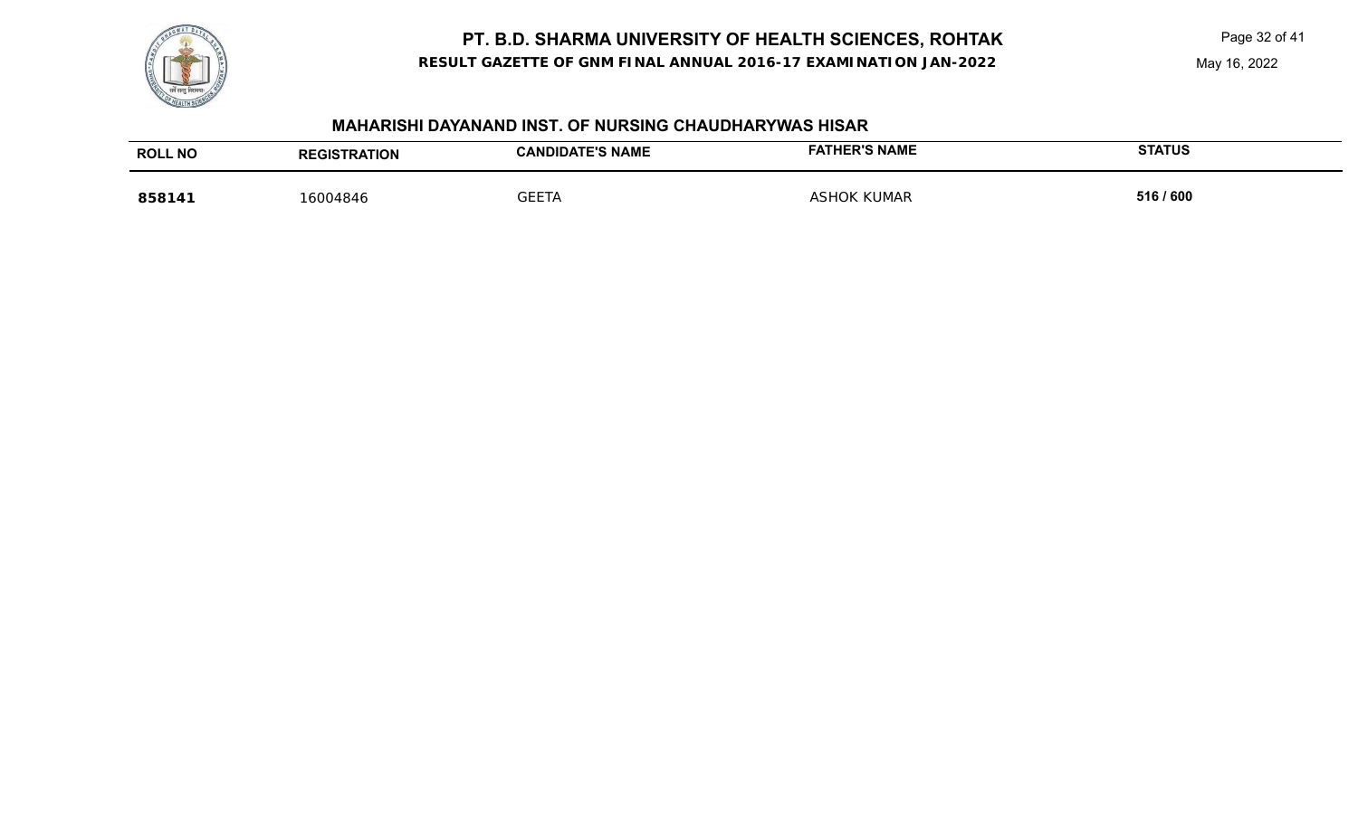# PT. B.D. SHARMA UNIVERSITY OF HEALTH SCIENCES, ROHTAK

**RESULT GAZETTE OF GNM FINAL ANNUAL 2016-17 EXAMINATION JAN-2022**

May 16, 2022

## MAHARISHI DAYANAND INST. OF NURSING CHAUDHARYWAS HISAR

| ROLL NO | REGISTRATION | CANDIDATE'S NAME | FATHER'S NAME | STATUS |
|---|---|---|---|---|
| **858141** | 16004846 | GEETA | ASHOK KUMAR | **516 / 600** |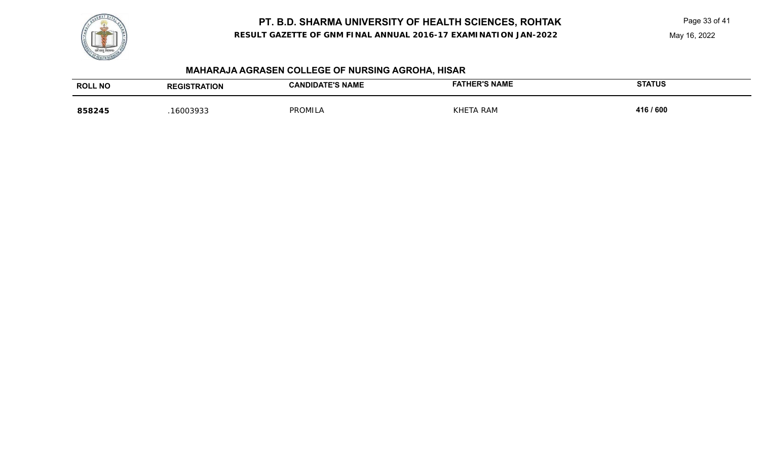# PT. B.D. SHARMA UNIVERSITY OF HEALTH SCIENCES, ROHTAK

**RESULT GAZETTE OF GNM FINAL ANNUAL 2016-17 EXAMINATION JAN-2022**

May 16, 2022

## MAHARAJA AGRASEN COLLEGE OF NURSING AGROHA, HISAR

| ROLL NO | REGISTRATION | CANDIDATE'S NAME | FATHER'S NAME | STATUS |
|---|---|---|---|---|
| **858245** | .16003933 | PROMILA | KHETA RAM | **416 / 600** |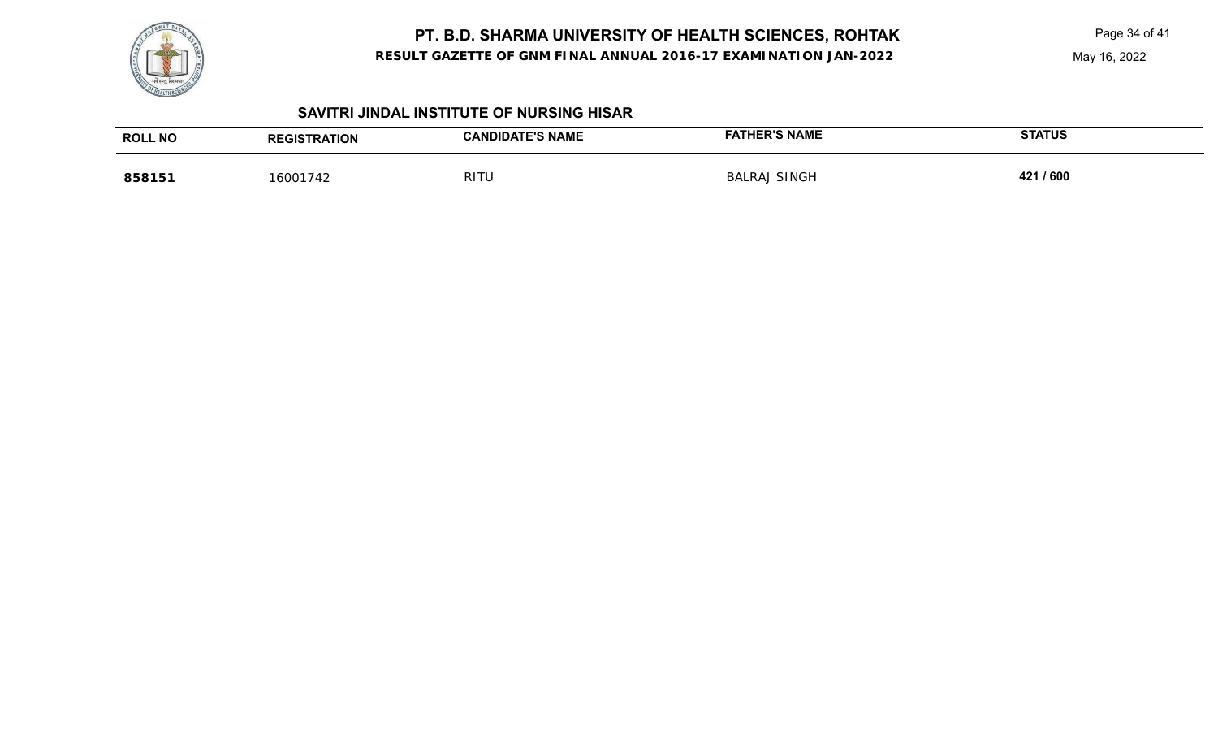## SAVITRI JINDAL INSTITUTE OF NURSING HISAR

| ROLL NO | REGISTRATION | CANDIDATE'S NAME | FATHER'S NAME | STATUS |
|---|---|---|---|---|
| **858151** | 16001742 | RITU | BALRAJ SINGH | **421 / 600** |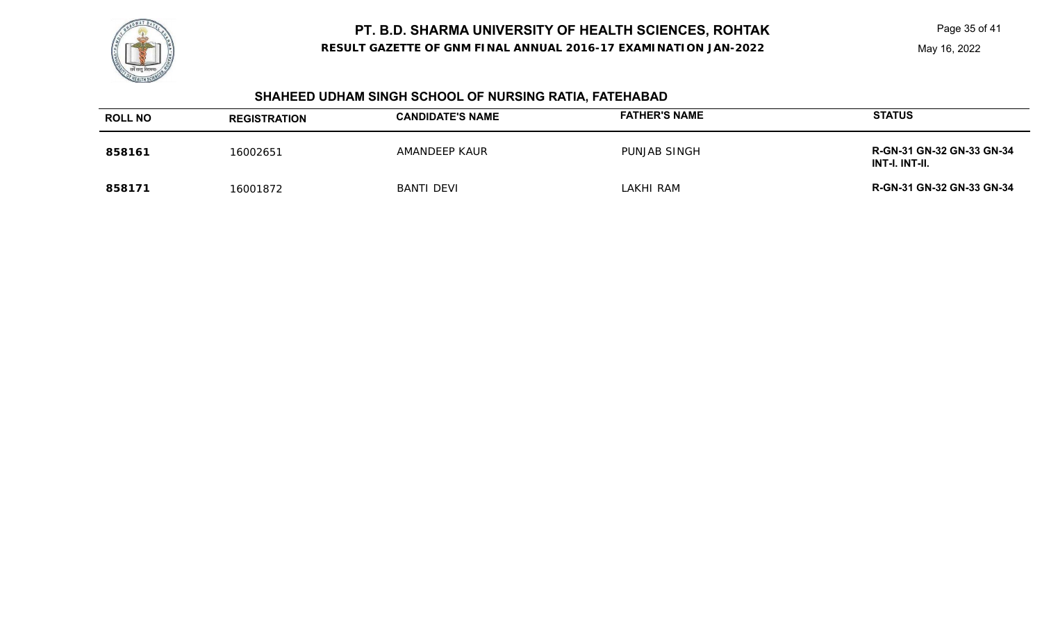## SHAHEED UDHAM SINGH SCHOOL OF NURSING RATIA, FATEHABAD

| ROLL NO | REGISTRATION | CANDIDATE'S NAME | FATHER'S NAME | STATUS |
|---|---|---|---|---|
| **858161** | 16002651 | AMANDEEP KAUR | PUNJAB SINGH | **R-GN-31 GN-32 GN-33 GN-34 INT-I. INT-II.** |
| **858171** | 16001872 | BANTI DEVI | LAKHI RAM | **R-GN-31 GN-32 GN-33 GN-34** |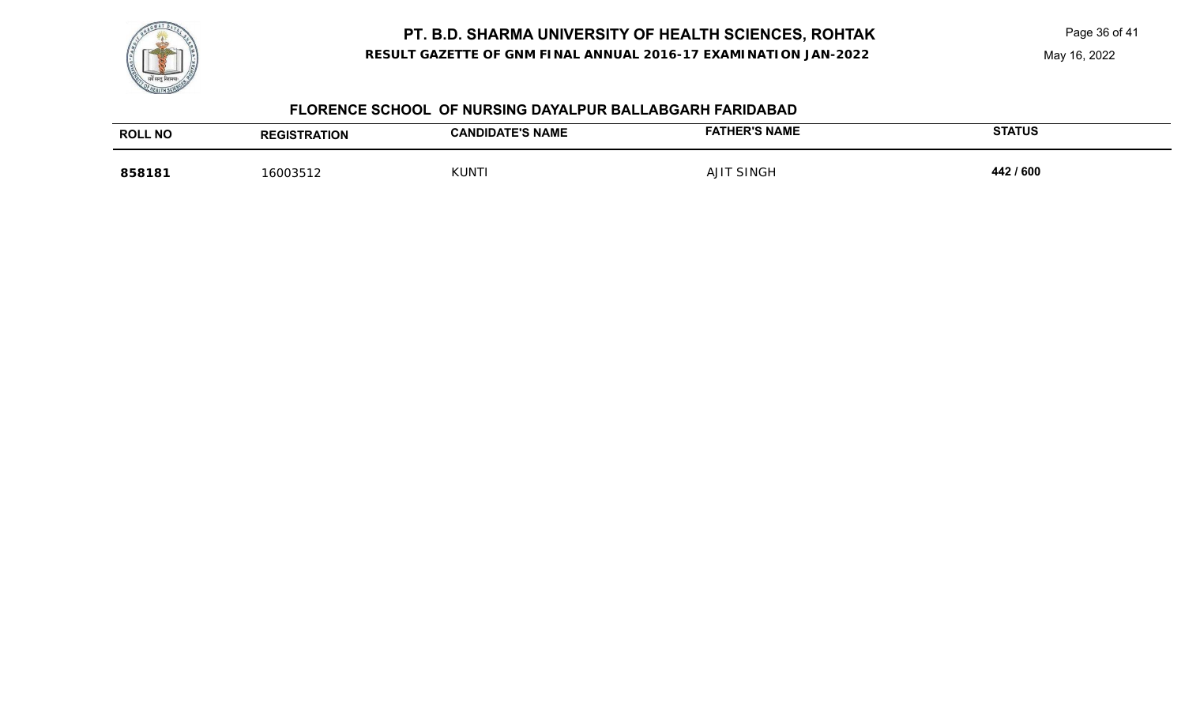### FLORENCE SCHOOL OF NURSING DAYALPUR BALLABGARH FARIDABAD

| ROLL NO | REGISTRATION | CANDIDATE'S NAME | FATHER'S NAME | STATUS |
|---|---|---|---|---|
| **858181** | 16003512 | KUNTI | AJIT SINGH | **442 / 600** |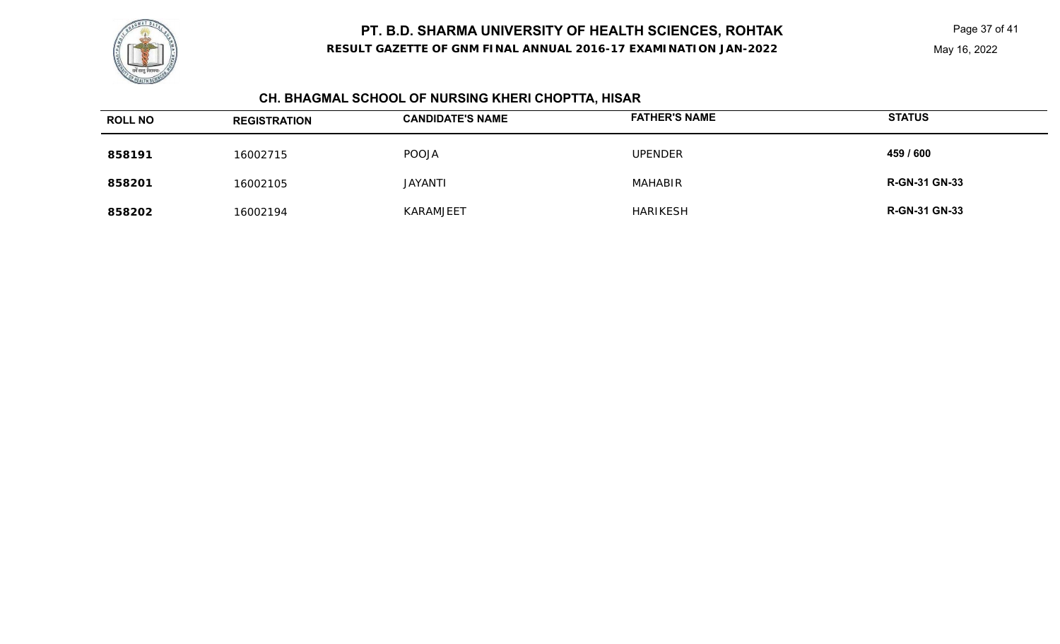## CH. BHAGMAL SCHOOL OF NURSING KHERI CHOPTTA, HISAR

| ROLL NO | REGISTRATION | CANDIDATE'S NAME | FATHER'S NAME | STATUS |
|---|---|---|---|---|
| **858191** | 16002715 | POOJA | UPENDER | **459 / 600** |
| **858201** | 16002105 | JAYANTI | MAHABIR | **R-GN-31 GN-33** |
| **858202** | 16002194 | KARAMJEET | HARIKESH | **R-GN-31 GN-33** |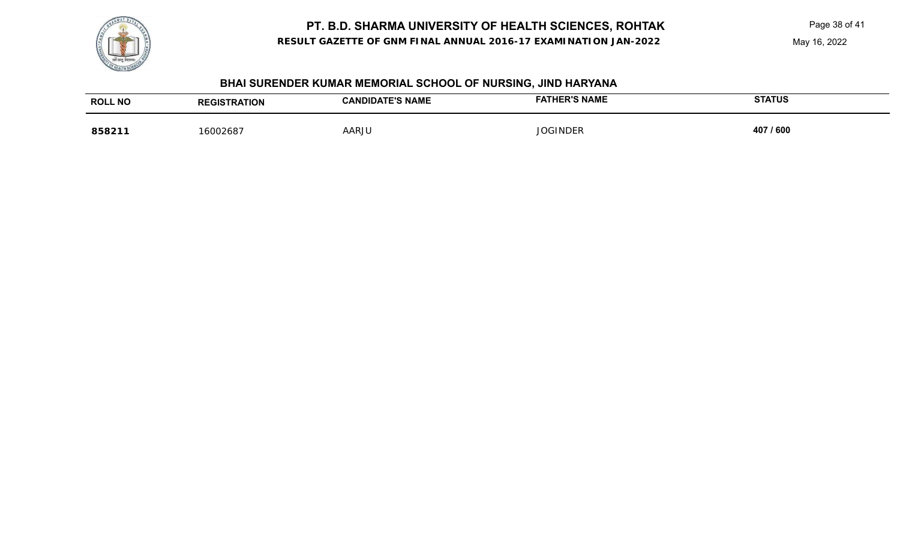## BHAI SURENDER KUMAR MEMORIAL SCHOOL OF NURSING, JIND HARYANA

| ROLL NO | REGISTRATION | CANDIDATE'S NAME | FATHER'S NAME | STATUS |
|---|---|---|---|---|
| **858211** | 16002687 | AARJU | JOGINDER | **407 / 600** |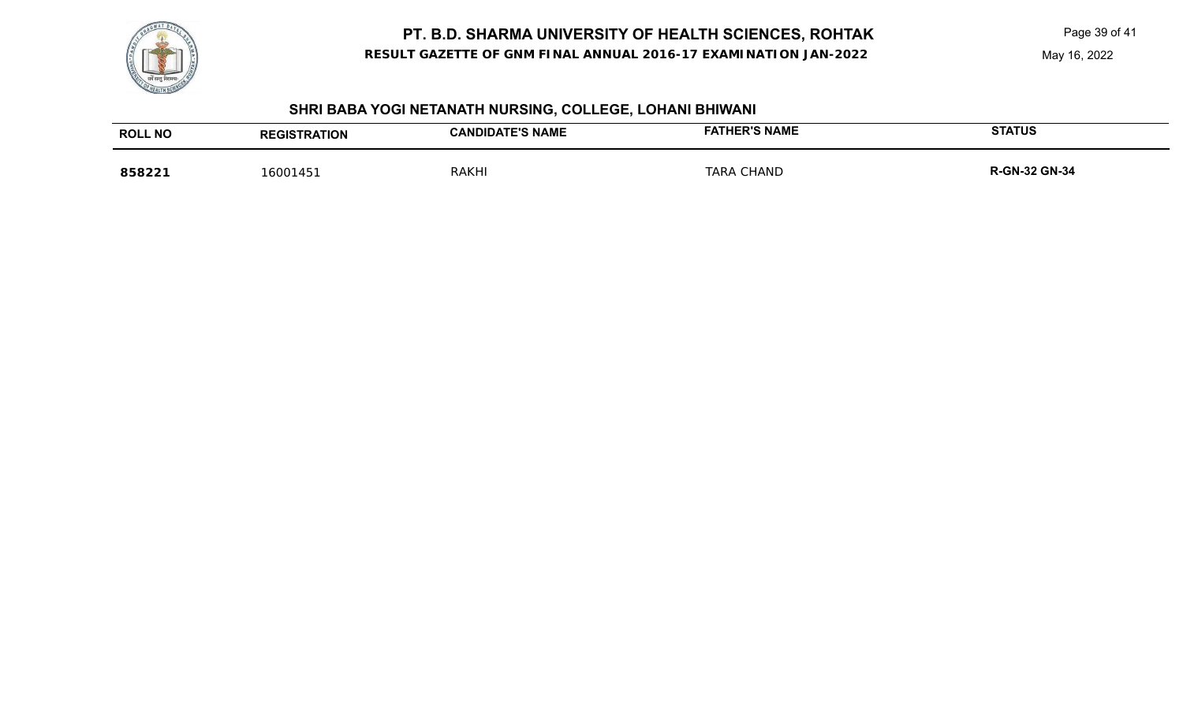## SHRI BABA YOGI NETANATH NURSING, COLLEGE, LOHANI BHIWANI

| ROLL NO | REGISTRATION | CANDIDATE'S NAME | FATHER'S NAME | STATUS |
|---|---|---|---|---|
| **858221** | 16001451 | RAKHI | TARA CHAND | **R-GN-32 GN-34** |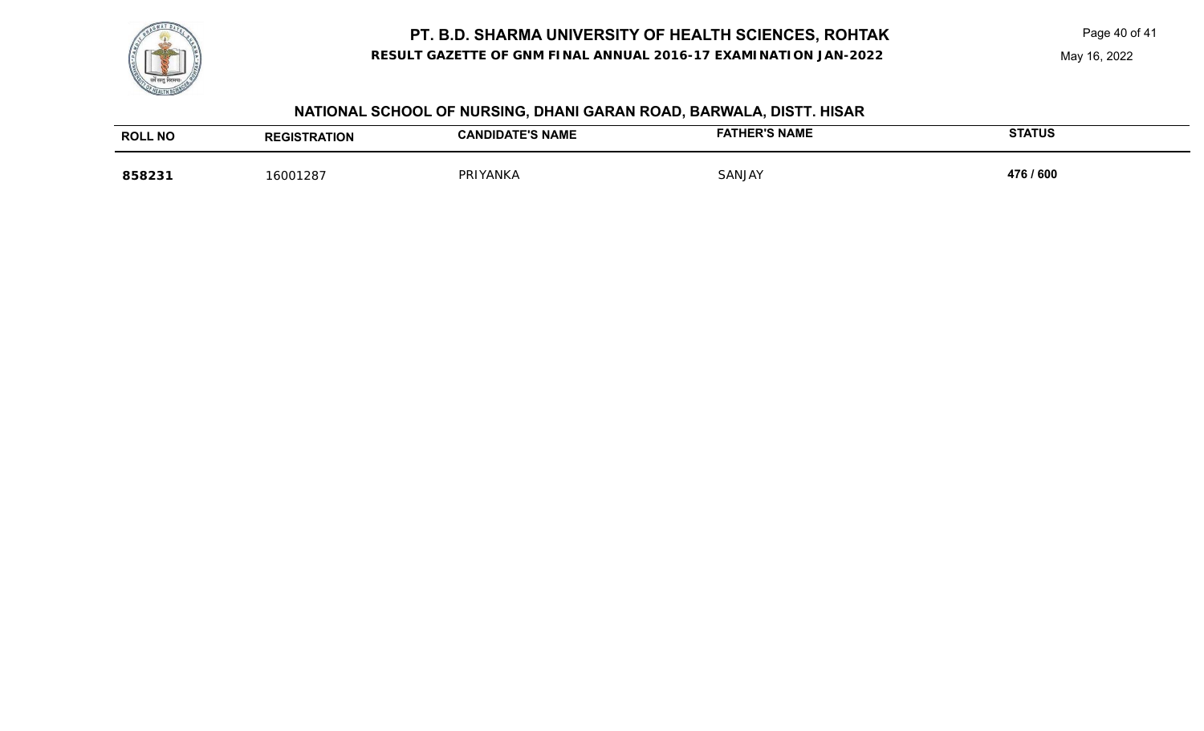# PT. B.D. SHARMA UNIVERSITY OF HEALTH SCIENCES, ROHTAK

**RESULT GAZETTE OF GNM FINAL ANNUAL 2016-17 EXAMINATION JAN-2022**

May 16, 2022

## NATIONAL SCHOOL OF NURSING, DHANI GARAN ROAD, BARWALA, DISTT. HISAR

| ROLL NO | REGISTRATION | CANDIDATE'S NAME | FATHER'S NAME | STATUS |
|---|---|---|---|---|
| **858231** | 16001287 | PRIYANKA | SANJAY | **476 / 600** |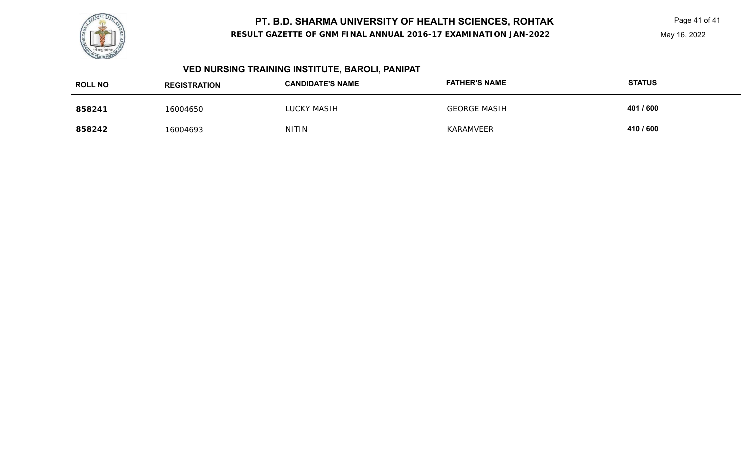## VED NURSING TRAINING INSTITUTE, BAROLI, PANIPAT

| ROLL NO | REGISTRATION | CANDIDATE'S NAME | FATHER'S NAME | STATUS |
|---|---|---|---|---|
| **858241** | 16004650 | LUCKY MASIH | GEORGE MASIH | **401 / 600** |
| **858242** | 16004693 | NITIN | KARAMVEER | **410 / 600** |